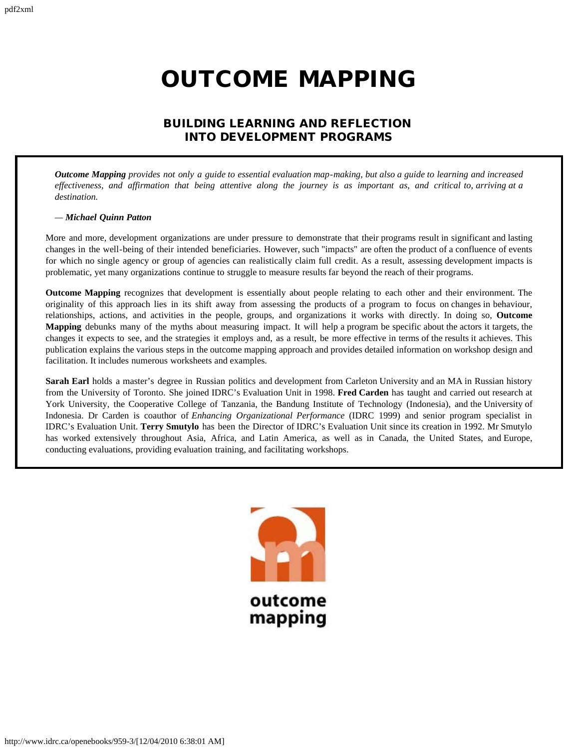# OUTCOME MAPPING

## BUILDING LEARNING AND REFLECTION INTO DEVELOPMENT PROGRAMS

***Outcome Mapping*** *provides not only a guide to essential evaluation map-making, but also a guide to learning and increased effectiveness, and affirmation that being attentive along the journey is as important as, and critical to, arriving at a destination.*

*— **Michael Quinn Patton***

More and more, development organizations are under pressure to demonstrate that their programs result in significant and lasting changes in the well-being of their intended beneficiaries. However, such "impacts" are often the product of a confluence of events for which no single agency or group of agencies can realistically claim full credit. As a result, assessing development impacts is problematic, yet many organizations continue to struggle to measure results far beyond the reach of their programs.

**Outcome Mapping** recognizes that development is essentially about people relating to each other and their environment. The originality of this approach lies in its shift away from assessing the products of a program to focus on changes in behaviour, relationships, actions, and activities in the people, groups, and organizations it works with directly. In doing so, **Outcome Mapping** debunks many of the myths about measuring impact. It will help a program be specific about the actors it targets, the changes it expects to see, and the strategies it employs and, as a result, be more effective in terms of the results it achieves. This publication explains the various steps in the outcome mapping approach and provides detailed information on workshop design and facilitation. It includes numerous worksheets and examples.

**Sarah Earl** holds a master's degree in Russian politics and development from Carleton University and an MA in Russian history from the University of Toronto. She joined IDRC's Evaluation Unit in 1998. **Fred Carden** has taught and carried out research at York University, the Cooperative College of Tanzania, the Bandung Institute of Technology (Indonesia), and the University of Indonesia. Dr Carden is coauthor of *Enhancing Organizational Performance* (IDRC 1999) and senior program specialist in IDRC's Evaluation Unit. **Terry Smutylo** has been the Director of IDRC's Evaluation Unit since its creation in 1992. Mr Smutylo has worked extensively throughout Asia, Africa, and Latin America, as well as in Canada, the United States, and Europe, conducting evaluations, providing evaluation training, and facilitating workshops.

outcome mapping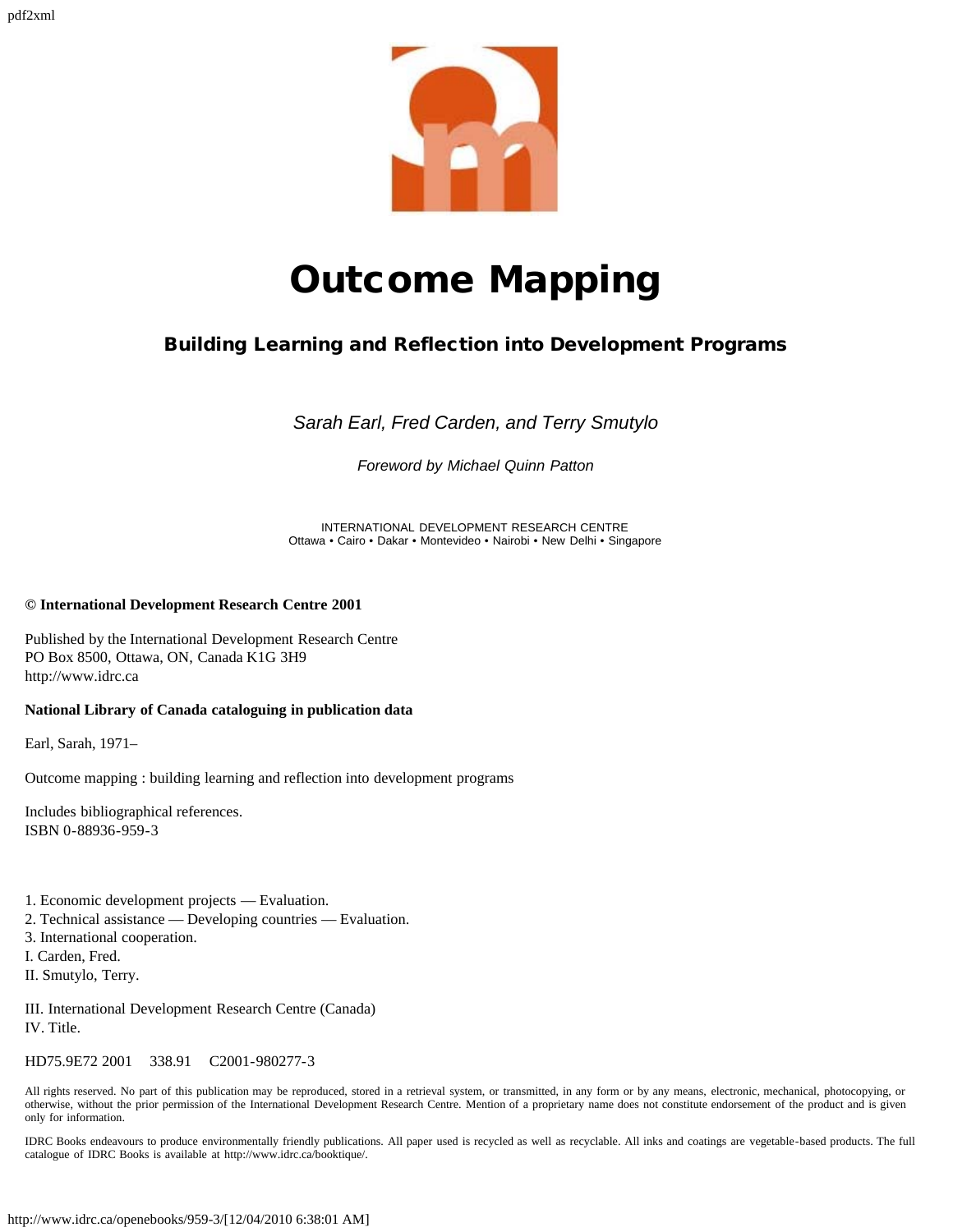# Outcome Mapping

## Building Learning and Reflection into Development Programs

*Sarah Earl, Fred Carden, and Terry Smutylo*

*Foreword by Michael Quinn Patton*

INTERNATIONAL DEVELOPMENT RESEARCH CENTRE
Ottawa • Cairo • Dakar • Montevideo • Nairobi • New Delhi • Singapore

**© International Development Research Centre 2001**

Published by the International Development Research Centre
PO Box 8500, Ottawa, ON, Canada K1G 3H9
http://www.idrc.ca

**National Library of Canada cataloguing in publication data**

Earl, Sarah, 1971–

Outcome mapping : building learning and reflection into development programs

Includes bibliographical references.
ISBN 0-88936-959-3

1. Economic development projects — Evaluation.
2. Technical assistance — Developing countries — Evaluation.
3. International cooperation.

I. Carden, Fred.
II. Smutylo, Terry.
III. International Development Research Centre (Canada)
IV. Title.

HD75.9E72 2001 338.91 C2001-980277-3

All rights reserved. No part of this publication may be reproduced, stored in a retrieval system, or transmitted, in any form or by any means, electronic, mechanical, photocopying, or otherwise, without the prior permission of the International Development Research Centre. Mention of a proprietary name does not constitute endorsement of the product and is given only for information.

IDRC Books endeavours to produce environmentally friendly publications. All paper used is recycled as well as recyclable. All inks and coatings are vegetable-based products. The full catalogue of IDRC Books is available at http://www.idrc.ca/booktique/.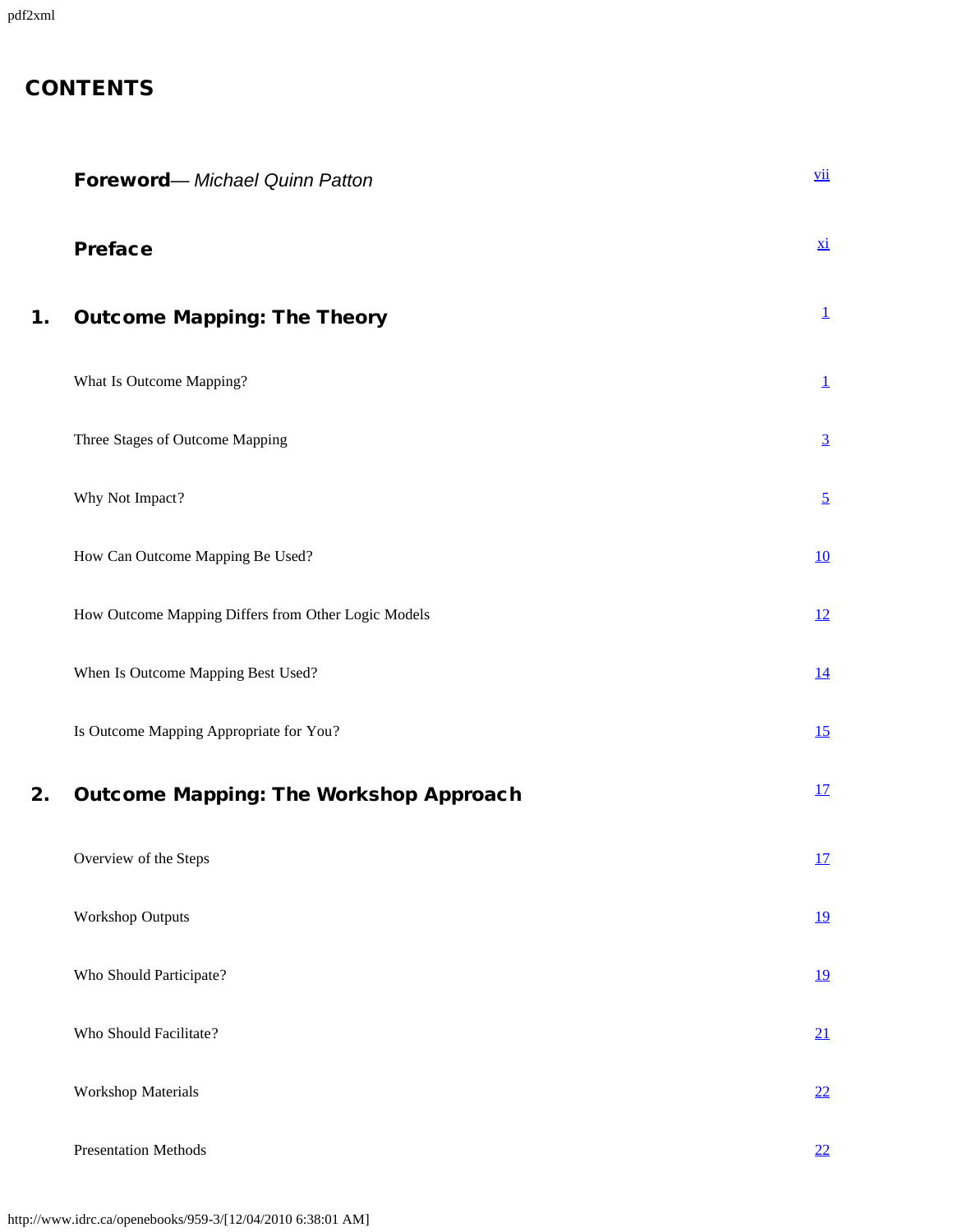# CONTENTS

| | | |
|---|---|---|
| | **Foreword**— *Michael Quinn Patton* | vii |
| | **Preface** | xi |
| **1.** | **Outcome Mapping: The Theory** | 1 |
| | What Is Outcome Mapping? | 1 |
| | Three Stages of Outcome Mapping | 3 |
| | Why Not Impact? | 5 |
| | How Can Outcome Mapping Be Used? | 10 |
| | How Outcome Mapping Differs from Other Logic Models | 12 |
| | When Is Outcome Mapping Best Used? | 14 |
| | Is Outcome Mapping Appropriate for You? | 15 |
| **2.** | **Outcome Mapping: The Workshop Approach** | 17 |
| | Overview of the Steps | 17 |
| | Workshop Outputs | 19 |
| | Who Should Participate? | 19 |
| | Who Should Facilitate? | 21 |
| | Workshop Materials | 22 |
| | Presentation Methods | 22 |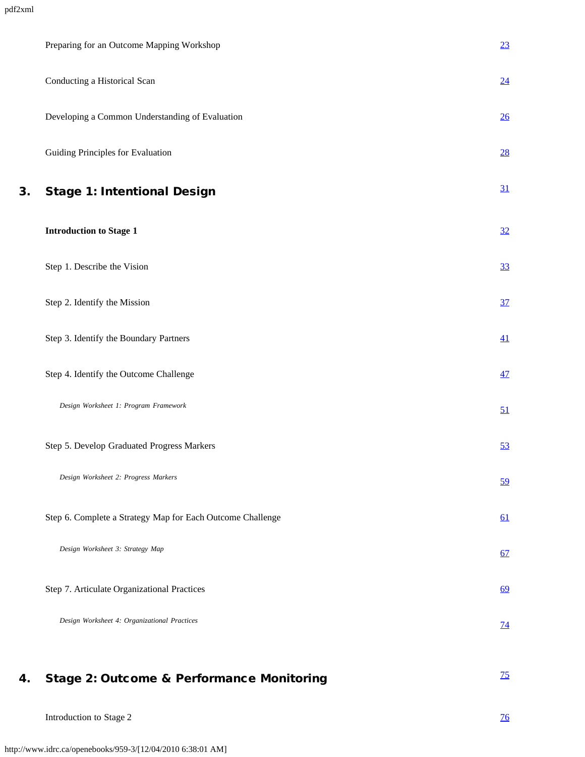| | | |
|---|---|---|
| | Preparing for an Outcome Mapping Workshop | 23 |
| | Conducting a Historical Scan | 24 |
| | Developing a Common Understanding of Evaluation | 26 |
| | Guiding Principles for Evaluation | 28 |
| **3.** | **Stage 1: Intentional Design** | 31 |
| | **Introduction to Stage 1** | 32 |
| | Step 1. Describe the Vision | 33 |
| | Step 2. Identify the Mission | 37 |
| | Step 3. Identify the Boundary Partners | 41 |
| | Step 4. Identify the Outcome Challenge | 47 |
| | *Design Worksheet 1: Program Framework* | 51 |
| | Step 5. Develop Graduated Progress Markers | 53 |
| | *Design Worksheet 2: Progress Markers* | 59 |
| | Step 6. Complete a Strategy Map for Each Outcome Challenge | 61 |
| | *Design Worksheet 3: Strategy Map* | 67 |
| | Step 7. Articulate Organizational Practices | 69 |
| | *Design Worksheet 4: Organizational Practices* | 74 |
| **4.** | **Stage 2: Outcome & Performance Monitoring** | 75 |
| | Introduction to Stage 2 | 76 |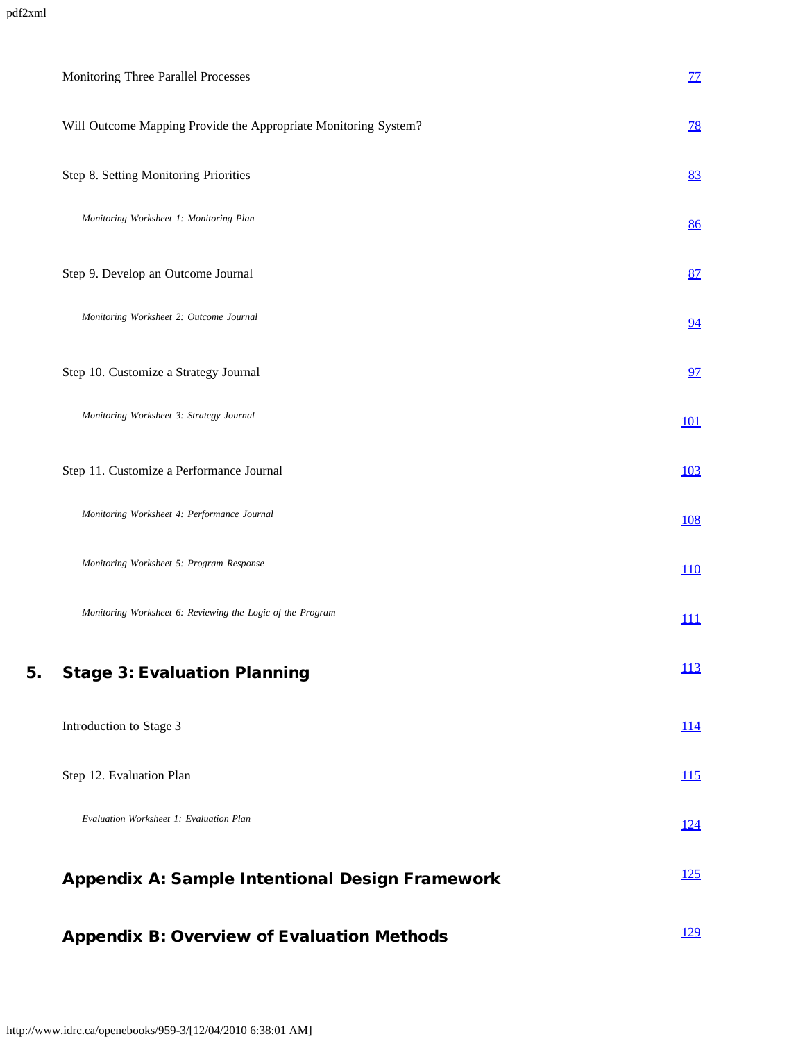Monitoring Three Parallel Processes 77

Will Outcome Mapping Provide the Appropriate Monitoring System? 78

Step 8. Setting Monitoring Priorities 83

*Monitoring Worksheet 1: Monitoring Plan* 86

Step 9. Develop an Outcome Journal 87

*Monitoring Worksheet 2: Outcome Journal* 94

Step 10. Customize a Strategy Journal 97

*Monitoring Worksheet 3: Strategy Journal* 101

Step 11. Customize a Performance Journal 103

*Monitoring Worksheet 4: Performance Journal* 108

*Monitoring Worksheet 5: Program Response* 110

*Monitoring Worksheet 6: Reviewing the Logic of the Program* 111

## 5. Stage 3: Evaluation Planning 113

Introduction to Stage 3 114

Step 12. Evaluation Plan 115

*Evaluation Worksheet 1: Evaluation Plan* 124

## Appendix A: Sample Intentional Design Framework 125

## Appendix B: Overview of Evaluation Methods 129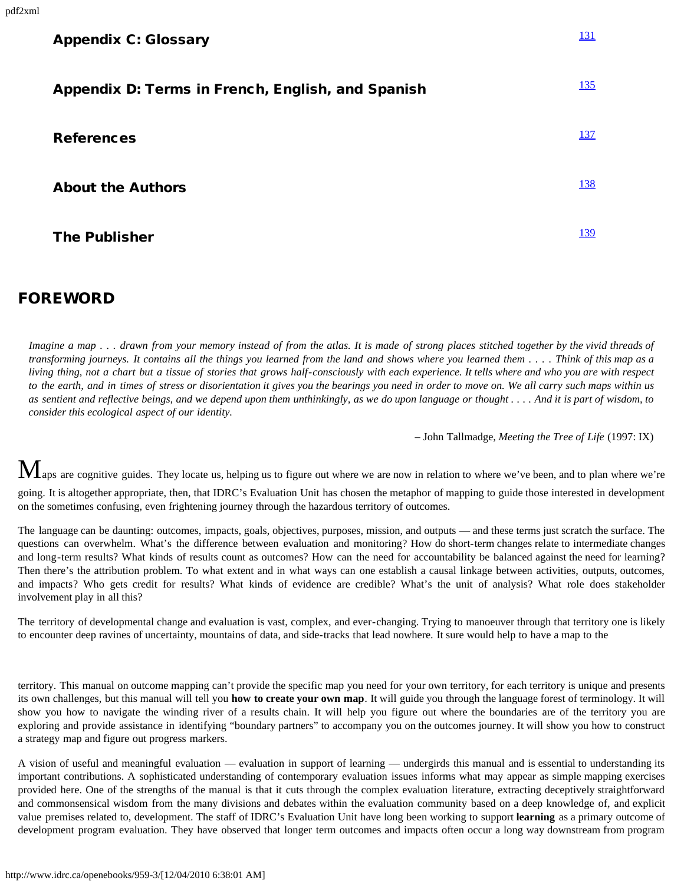**Appendix C: Glossary** 131

**Appendix D: Terms in French, English, and Spanish** 135

**References** 137

**About the Authors** 138

**The Publisher** 139

## FOREWORD

*Imagine a map . . . drawn from your memory instead of from the atlas. It is made of strong places stitched together by the vivid threads of transforming journeys. It contains all the things you learned from the land and shows where you learned them . . . . Think of this map as a living thing, not a chart but a tissue of stories that grows half-consciously with each experience. It tells where and who you are with respect to the earth, and in times of stress or disorientation it gives you the bearings you need in order to move on. We all carry such maps within us as sentient and reflective beings, and we depend upon them unthinkingly, as we do upon language or thought . . . . And it is part of wisdom, to consider this ecological aspect of our identity.*

– John Tallmadge, *Meeting the Tree of Life* (1997: IX)

Maps are cognitive guides. They locate us, helping us to figure out where we are now in relation to where we've been, and to plan where we're going. It is altogether appropriate, then, that IDRC's Evaluation Unit has chosen the metaphor of mapping to guide those interested in development on the sometimes confusing, even frightening journey through the hazardous territory of outcomes.

The language can be daunting: outcomes, impacts, goals, objectives, purposes, mission, and outputs — and these terms just scratch the surface. The questions can overwhelm. What's the difference between evaluation and monitoring? How do short-term changes relate to intermediate changes and long-term results? What kinds of results count as outcomes? How can the need for accountability be balanced against the need for learning? Then there's the attribution problem. To what extent and in what ways can one establish a causal linkage between activities, outputs, outcomes, and impacts? Who gets credit for results? What kinds of evidence are credible? What's the unit of analysis? What role does stakeholder involvement play in all this?

The territory of developmental change and evaluation is vast, complex, and ever-changing. Trying to manoeuver through that territory one is likely to encounter deep ravines of uncertainty, mountains of data, and side-tracks that lead nowhere. It sure would help to have a map to the territory. This manual on outcome mapping can't provide the specific map you need for your own territory, for each territory is unique and presents its own challenges, but this manual will tell you **how to create your own map**. It will guide you through the language forest of terminology. It will show you how to navigate the winding river of a results chain. It will help you figure out where the boundaries are of the territory you are exploring and provide assistance in identifying "boundary partners" to accompany you on the outcomes journey. It will show you how to construct a strategy map and figure out progress markers.

A vision of useful and meaningful evaluation — evaluation in support of learning — undergirds this manual and is essential to understanding its important contributions. A sophisticated understanding of contemporary evaluation issues informs what may appear as simple mapping exercises provided here. One of the strengths of the manual is that it cuts through the complex evaluation literature, extracting deceptively straightforward and commonsensical wisdom from the many divisions and debates within the evaluation community based on a deep knowledge of, and explicit value premises related to, development. The staff of IDRC's Evaluation Unit have long been working to support **learning** as a primary outcome of development program evaluation. They have observed that longer term outcomes and impacts often occur a long way downstream from program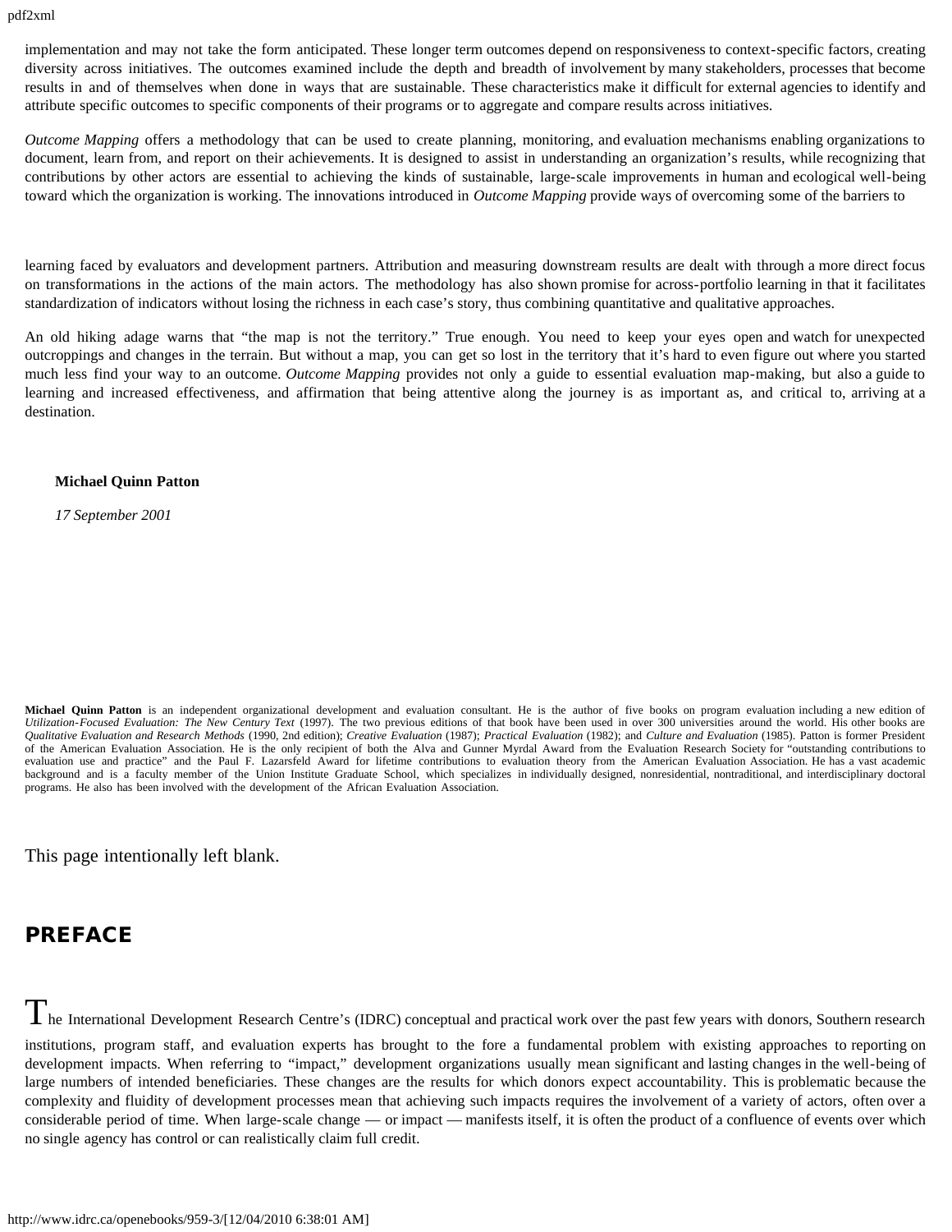implementation and may not take the form anticipated. These longer term outcomes depend on responsiveness to context-specific factors, creating diversity across initiatives. The outcomes examined include the depth and breadth of involvement by many stakeholders, processes that become results in and of themselves when done in ways that are sustainable. These characteristics make it difficult for external agencies to identify and attribute specific outcomes to specific components of their programs or to aggregate and compare results across initiatives.

*Outcome Mapping* offers a methodology that can be used to create planning, monitoring, and evaluation mechanisms enabling organizations to document, learn from, and report on their achievements. It is designed to assist in understanding an organization's results, while recognizing that contributions by other actors are essential to achieving the kinds of sustainable, large-scale improvements in human and ecological well-being toward which the organization is working. The innovations introduced in *Outcome Mapping* provide ways of overcoming some of the barriers to learning faced by evaluators and development partners. Attribution and measuring downstream results are dealt with through a more direct focus on transformations in the actions of the main actors. The methodology has also shown promise for across-portfolio learning in that it facilitates standardization of indicators without losing the richness in each case's story, thus combining quantitative and qualitative approaches.

An old hiking adage warns that "the map is not the territory." True enough. You need to keep your eyes open and watch for unexpected outcroppings and changes in the terrain. But without a map, you can get so lost in the territory that it's hard to even figure out where you started much less find your way to an outcome. *Outcome Mapping* provides not only a guide to essential evaluation map-making, but also a guide to learning and increased effectiveness, and affirmation that being attentive along the journey is as important as, and critical to, arriving at a destination.

**Michael Quinn Patton**

*17 September 2001*

**Michael Quinn Patton** is an independent organizational development and evaluation consultant. He is the author of five books on program evaluation including a new edition of *Utilization-Focused Evaluation: The New Century Text* (1997). The two previous editions of that book have been used in over 300 universities around the world. His other books are *Qualitative Evaluation and Research Methods* (1990, 2nd edition); *Creative Evaluation* (1987); *Practical Evaluation* (1982); and *Culture and Evaluation* (1985). Patton is former President of the American Evaluation Association. He is the only recipient of both the Alva and Gunner Myrdal Award from the Evaluation Research Society for "outstanding contributions to evaluation use and practice" and the Paul F. Lazarsfeld Award for lifetime contributions to evaluation theory from the American Evaluation Association. He has a vast academic background and is a faculty member of the Union Institute Graduate School, which specializes in individually designed, nonresidential, nontraditional, and interdisciplinary doctoral programs. He also has been involved with the development of the African Evaluation Association.

This page intentionally left blank.

## PREFACE

The International Development Research Centre's (IDRC) conceptual and practical work over the past few years with donors, Southern research institutions, program staff, and evaluation experts has brought to the fore a fundamental problem with existing approaches to reporting on development impacts. When referring to "impact," development organizations usually mean significant and lasting changes in the well-being of large numbers of intended beneficiaries. These changes are the results for which donors expect accountability. This is problematic because the complexity and fluidity of development processes mean that achieving such impacts requires the involvement of a variety of actors, often over a considerable period of time. When large-scale change — or impact — manifests itself, it is often the product of a confluence of events over which no single agency has control or can realistically claim full credit.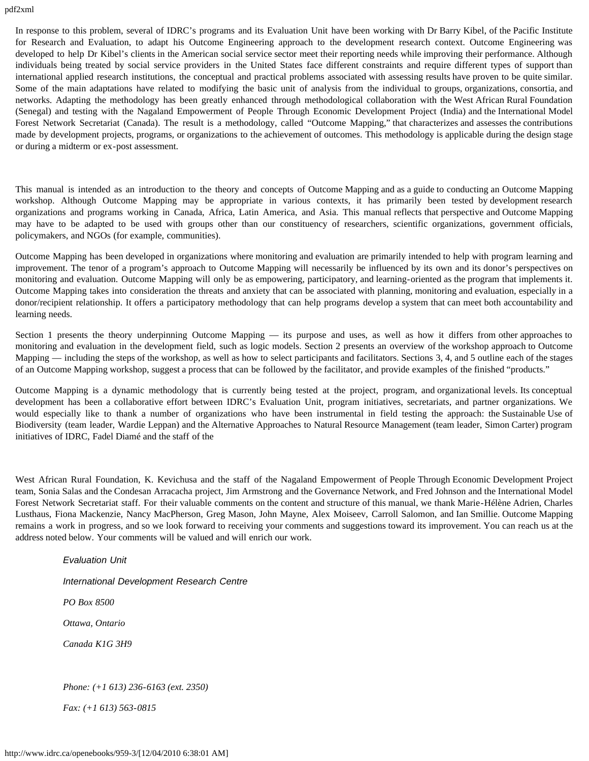In response to this problem, several of IDRC's programs and its Evaluation Unit have been working with Dr Barry Kibel, of the Pacific Institute for Research and Evaluation, to adapt his Outcome Engineering approach to the development research context. Outcome Engineering was developed to help Dr Kibel's clients in the American social service sector meet their reporting needs while improving their performance. Although individuals being treated by social service providers in the United States face different constraints and require different types of support than international applied research institutions, the conceptual and practical problems associated with assessing results have proven to be quite similar. Some of the main adaptations have related to modifying the basic unit of analysis from the individual to groups, organizations, consortia, and networks. Adapting the methodology has been greatly enhanced through methodological collaboration with the West African Rural Foundation (Senegal) and testing with the Nagaland Empowerment of People Through Economic Development Project (India) and the International Model Forest Network Secretariat (Canada). The result is a methodology, called "Outcome Mapping," that characterizes and assesses the contributions made by development projects, programs, or organizations to the achievement of outcomes. This methodology is applicable during the design stage or during a midterm or ex-post assessment.

This manual is intended as an introduction to the theory and concepts of Outcome Mapping and as a guide to conducting an Outcome Mapping workshop. Although Outcome Mapping may be appropriate in various contexts, it has primarily been tested by development research organizations and programs working in Canada, Africa, Latin America, and Asia. This manual reflects that perspective and Outcome Mapping may have to be adapted to be used with groups other than our constituency of researchers, scientific organizations, government officials, policymakers, and NGOs (for example, communities).

Outcome Mapping has been developed in organizations where monitoring and evaluation are primarily intended to help with program learning and improvement. The tenor of a program's approach to Outcome Mapping will necessarily be influenced by its own and its donor's perspectives on monitoring and evaluation. Outcome Mapping will only be as empowering, participatory, and learning-oriented as the program that implements it. Outcome Mapping takes into consideration the threats and anxiety that can be associated with planning, monitoring and evaluation, especially in a donor/recipient relationship. It offers a participatory methodology that can help programs develop a system that can meet both accountability and learning needs.

Section 1 presents the theory underpinning Outcome Mapping — its purpose and uses, as well as how it differs from other approaches to monitoring and evaluation in the development field, such as logic models. Section 2 presents an overview of the workshop approach to Outcome Mapping — including the steps of the workshop, as well as how to select participants and facilitators. Sections 3, 4, and 5 outline each of the stages of an Outcome Mapping workshop, suggest a process that can be followed by the facilitator, and provide examples of the finished "products."

Outcome Mapping is a dynamic methodology that is currently being tested at the project, program, and organizational levels. Its conceptual development has been a collaborative effort between IDRC's Evaluation Unit, program initiatives, secretariats, and partner organizations. We would especially like to thank a number of organizations who have been instrumental in field testing the approach: the Sustainable Use of Biodiversity (team leader, Wardie Leppan) and the Alternative Approaches to Natural Resource Management (team leader, Simon Carter) program initiatives of IDRC, Fadel Diamé and the staff of the West African Rural Foundation, K. Kevichusa and the staff of the Nagaland Empowerment of People Through Economic Development Project team, Sonia Salas and the Condesan Arracacha project, Jim Armstrong and the Governance Network, and Fred Johnson and the International Model Forest Network Secretariat staff. For their valuable comments on the content and structure of this manual, we thank Marie-Hélène Adrien, Charles Lusthaus, Fiona Mackenzie, Nancy MacPherson, Greg Mason, John Mayne, Alex Moiseev, Carroll Salomon, and Ian Smillie. Outcome Mapping remains a work in progress, and so we look forward to receiving your comments and suggestions toward its improvement. You can reach us at the address noted below. Your comments will be valued and will enrich our work.

*Evaluation Unit*

*International Development Research Centre*

*PO Box 8500*

*Ottawa, Ontario*

*Canada K1G 3H9*

*Phone: (+1 613) 236-6163 (ext. 2350)*

*Fax: (+1 613) 563-0815*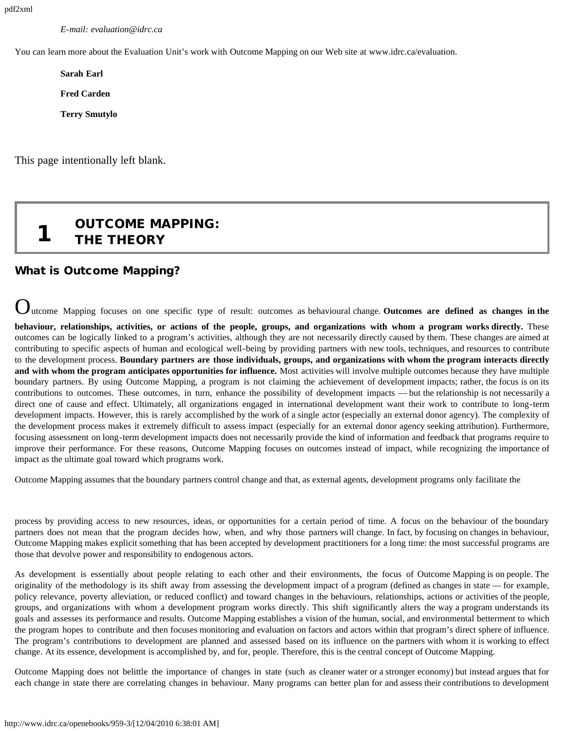*E-mail: evaluation@idrc.ca*

You can learn more about the Evaluation Unit's work with Outcome Mapping on our Web site at www.idrc.ca/evaluation.

**Sarah Earl**

**Fred Carden**

**Terry Smutylo**

This page intentionally left blank.

# 1 OUTCOME MAPPING: THE THEORY

## What is Outcome Mapping?

Outcome Mapping focuses on one specific type of result: outcomes as behavioural change. **Outcomes are defined as changes in the behaviour, relationships, activities, or actions of the people, groups, and organizations with whom a program works directly.** These outcomes can be logically linked to a program's activities, although they are not necessarily directly caused by them. These changes are aimed at contributing to specific aspects of human and ecological well-being by providing partners with new tools, techniques, and resources to contribute to the development process. **Boundary partners are those individuals, groups, and organizations with whom the program interacts directly and with whom the program anticipates opportunities for influence.** Most activities will involve multiple outcomes because they have multiple boundary partners. By using Outcome Mapping, a program is not claiming the achievement of development impacts; rather, the focus is on its contributions to outcomes. These outcomes, in turn, enhance the possibility of development impacts — but the relationship is not necessarily a direct one of cause and effect. Ultimately, all organizations engaged in international development want their work to contribute to long-term development impacts. However, this is rarely accomplished by the work of a single actor (especially an external donor agency). The complexity of the development process makes it extremely difficult to assess impact (especially for an external donor agency seeking attribution). Furthermore, focusing assessment on long-term development impacts does not necessarily provide the kind of information and feedback that programs require to improve their performance. For these reasons, Outcome Mapping focuses on outcomes instead of impact, while recognizing the importance of impact as the ultimate goal toward which programs work.

Outcome Mapping assumes that the boundary partners control change and that, as external agents, development programs only facilitate the process by providing access to new resources, ideas, or opportunities for a certain period of time. A focus on the behaviour of the boundary partners does not mean that the program decides how, when, and why those partners will change. In fact, by focusing on changes in behaviour, Outcome Mapping makes explicit something that has been accepted by development practitioners for a long time: the most successful programs are those that devolve power and responsibility to endogenous actors.

As development is essentially about people relating to each other and their environments, the focus of Outcome Mapping is on people. The originality of the methodology is its shift away from assessing the development impact of a program (defined as changes in state — for example, policy relevance, poverty alleviation, or reduced conflict) and toward changes in the behaviours, relationships, actions or activities of the people, groups, and organizations with whom a development program works directly. This shift significantly alters the way a program understands its goals and assesses its performance and results. Outcome Mapping establishes a vision of the human, social, and environmental betterment to which the program hopes to contribute and then focuses monitoring and evaluation on factors and actors within that program's direct sphere of influence. The program's contributions to development are planned and assessed based on its influence on the partners with whom it is working to effect change. At its essence, development is accomplished by, and for, people. Therefore, this is the central concept of Outcome Mapping.

Outcome Mapping does not belittle the importance of changes in state (such as cleaner water or a stronger economy) but instead argues that for each change in state there are correlating changes in behaviour. Many programs can better plan for and assess their contributions to development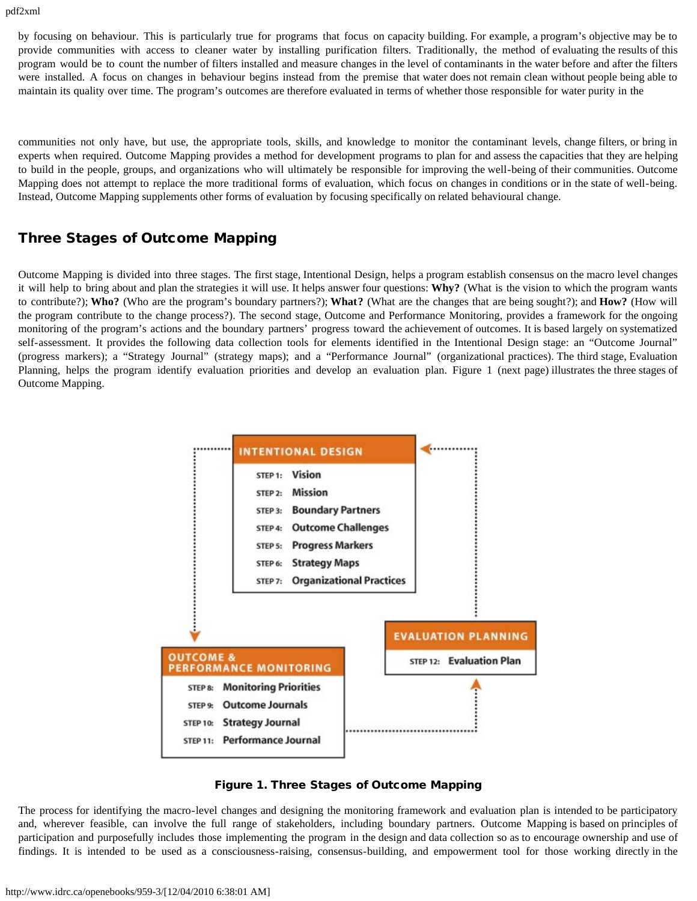by focusing on behaviour. This is particularly true for programs that focus on capacity building. For example, a program's objective may be to provide communities with access to cleaner water by installing purification filters. Traditionally, the method of evaluating the results of this program would be to count the number of filters installed and measure changes in the level of contaminants in the water before and after the filters were installed. A focus on changes in behaviour begins instead from the premise that water does not remain clean without people being able to maintain its quality over time. The program's outcomes are therefore evaluated in terms of whether those responsible for water purity in the communities not only have, but use, the appropriate tools, skills, and knowledge to monitor the contaminant levels, change filters, or bring in experts when required. Outcome Mapping provides a method for development programs to plan for and assess the capacities that they are helping to build in the people, groups, and organizations who will ultimately be responsible for improving the well-being of their communities. Outcome Mapping does not attempt to replace the more traditional forms of evaluation, which focus on changes in conditions or in the state of well-being. Instead, Outcome Mapping supplements other forms of evaluation by focusing specifically on related behavioural change.

## Three Stages of Outcome Mapping

Outcome Mapping is divided into three stages. The first stage, Intentional Design, helps a program establish consensus on the macro level changes it will help to bring about and plan the strategies it will use. It helps answer four questions: **Why?** (What is the vision to which the program wants to contribute?); **Who?** (Who are the program's boundary partners?); **What?** (What are the changes that are being sought?); and **How?** (How will the program contribute to the change process?). The second stage, Outcome and Performance Monitoring, provides a framework for the ongoing monitoring of the program's actions and the boundary partners' progress toward the achievement of outcomes. It is based largely on systematized self-assessment. It provides the following data collection tools for elements identified in the Intentional Design stage: an "Outcome Journal" (progress markers); a "Strategy Journal" (strategy maps); and a "Performance Journal" (organizational practices). The third stage, Evaluation Planning, helps the program identify evaluation priorities and develop an evaluation plan. Figure 1 (next page) illustrates the three stages of Outcome Mapping.

**INTENTIONAL DESIGN**
- STEP 1: Vision
- STEP 2: Mission
- STEP 3: Boundary Partners
- STEP 4: Outcome Challenges
- STEP 5: Progress Markers
- STEP 6: Strategy Maps
- STEP 7: Organizational Practices

**OUTCOME & PERFORMANCE MONITORING**
- STEP 8: Monitoring Priorities
- STEP 9: Outcome Journals
- STEP 10: Strategy Journal
- STEP 11: Performance Journal

**EVALUATION PLANNING**
- STEP 12: Evaluation Plan

**Figure 1. Three Stages of Outcome Mapping**

The process for identifying the macro-level changes and designing the monitoring framework and evaluation plan is intended to be participatory and, wherever feasible, can involve the full range of stakeholders, including boundary partners. Outcome Mapping is based on principles of participation and purposefully includes those implementing the program in the design and data collection so as to encourage ownership and use of findings. It is intended to be used as a consciousness-raising, consensus-building, and empowerment tool for those working directly in the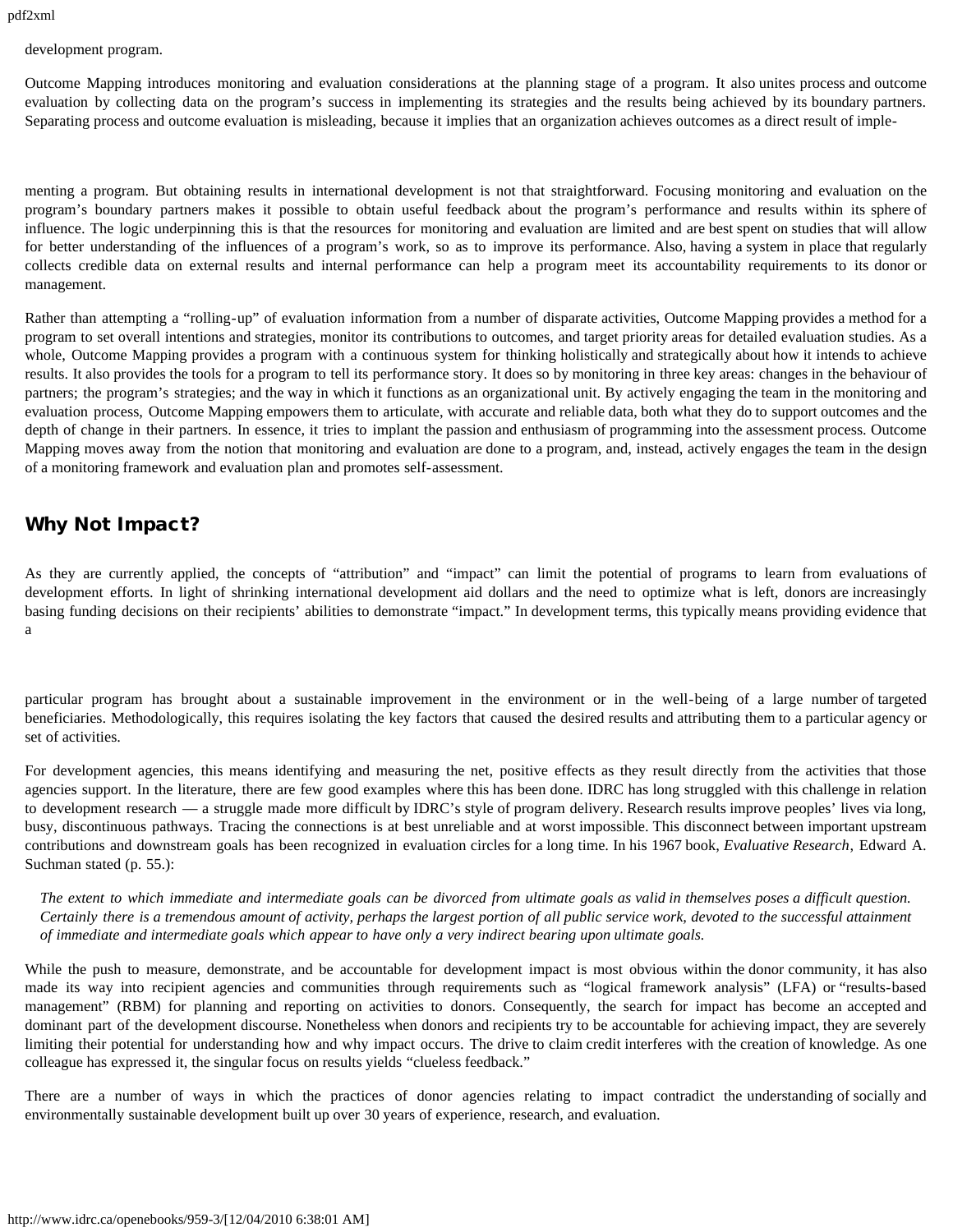development program.

Outcome Mapping introduces monitoring and evaluation considerations at the planning stage of a program. It also unites process and outcome evaluation by collecting data on the program's success in implementing its strategies and the results being achieved by its boundary partners. Separating process and outcome evaluation is misleading, because it implies that an organization achieves outcomes as a direct result of implementing a program. But obtaining results in international development is not that straightforward. Focusing monitoring and evaluation on the program's boundary partners makes it possible to obtain useful feedback about the program's performance and results within its sphere of influence. The logic underpinning this is that the resources for monitoring and evaluation are limited and are best spent on studies that will allow for better understanding of the influences of a program's work, so as to improve its performance. Also, having a system in place that regularly collects credible data on external results and internal performance can help a program meet its accountability requirements to its donor or management.

Rather than attempting a "rolling-up" of evaluation information from a number of disparate activities, Outcome Mapping provides a method for a program to set overall intentions and strategies, monitor its contributions to outcomes, and target priority areas for detailed evaluation studies. As a whole, Outcome Mapping provides a program with a continuous system for thinking holistically and strategically about how it intends to achieve results. It also provides the tools for a program to tell its performance story. It does so by monitoring in three key areas: changes in the behaviour of partners; the program's strategies; and the way in which it functions as an organizational unit. By actively engaging the team in the monitoring and evaluation process, Outcome Mapping empowers them to articulate, with accurate and reliable data, both what they do to support outcomes and the depth of change in their partners. In essence, it tries to implant the passion and enthusiasm of programming into the assessment process. Outcome Mapping moves away from the notion that monitoring and evaluation are done to a program, and, instead, actively engages the team in the design of a monitoring framework and evaluation plan and promotes self-assessment.

## Why Not Impact?

As they are currently applied, the concepts of "attribution" and "impact" can limit the potential of programs to learn from evaluations of development efforts. In light of shrinking international development aid dollars and the need to optimize what is left, donors are increasingly basing funding decisions on their recipients' abilities to demonstrate "impact." In development terms, this typically means providing evidence that a particular program has brought about a sustainable improvement in the environment or in the well-being of a large number of targeted beneficiaries. Methodologically, this requires isolating the key factors that caused the desired results and attributing them to a particular agency or set of activities.

For development agencies, this means identifying and measuring the net, positive effects as they result directly from the activities that those agencies support. In the literature, there are few good examples where this has been done. IDRC has long struggled with this challenge in relation to development research — a struggle made more difficult by IDRC's style of program delivery. Research results improve peoples' lives via long, busy, discontinuous pathways. Tracing the connections is at best unreliable and at worst impossible. This disconnect between important upstream contributions and downstream goals has been recognized in evaluation circles for a long time. In his 1967 book, *Evaluative Research*, Edward A. Suchman stated (p. 55.):

> *The extent to which immediate and intermediate goals can be divorced from ultimate goals as valid in themselves poses a difficult question. Certainly there is a tremendous amount of activity, perhaps the largest portion of all public service work, devoted to the successful attainment of immediate and intermediate goals which appear to have only a very indirect bearing upon ultimate goals.*

While the push to measure, demonstrate, and be accountable for development impact is most obvious within the donor community, it has also made its way into recipient agencies and communities through requirements such as "logical framework analysis" (LFA) or "results-based management" (RBM) for planning and reporting on activities to donors. Consequently, the search for impact has become an accepted and dominant part of the development discourse. Nonetheless when donors and recipients try to be accountable for achieving impact, they are severely limiting their potential for understanding how and why impact occurs. The drive to claim credit interferes with the creation of knowledge. As one colleague has expressed it, the singular focus on results yields "clueless feedback."

There are a number of ways in which the practices of donor agencies relating to impact contradict the understanding of socially and environmentally sustainable development built up over 30 years of experience, research, and evaluation.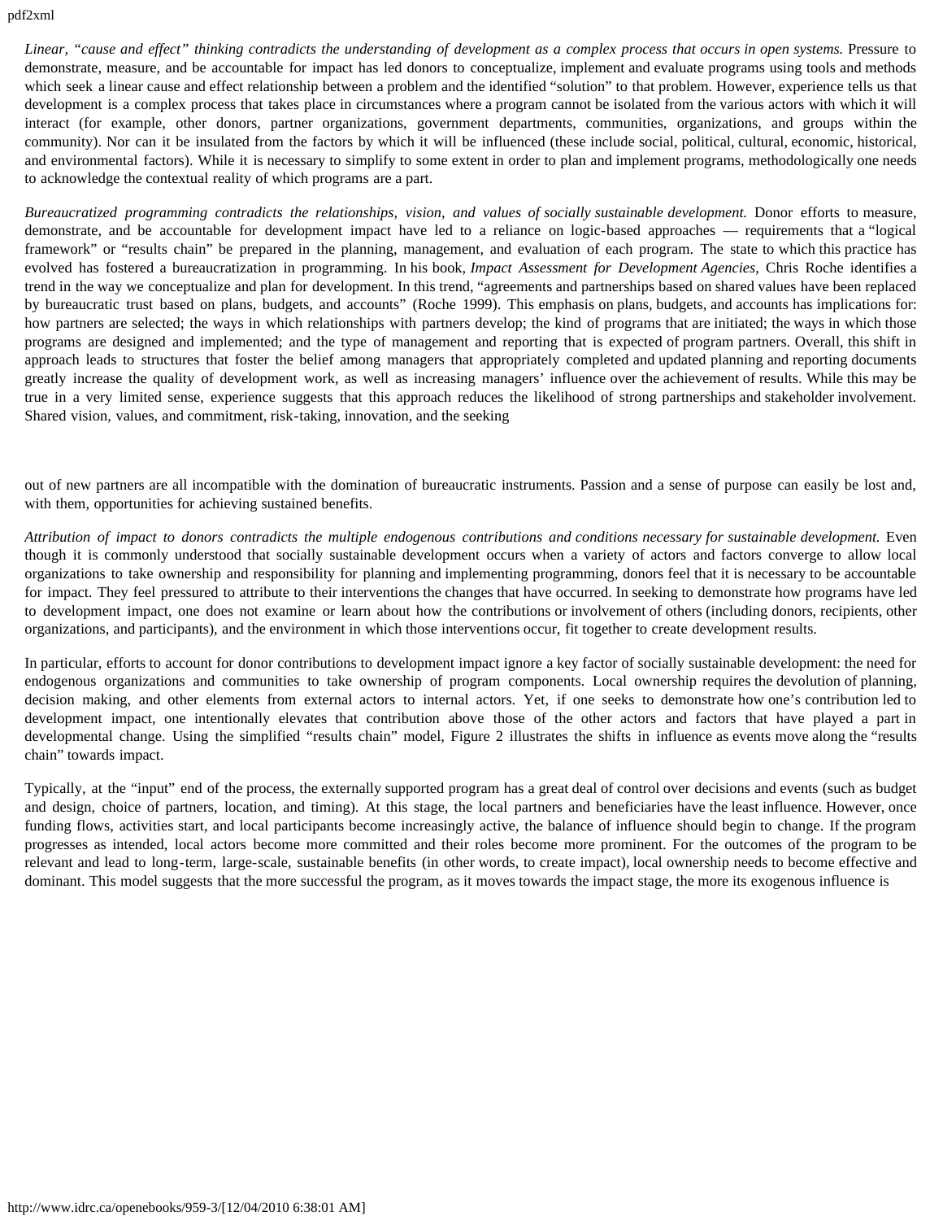*Linear, "cause and effect" thinking contradicts the understanding of development as a complex process that occurs in open systems.* Pressure to demonstrate, measure, and be accountable for impact has led donors to conceptualize, implement and evaluate programs using tools and methods which seek a linear cause and effect relationship between a problem and the identified "solution" to that problem. However, experience tells us that development is a complex process that takes place in circumstances where a program cannot be isolated from the various actors with which it will interact (for example, other donors, partner organizations, government departments, communities, organizations, and groups within the community). Nor can it be insulated from the factors by which it will be influenced (these include social, political, cultural, economic, historical, and environmental factors). While it is necessary to simplify to some extent in order to plan and implement programs, methodologically one needs to acknowledge the contextual reality of which programs are a part.

*Bureaucratized programming contradicts the relationships, vision, and values of socially sustainable development.* Donor efforts to measure, demonstrate, and be accountable for development impact have led to a reliance on logic-based approaches — requirements that a "logical framework" or "results chain" be prepared in the planning, management, and evaluation of each program. The state to which this practice has evolved has fostered a bureaucratization in programming. In his book, *Impact Assessment for Development Agencies*, Chris Roche identifies a trend in the way we conceptualize and plan for development. In this trend, "agreements and partnerships based on shared values have been replaced by bureaucratic trust based on plans, budgets, and accounts" (Roche 1999). This emphasis on plans, budgets, and accounts has implications for: how partners are selected; the ways in which relationships with partners develop; the kind of programs that are initiated; the ways in which those programs are designed and implemented; and the type of management and reporting that is expected of program partners. Overall, this shift in approach leads to structures that foster the belief among managers that appropriately completed and updated planning and reporting documents greatly increase the quality of development work, as well as increasing managers' influence over the achievement of results. While this may be true in a very limited sense, experience suggests that this approach reduces the likelihood of strong partnerships and stakeholder involvement. Shared vision, values, and commitment, risk-taking, innovation, and the seeking out of new partners are all incompatible with the domination of bureaucratic instruments. Passion and a sense of purpose can easily be lost and, with them, opportunities for achieving sustained benefits.

*Attribution of impact to donors contradicts the multiple endogenous contributions and conditions necessary for sustainable development.* Even though it is commonly understood that socially sustainable development occurs when a variety of actors and factors converge to allow local organizations to take ownership and responsibility for planning and implementing programming, donors feel that it is necessary to be accountable for impact. They feel pressured to attribute to their interventions the changes that have occurred. In seeking to demonstrate how programs have led to development impact, one does not examine or learn about how the contributions or involvement of others (including donors, recipients, other organizations, and participants), and the environment in which those interventions occur, fit together to create development results.

In particular, efforts to account for donor contributions to development impact ignore a key factor of socially sustainable development: the need for endogenous organizations and communities to take ownership of program components. Local ownership requires the devolution of planning, decision making, and other elements from external actors to internal actors. Yet, if one seeks to demonstrate how one's contribution led to development impact, one intentionally elevates that contribution above those of the other actors and factors that have played a part in developmental change. Using the simplified "results chain" model, Figure 2 illustrates the shifts in influence as events move along the "results chain" towards impact.

Typically, at the "input" end of the process, the externally supported program has a great deal of control over decisions and events (such as budget and design, choice of partners, location, and timing). At this stage, the local partners and beneficiaries have the least influence. However, once funding flows, activities start, and local participants become increasingly active, the balance of influence should begin to change. If the program progresses as intended, local actors become more committed and their roles become more prominent. For the outcomes of the program to be relevant and lead to long-term, large-scale, sustainable benefits (in other words, to create impact), local ownership needs to become effective and dominant. This model suggests that the more successful the program, as it moves towards the impact stage, the more its exogenous influence is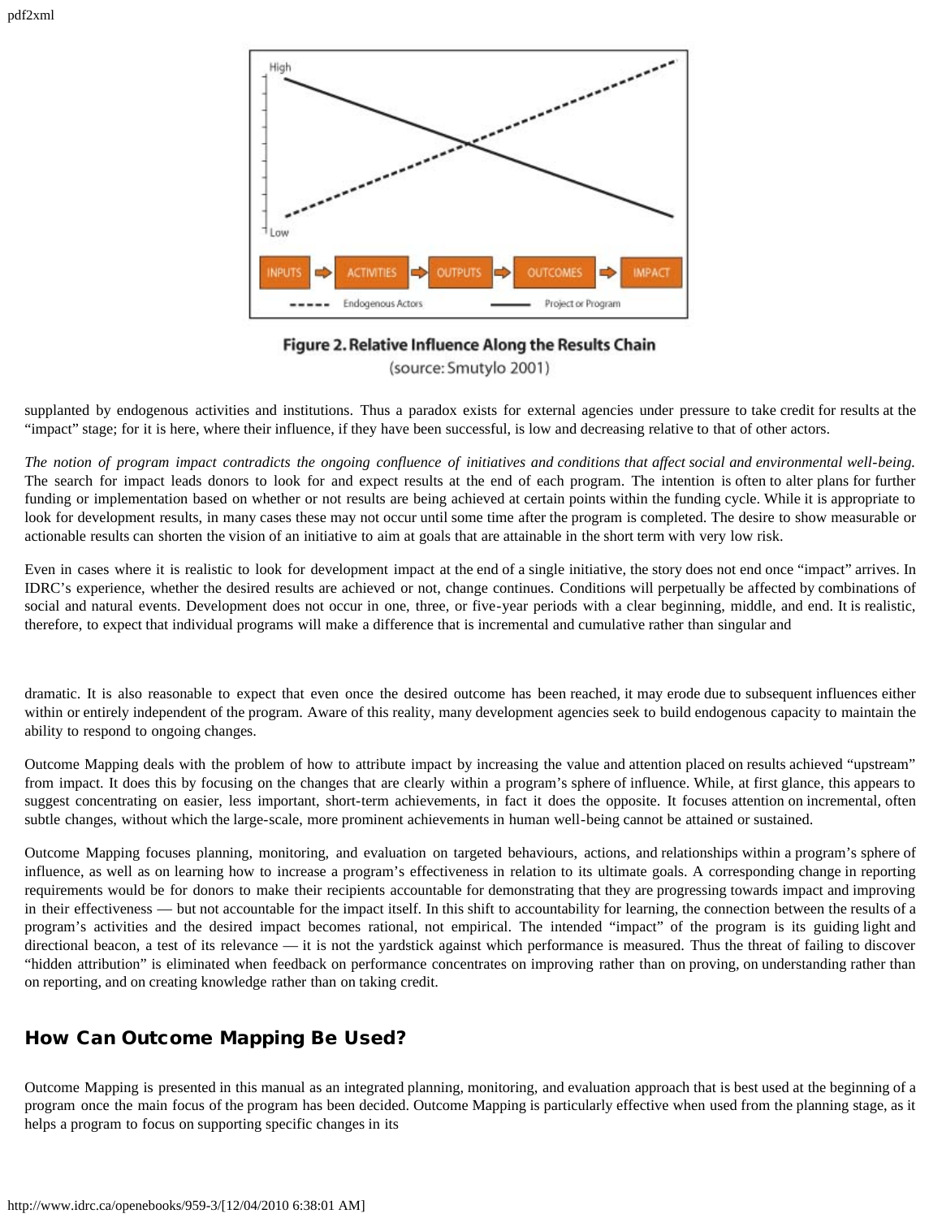High

Low

INPUTS → ACTIVITIES → OUTPUTS → OUTCOMES → IMPACT

Endogenous Actors

Project or Program

**Figure 2. Relative Influence Along the Results Chain**

(source: Smutylo 2001)

supplanted by endogenous activities and institutions. Thus a paradox exists for external agencies under pressure to take credit for results at the "impact" stage; for it is here, where their influence, if they have been successful, is low and decreasing relative to that of other actors.

*The notion of program impact contradicts the ongoing confluence of initiatives and conditions that affect social and environmental well-being.* The search for impact leads donors to look for and expect results at the end of each program. The intention is often to alter plans for further funding or implementation based on whether or not results are being achieved at certain points within the funding cycle. While it is appropriate to look for development results, in many cases these may not occur until some time after the program is completed. The desire to show measurable or actionable results can shorten the vision of an initiative to aim at goals that are attainable in the short term with very low risk.

Even in cases where it is realistic to look for development impact at the end of a single initiative, the story does not end once "impact" arrives. In IDRC's experience, whether the desired results are achieved or not, change continues. Conditions will perpetually be affected by combinations of social and natural events. Development does not occur in one, three, or five-year periods with a clear beginning, middle, and end. It is realistic, therefore, to expect that individual programs will make a difference that is incremental and cumulative rather than singular and dramatic. It is also reasonable to expect that even once the desired outcome has been reached, it may erode due to subsequent influences either within or entirely independent of the program. Aware of this reality, many development agencies seek to build endogenous capacity to maintain the ability to respond to ongoing changes.

Outcome Mapping deals with the problem of how to attribute impact by increasing the value and attention placed on results achieved "upstream" from impact. It does this by focusing on the changes that are clearly within a program's sphere of influence. While, at first glance, this appears to suggest concentrating on easier, less important, short-term achievements, in fact it does the opposite. It focuses attention on incremental, often subtle changes, without which the large-scale, more prominent achievements in human well-being cannot be attained or sustained.

Outcome Mapping focuses planning, monitoring, and evaluation on targeted behaviours, actions, and relationships within a program's sphere of influence, as well as on learning how to increase a program's effectiveness in relation to its ultimate goals. A corresponding change in reporting requirements would be for donors to make their recipients accountable for demonstrating that they are progressing towards impact and improving in their effectiveness — but not accountable for the impact itself. In this shift to accountability for learning, the connection between the results of a program's activities and the desired impact becomes rational, not empirical. The intended "impact" of the program is its guiding light and directional beacon, a test of its relevance — it is not the yardstick against which performance is measured. Thus the threat of failing to discover "hidden attribution" is eliminated when feedback on performance concentrates on improving rather than on proving, on understanding rather than on reporting, and on creating knowledge rather than on taking credit.

## How Can Outcome Mapping Be Used?

Outcome Mapping is presented in this manual as an integrated planning, monitoring, and evaluation approach that is best used at the beginning of a program once the main focus of the program has been decided. Outcome Mapping is particularly effective when used from the planning stage, as it helps a program to focus on supporting specific changes in its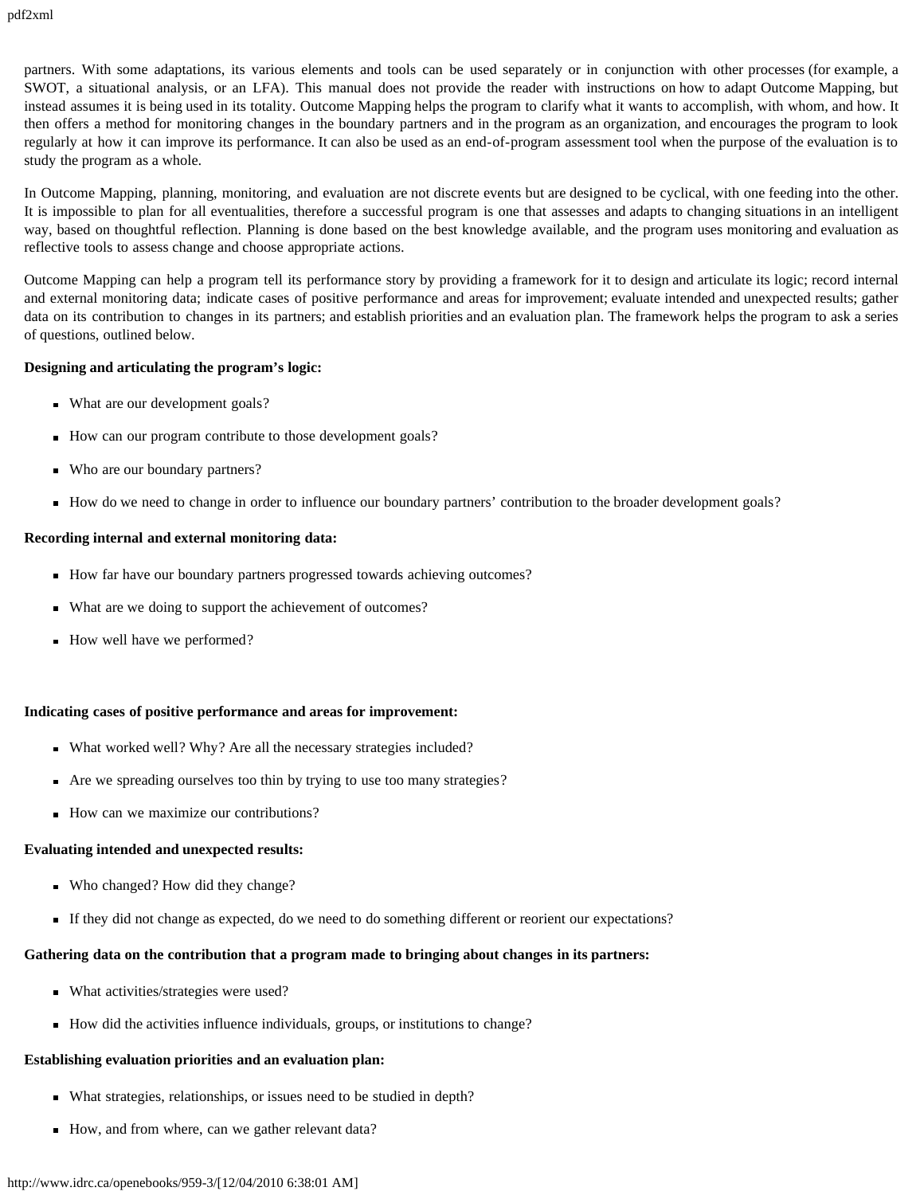partners. With some adaptations, its various elements and tools can be used separately or in conjunction with other processes (for example, a SWOT, a situational analysis, or an LFA). This manual does not provide the reader with instructions on how to adapt Outcome Mapping, but instead assumes it is being used in its totality. Outcome Mapping helps the program to clarify what it wants to accomplish, with whom, and how. It then offers a method for monitoring changes in the boundary partners and in the program as an organization, and encourages the program to look regularly at how it can improve its performance. It can also be used as an end-of-program assessment tool when the purpose of the evaluation is to study the program as a whole.

In Outcome Mapping, planning, monitoring, and evaluation are not discrete events but are designed to be cyclical, with one feeding into the other. It is impossible to plan for all eventualities, therefore a successful program is one that assesses and adapts to changing situations in an intelligent way, based on thoughtful reflection. Planning is done based on the best knowledge available, and the program uses monitoring and evaluation as reflective tools to assess change and choose appropriate actions.

Outcome Mapping can help a program tell its performance story by providing a framework for it to design and articulate its logic; record internal and external monitoring data; indicate cases of positive performance and areas for improvement; evaluate intended and unexpected results; gather data on its contribution to changes in its partners; and establish priorities and an evaluation plan. The framework helps the program to ask a series of questions, outlined below.

**Designing and articulating the program's logic:**

- What are our development goals?
- How can our program contribute to those development goals?
- Who are our boundary partners?
- How do we need to change in order to influence our boundary partners' contribution to the broader development goals?

**Recording internal and external monitoring data:**

- How far have our boundary partners progressed towards achieving outcomes?
- What are we doing to support the achievement of outcomes?
- How well have we performed?

**Indicating cases of positive performance and areas for improvement:**

- What worked well? Why? Are all the necessary strategies included?
- Are we spreading ourselves too thin by trying to use too many strategies?
- How can we maximize our contributions?

**Evaluating intended and unexpected results:**

- Who changed? How did they change?
- If they did not change as expected, do we need to do something different or reorient our expectations?

**Gathering data on the contribution that a program made to bringing about changes in its partners:**

- What activities/strategies were used?
- How did the activities influence individuals, groups, or institutions to change?

**Establishing evaluation priorities and an evaluation plan:**

- What strategies, relationships, or issues need to be studied in depth?
- How, and from where, can we gather relevant data?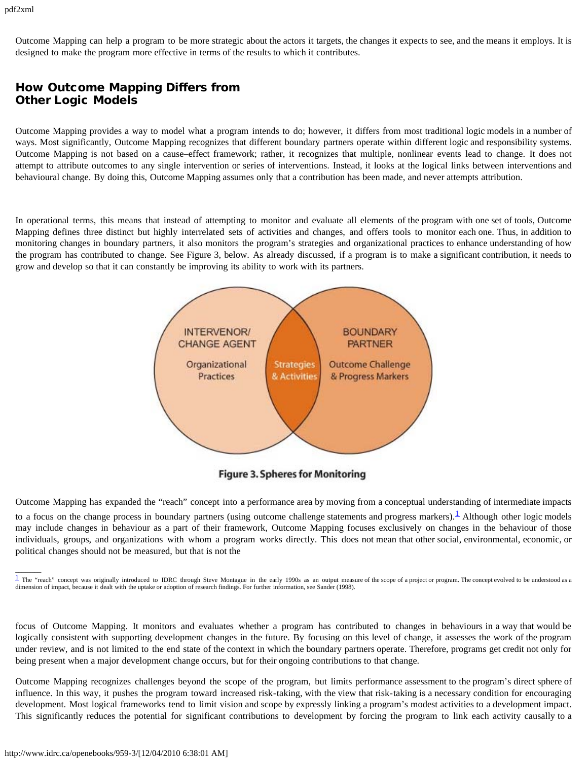Outcome Mapping can help a program to be more strategic about the actors it targets, the changes it expects to see, and the means it employs. It is designed to make the program more effective in terms of the results to which it contributes.

## How Outcome Mapping Differs from Other Logic Models

Outcome Mapping provides a way to model what a program intends to do; however, it differs from most traditional logic models in a number of ways. Most significantly, Outcome Mapping recognizes that different boundary partners operate within different logic and responsibility systems. Outcome Mapping is not based on a cause–effect framework; rather, it recognizes that multiple, nonlinear events lead to change. It does not attempt to attribute outcomes to any single intervention or series of interventions. Instead, it looks at the logical links between interventions and behavioural change. By doing this, Outcome Mapping assumes only that a contribution has been made, and never attempts attribution.

In operational terms, this means that instead of attempting to monitor and evaluate all elements of the program with one set of tools, Outcome Mapping defines three distinct but highly interrelated sets of activities and changes, and offers tools to monitor each one. Thus, in addition to monitoring changes in boundary partners, it also monitors the program's strategies and organizational practices to enhance understanding of how the program has contributed to change. See Figure 3, below. As already discussed, if a program is to make a significant contribution, it needs to grow and develop so that it can constantly be improving its ability to work with its partners.

**Figure 3. Spheres for Monitoring**

Outcome Mapping has expanded the "reach" concept into a performance area by moving from a conceptual understanding of intermediate impacts to a focus on the change process in boundary partners (using outcome challenge statements and progress markers).[1] Although other logic models may include changes in behaviour as a part of their framework, Outcome Mapping focuses exclusively on changes in the behaviour of those individuals, groups, and organizations with whom a program works directly. This does not mean that other social, environmental, economic, or political changes should not be measured, but that is not the focus of Outcome Mapping. It monitors and evaluates whether a program has contributed to changes in behaviours in a way that would be logically consistent with supporting development changes in the future. By focusing on this level of change, it assesses the work of the program under review, and is not limited to the end state of the context in which the boundary partners operate. Therefore, programs get credit not only for being present when a major development change occurs, but for their ongoing contributions to that change.

Outcome Mapping recognizes challenges beyond the scope of the program, but limits performance assessment to the program's direct sphere of influence. In this way, it pushes the program toward increased risk-taking, with the view that risk-taking is a necessary condition for encouraging development. Most logical frameworks tend to limit vision and scope by expressly linking a program's modest activities to a development impact. This significantly reduces the potential for significant contributions to development by forcing the program to link each activity causally to a

---

[1] The "reach" concept was originally introduced to IDRC through Steve Montague in the early 1990s as an output measure of the scope of a project or program. The concept evolved to be understood as a dimension of impact, because it dealt with the uptake or adoption of research findings. For further information, see Sander (1998).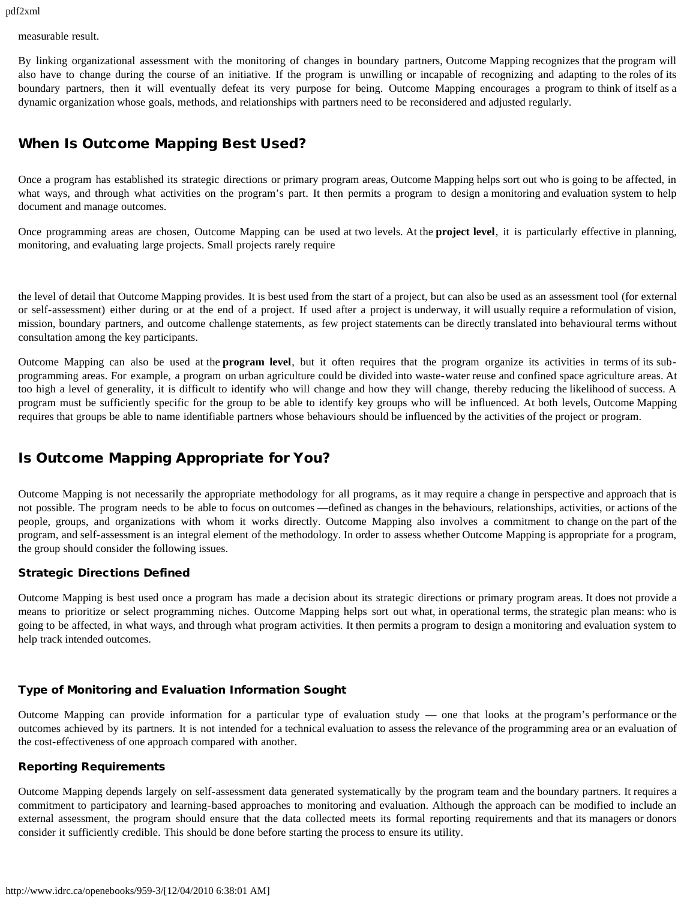measurable result.

By linking organizational assessment with the monitoring of changes in boundary partners, Outcome Mapping recognizes that the program will also have to change during the course of an initiative. If the program is unwilling or incapable of recognizing and adapting to the roles of its boundary partners, then it will eventually defeat its very purpose for being. Outcome Mapping encourages a program to think of itself as a dynamic organization whose goals, methods, and relationships with partners need to be reconsidered and adjusted regularly.

## When Is Outcome Mapping Best Used?

Once a program has established its strategic directions or primary program areas, Outcome Mapping helps sort out who is going to be affected, in what ways, and through what activities on the program's part. It then permits a program to design a monitoring and evaluation system to help document and manage outcomes.

Once programming areas are chosen, Outcome Mapping can be used at two levels. At the **project level**, it is particularly effective in planning, monitoring, and evaluating large projects. Small projects rarely require the level of detail that Outcome Mapping provides. It is best used from the start of a project, but can also be used as an assessment tool (for external or self-assessment) either during or at the end of a project. If used after a project is underway, it will usually require a reformulation of vision, mission, boundary partners, and outcome challenge statements, as few project statements can be directly translated into behavioural terms without consultation among the key participants.

Outcome Mapping can also be used at the **program level**, but it often requires that the program organize its activities in terms of its sub-programming areas. For example, a program on urban agriculture could be divided into waste-water reuse and confined space agriculture areas. At too high a level of generality, it is difficult to identify who will change and how they will change, thereby reducing the likelihood of success. A program must be sufficiently specific for the group to be able to identify key groups who will be influenced. At both levels, Outcome Mapping requires that groups be able to name identifiable partners whose behaviours should be influenced by the activities of the project or program.

## Is Outcome Mapping Appropriate for You?

Outcome Mapping is not necessarily the appropriate methodology for all programs, as it may require a change in perspective and approach that is not possible. The program needs to be able to focus on outcomes —defined as changes in the behaviours, relationships, activities, or actions of the people, groups, and organizations with whom it works directly. Outcome Mapping also involves a commitment to change on the part of the program, and self-assessment is an integral element of the methodology. In order to assess whether Outcome Mapping is appropriate for a program, the group should consider the following issues.

### Strategic Directions Defined

Outcome Mapping is best used once a program has made a decision about its strategic directions or primary program areas. It does not provide a means to prioritize or select programming niches. Outcome Mapping helps sort out what, in operational terms, the strategic plan means: who is going to be affected, in what ways, and through what program activities. It then permits a program to design a monitoring and evaluation system to help track intended outcomes.

### Type of Monitoring and Evaluation Information Sought

Outcome Mapping can provide information for a particular type of evaluation study — one that looks at the program's performance or the outcomes achieved by its partners. It is not intended for a technical evaluation to assess the relevance of the programming area or an evaluation of the cost-effectiveness of one approach compared with another.

### Reporting Requirements

Outcome Mapping depends largely on self-assessment data generated systematically by the program team and the boundary partners. It requires a commitment to participatory and learning-based approaches to monitoring and evaluation. Although the approach can be modified to include an external assessment, the program should ensure that the data collected meets its formal reporting requirements and that its managers or donors consider it sufficiently credible. This should be done before starting the process to ensure its utility.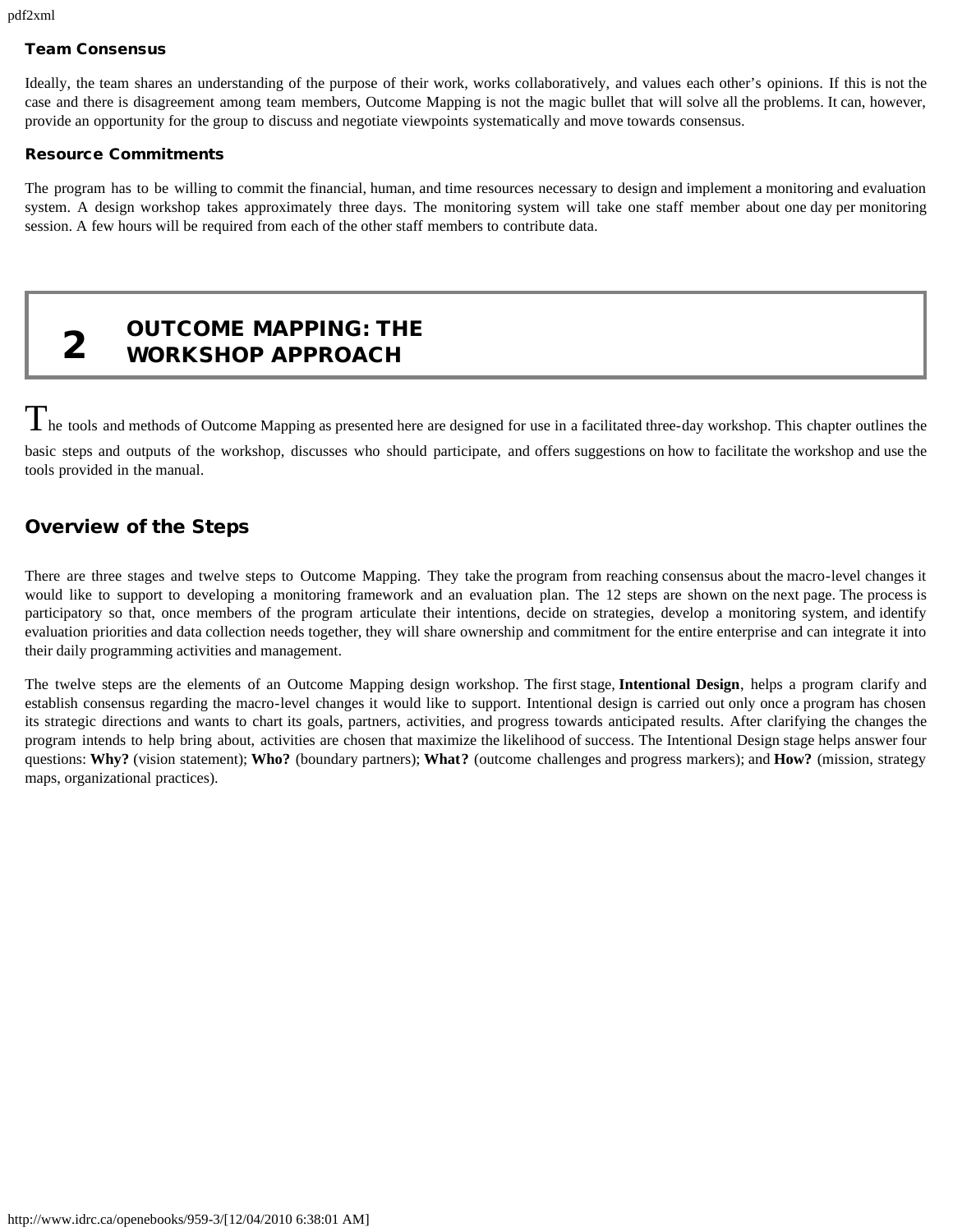### Team Consensus

Ideally, the team shares an understanding of the purpose of their work, works collaboratively, and values each other's opinions. If this is not the case and there is disagreement among team members, Outcome Mapping is not the magic bullet that will solve all the problems. It can, however, provide an opportunity for the group to discuss and negotiate viewpoints systematically and move towards consensus.

### Resource Commitments

The program has to be willing to commit the financial, human, and time resources necessary to design and implement a monitoring and evaluation system. A design workshop takes approximately three days. The monitoring system will take one staff member about one day per monitoring session. A few hours will be required from each of the other staff members to contribute data.

# 2 OUTCOME MAPPING: THE WORKSHOP APPROACH

The tools and methods of Outcome Mapping as presented here are designed for use in a facilitated three-day workshop. This chapter outlines the basic steps and outputs of the workshop, discusses who should participate, and offers suggestions on how to facilitate the workshop and use the tools provided in the manual.

## Overview of the Steps

There are three stages and twelve steps to Outcome Mapping. They take the program from reaching consensus about the macro-level changes it would like to support to developing a monitoring framework and an evaluation plan. The 12 steps are shown on the next page. The process is participatory so that, once members of the program articulate their intentions, decide on strategies, develop a monitoring system, and identify evaluation priorities and data collection needs together, they will share ownership and commitment for the entire enterprise and can integrate it into their daily programming activities and management.

The twelve steps are the elements of an Outcome Mapping design workshop. The first stage, **Intentional Design**, helps a program clarify and establish consensus regarding the macro-level changes it would like to support. Intentional design is carried out only once a program has chosen its strategic directions and wants to chart its goals, partners, activities, and progress towards anticipated results. After clarifying the changes the program intends to help bring about, activities are chosen that maximize the likelihood of success. The Intentional Design stage helps answer four questions: **Why?** (vision statement); **Who?** (boundary partners); **What?** (outcome challenges and progress markers); and **How?** (mission, strategy maps, organizational practices).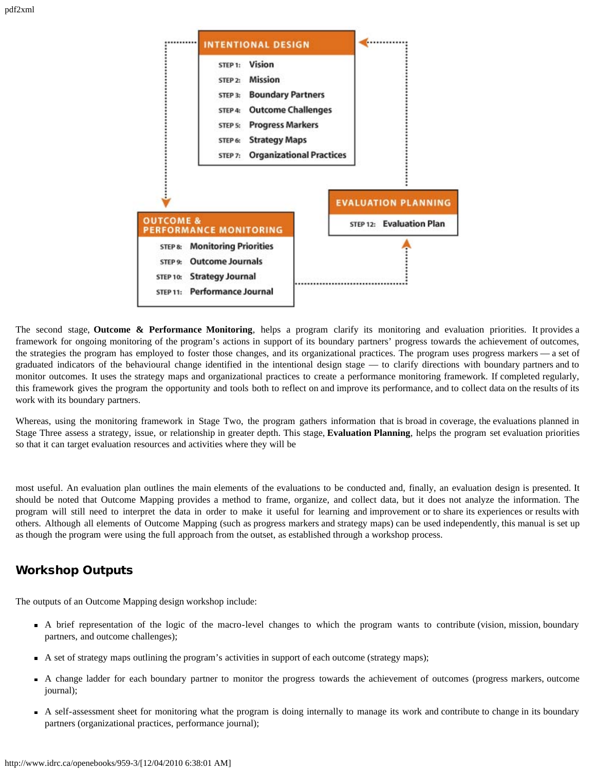INTENTIONAL DESIGN

STEP 1: Vision

STEP 2: Mission

STEP 3: Boundary Partners

STEP 4: Outcome Challenges

STEP 5: Progress Markers

STEP 6: Strategy Maps

STEP 7: Organizational Practices

OUTCOME & PERFORMANCE MONITORING

STEP 8: Monitoring Priorities

STEP 9: Outcome Journals

STEP 10: Strategy Journal

STEP 11: Performance Journal

EVALUATION PLANNING

STEP 12: Evaluation Plan

The second stage, **Outcome & Performance Monitoring**, helps a program clarify its monitoring and evaluation priorities. It provides a framework for ongoing monitoring of the program's actions in support of its boundary partners' progress towards the achievement of outcomes, the strategies the program has employed to foster those changes, and its organizational practices. The program uses progress markers — a set of graduated indicators of the behavioural change identified in the intentional design stage — to clarify directions with boundary partners and to monitor outcomes. It uses the strategy maps and organizational practices to create a performance monitoring framework. If completed regularly, this framework gives the program the opportunity and tools both to reflect on and improve its performance, and to collect data on the results of its work with its boundary partners.

Whereas, using the monitoring framework in Stage Two, the program gathers information that is broad in coverage, the evaluations planned in Stage Three assess a strategy, issue, or relationship in greater depth. This stage, **Evaluation Planning**, helps the program set evaluation priorities so that it can target evaluation resources and activities where they will be most useful. An evaluation plan outlines the main elements of the evaluations to be conducted and, finally, an evaluation design is presented. It should be noted that Outcome Mapping provides a method to frame, organize, and collect data, but it does not analyze the information. The program will still need to interpret the data in order to make it useful for learning and improvement or to share its experiences or results with others. Although all elements of Outcome Mapping (such as progress markers and strategy maps) can be used independently, this manual is set up as though the program were using the full approach from the outset, as established through a workshop process.

## Workshop Outputs

The outputs of an Outcome Mapping design workshop include:

- A brief representation of the logic of the macro-level changes to which the program wants to contribute (vision, mission, boundary partners, and outcome challenges);
- A set of strategy maps outlining the program's activities in support of each outcome (strategy maps);
- A change ladder for each boundary partner to monitor the progress towards the achievement of outcomes (progress markers, outcome journal);
- A self-assessment sheet for monitoring what the program is doing internally to manage its work and contribute to change in its boundary partners (organizational practices, performance journal);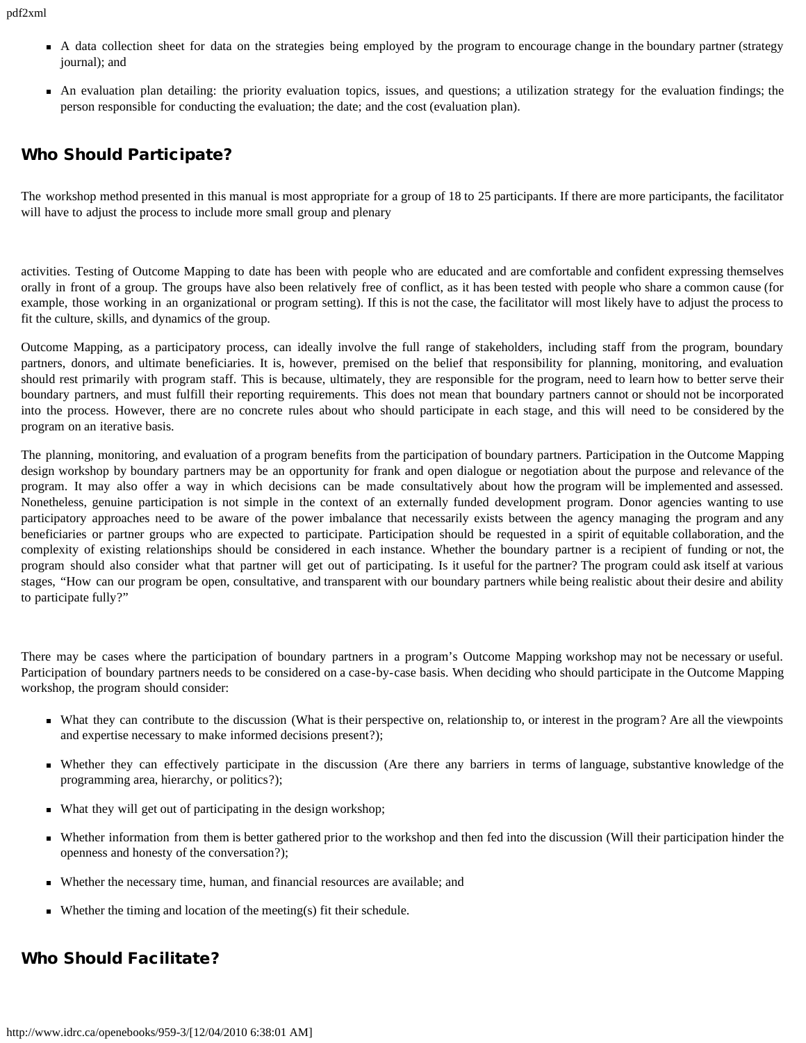- A data collection sheet for data on the strategies being employed by the program to encourage change in the boundary partner (strategy journal); and
- An evaluation plan detailing: the priority evaluation topics, issues, and questions; a utilization strategy for the evaluation findings; the person responsible for conducting the evaluation; the date; and the cost (evaluation plan).

## Who Should Participate?

The workshop method presented in this manual is most appropriate for a group of 18 to 25 participants. If there are more participants, the facilitator will have to adjust the process to include more small group and plenary activities. Testing of Outcome Mapping to date has been with people who are educated and are comfortable and confident expressing themselves orally in front of a group. The groups have also been relatively free of conflict, as it has been tested with people who share a common cause (for example, those working in an organizational or program setting). If this is not the case, the facilitator will most likely have to adjust the process to fit the culture, skills, and dynamics of the group.

Outcome Mapping, as a participatory process, can ideally involve the full range of stakeholders, including staff from the program, boundary partners, donors, and ultimate beneficiaries. It is, however, premised on the belief that responsibility for planning, monitoring, and evaluation should rest primarily with program staff. This is because, ultimately, they are responsible for the program, need to learn how to better serve their boundary partners, and must fulfill their reporting requirements. This does not mean that boundary partners cannot or should not be incorporated into the process. However, there are no concrete rules about who should participate in each stage, and this will need to be considered by the program on an iterative basis.

The planning, monitoring, and evaluation of a program benefits from the participation of boundary partners. Participation in the Outcome Mapping design workshop by boundary partners may be an opportunity for frank and open dialogue or negotiation about the purpose and relevance of the program. It may also offer a way in which decisions can be made consultatively about how the program will be implemented and assessed. Nonetheless, genuine participation is not simple in the context of an externally funded development program. Donor agencies wanting to use participatory approaches need to be aware of the power imbalance that necessarily exists between the agency managing the program and any beneficiaries or partner groups who are expected to participate. Participation should be requested in a spirit of equitable collaboration, and the complexity of existing relationships should be considered in each instance. Whether the boundary partner is a recipient of funding or not, the program should also consider what that partner will get out of participating. Is it useful for the partner? The program could ask itself at various stages, "How can our program be open, consultative, and transparent with our boundary partners while being realistic about their desire and ability to participate fully?"

There may be cases where the participation of boundary partners in a program's Outcome Mapping workshop may not be necessary or useful. Participation of boundary partners needs to be considered on a case-by-case basis. When deciding who should participate in the Outcome Mapping workshop, the program should consider:

- What they can contribute to the discussion (What is their perspective on, relationship to, or interest in the program? Are all the viewpoints and expertise necessary to make informed decisions present?);
- Whether they can effectively participate in the discussion (Are there any barriers in terms of language, substantive knowledge of the programming area, hierarchy, or politics?);
- What they will get out of participating in the design workshop;
- Whether information from them is better gathered prior to the workshop and then fed into the discussion (Will their participation hinder the openness and honesty of the conversation?);
- Whether the necessary time, human, and financial resources are available; and
- Whether the timing and location of the meeting(s) fit their schedule.

## Who Should Facilitate?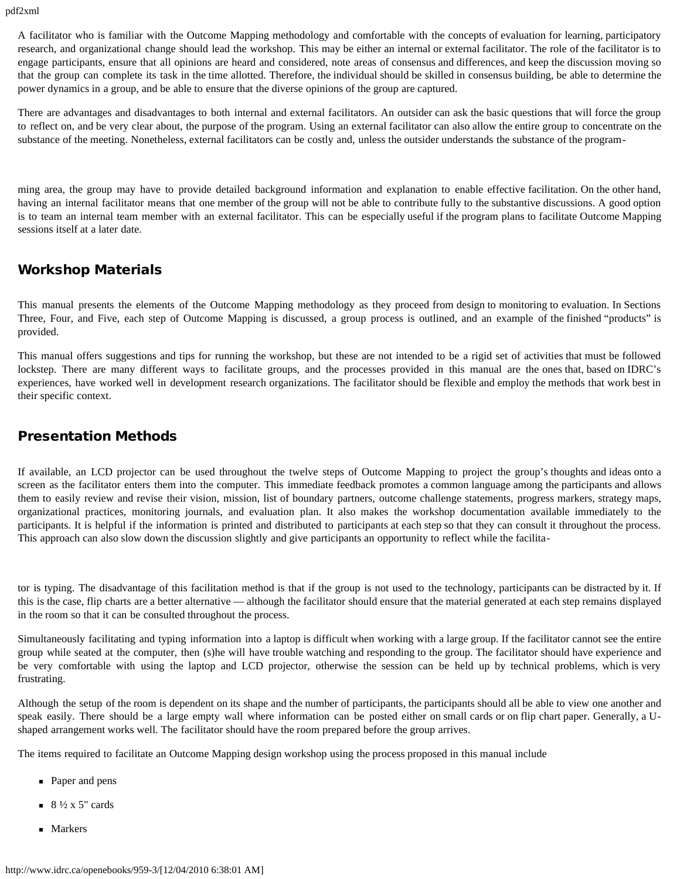A facilitator who is familiar with the Outcome Mapping methodology and comfortable with the concepts of evaluation for learning, participatory research, and organizational change should lead the workshop. This may be either an internal or external facilitator. The role of the facilitator is to engage participants, ensure that all opinions are heard and considered, note areas of consensus and differences, and keep the discussion moving so that the group can complete its task in the time allotted. Therefore, the individual should be skilled in consensus building, be able to determine the power dynamics in a group, and be able to ensure that the diverse opinions of the group are captured.

There are advantages and disadvantages to both internal and external facilitators. An outsider can ask the basic questions that will force the group to reflect on, and be very clear about, the purpose of the program. Using an external facilitator can also allow the entire group to concentrate on the substance of the meeting. Nonetheless, external facilitators can be costly and, unless the outsider understands the substance of the programming area, the group may have to provide detailed background information and explanation to enable effective facilitation. On the other hand, having an internal facilitator means that one member of the group will not be able to contribute fully to the substantive discussions. A good option is to team an internal team member with an external facilitator. This can be especially useful if the program plans to facilitate Outcome Mapping sessions itself at a later date.

## Workshop Materials

This manual presents the elements of the Outcome Mapping methodology as they proceed from design to monitoring to evaluation. In Sections Three, Four, and Five, each step of Outcome Mapping is discussed, a group process is outlined, and an example of the finished "products" is provided.

This manual offers suggestions and tips for running the workshop, but these are not intended to be a rigid set of activities that must be followed lockstep. There are many different ways to facilitate groups, and the processes provided in this manual are the ones that, based on IDRC's experiences, have worked well in development research organizations. The facilitator should be flexible and employ the methods that work best in their specific context.

## Presentation Methods

If available, an LCD projector can be used throughout the twelve steps of Outcome Mapping to project the group's thoughts and ideas onto a screen as the facilitator enters them into the computer. This immediate feedback promotes a common language among the participants and allows them to easily review and revise their vision, mission, list of boundary partners, outcome challenge statements, progress markers, strategy maps, organizational practices, monitoring journals, and evaluation plan. It also makes the workshop documentation available immediately to the participants. It is helpful if the information is printed and distributed to participants at each step so that they can consult it throughout the process. This approach can also slow down the discussion slightly and give participants an opportunity to reflect while the facilitator is typing. The disadvantage of this facilitation method is that if the group is not used to the technology, participants can be distracted by it. If this is the case, flip charts are a better alternative — although the facilitator should ensure that the material generated at each step remains displayed in the room so that it can be consulted throughout the process.

Simultaneously facilitating and typing information into a laptop is difficult when working with a large group. If the facilitator cannot see the entire group while seated at the computer, then (s)he will have trouble watching and responding to the group. The facilitator should have experience and be very comfortable with using the laptop and LCD projector, otherwise the session can be held up by technical problems, which is very frustrating.

Although the setup of the room is dependent on its shape and the number of participants, the participants should all be able to view one another and speak easily. There should be a large empty wall where information can be posted either on small cards or on flip chart paper. Generally, a U-shaped arrangement works well. The facilitator should have the room prepared before the group arrives.

The items required to facilitate an Outcome Mapping design workshop using the process proposed in this manual include

- Paper and pens
- 8 ½ x 5" cards
- Markers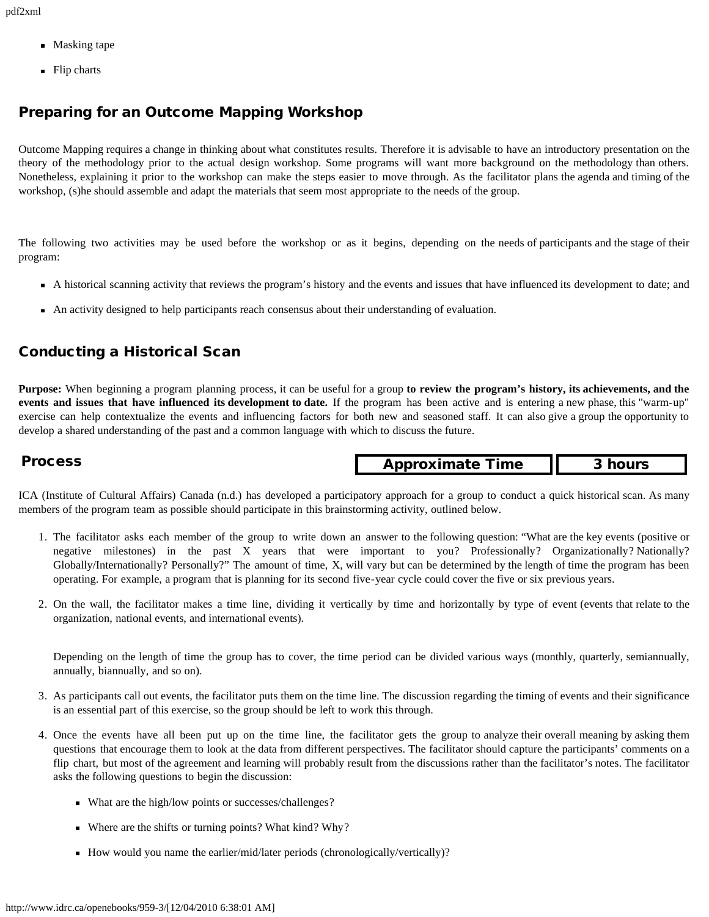- Masking tape
- Flip charts

## Preparing for an Outcome Mapping Workshop

Outcome Mapping requires a change in thinking about what constitutes results. Therefore it is advisable to have an introductory presentation on the theory of the methodology prior to the actual design workshop. Some programs will want more background on the methodology than others. Nonetheless, explaining it prior to the workshop can make the steps easier to move through. As the facilitator plans the agenda and timing of the workshop, (s)he should assemble and adapt the materials that seem most appropriate to the needs of the group.

The following two activities may be used before the workshop or as it begins, depending on the needs of participants and the stage of their program:

- A historical scanning activity that reviews the program's history and the events and issues that have influenced its development to date; and
- An activity designed to help participants reach consensus about their understanding of evaluation.

## Conducting a Historical Scan

**Purpose:** When beginning a program planning process, it can be useful for a group **to review the program's history, its achievements, and the events and issues that have influenced its development to date.** If the program has been active and is entering a new phase, this "warm-up" exercise can help contextualize the events and influencing factors for both new and seasoned staff. It can also give a group the opportunity to develop a shared understanding of the past and a common language with which to discuss the future.

### Process

| Approximate Time | 3 hours |
|---|---|

ICA (Institute of Cultural Affairs) Canada (n.d.) has developed a participatory approach for a group to conduct a quick historical scan. As many members of the program team as possible should participate in this brainstorming activity, outlined below.

1. The facilitator asks each member of the group to write down an answer to the following question: "What are the key events (positive or negative milestones) in the past X years that were important to you? Professionally? Organizationally? Nationally? Globally/Internationally? Personally?" The amount of time, X, will vary but can be determined by the length of time the program has been operating. For example, a program that is planning for its second five-year cycle could cover the five or six previous years.
2. On the wall, the facilitator makes a time line, dividing it vertically by time and horizontally by type of event (events that relate to the organization, national events, and international events).

   Depending on the length of time the group has to cover, the time period can be divided various ways (monthly, quarterly, semiannually, annually, biannually, and so on).
3. As participants call out events, the facilitator puts them on the time line. The discussion regarding the timing of events and their significance is an essential part of this exercise, so the group should be left to work this through.
4. Once the events have all been put up on the time line, the facilitator gets the group to analyze their overall meaning by asking them questions that encourage them to look at the data from different perspectives. The facilitator should capture the participants' comments on a flip chart, but most of the agreement and learning will probably result from the discussions rather than the facilitator's notes. The facilitator asks the following questions to begin the discussion:
   - What are the high/low points or successes/challenges?
   - Where are the shifts or turning points? What kind? Why?
   - How would you name the earlier/mid/later periods (chronologically/vertically)?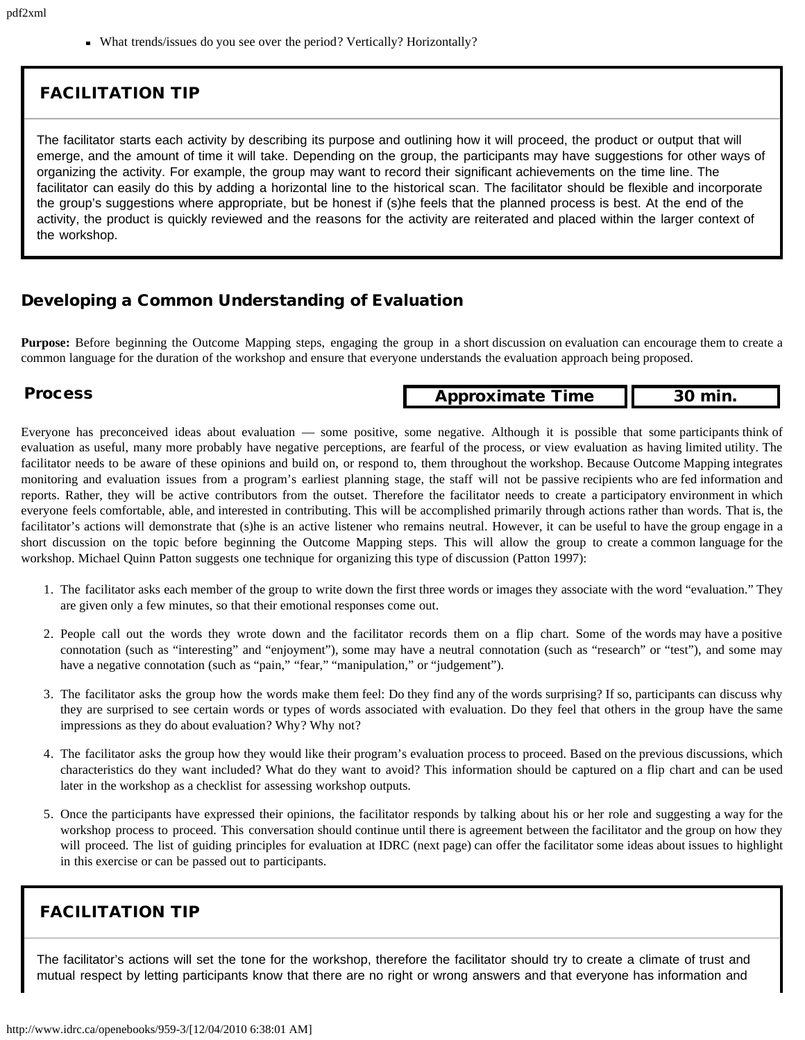- What trends/issues do you see over the period? Vertically? Horizontally?

### FACILITATION TIP

The facilitator starts each activity by describing its purpose and outlining how it will proceed, the product or output that will emerge, and the amount of time it will take. Depending on the group, the participants may have suggestions for other ways of organizing the activity. For example, the group may want to record their significant achievements on the time line. The facilitator can easily do this by adding a horizontal line to the historical scan. The facilitator should be flexible and incorporate the group's suggestions where appropriate, but be honest if (s)he feels that the planned process is best. At the end of the activity, the product is quickly reviewed and the reasons for the activity are reiterated and placed within the larger context of the workshop.

## Developing a Common Understanding of Evaluation

**Purpose:** Before beginning the Outcome Mapping steps, engaging the group in a short discussion on evaluation can encourage them to create a common language for the duration of the workshop and ensure that everyone understands the evaluation approach being proposed.

### Process

| Approximate Time | 30 min. |
|---|---|

Everyone has preconceived ideas about evaluation — some positive, some negative. Although it is possible that some participants think of evaluation as useful, many more probably have negative perceptions, are fearful of the process, or view evaluation as having limited utility. The facilitator needs to be aware of these opinions and build on, or respond to, them throughout the workshop. Because Outcome Mapping integrates monitoring and evaluation issues from a program's earliest planning stage, the staff will not be passive recipients who are fed information and reports. Rather, they will be active contributors from the outset. Therefore the facilitator needs to create a participatory environment in which everyone feels comfortable, able, and interested in contributing. This will be accomplished primarily through actions rather than words. That is, the facilitator's actions will demonstrate that (s)he is an active listener who remains neutral. However, it can be useful to have the group engage in a short discussion on the topic before beginning the Outcome Mapping steps. This will allow the group to create a common language for the workshop. Michael Quinn Patton suggests one technique for organizing this type of discussion (Patton 1997):

1. The facilitator asks each member of the group to write down the first three words or images they associate with the word "evaluation." They are given only a few minutes, so that their emotional responses come out.
2. People call out the words they wrote down and the facilitator records them on a flip chart. Some of the words may have a positive connotation (such as "interesting" and "enjoyment"), some may have a neutral connotation (such as "research" or "test"), and some may have a negative connotation (such as "pain," "fear," "manipulation," or "judgement").
3. The facilitator asks the group how the words make them feel: Do they find any of the words surprising? If so, participants can discuss why they are surprised to see certain words or types of words associated with evaluation. Do they feel that others in the group have the same impressions as they do about evaluation? Why? Why not?
4. The facilitator asks the group how they would like their program's evaluation process to proceed. Based on the previous discussions, which characteristics do they want included? What do they want to avoid? This information should be captured on a flip chart and can be used later in the workshop as a checklist for assessing workshop outputs.
5. Once the participants have expressed their opinions, the facilitator responds by talking about his or her role and suggesting a way for the workshop process to proceed. This conversation should continue until there is agreement between the facilitator and the group on how they will proceed. The list of guiding principles for evaluation at IDRC (next page) can offer the facilitator some ideas about issues to highlight in this exercise or can be passed out to participants.

### FACILITATION TIP

The facilitator's actions will set the tone for the workshop, therefore the facilitator should try to create a climate of trust and mutual respect by letting participants know that there are no right or wrong answers and that everyone has information and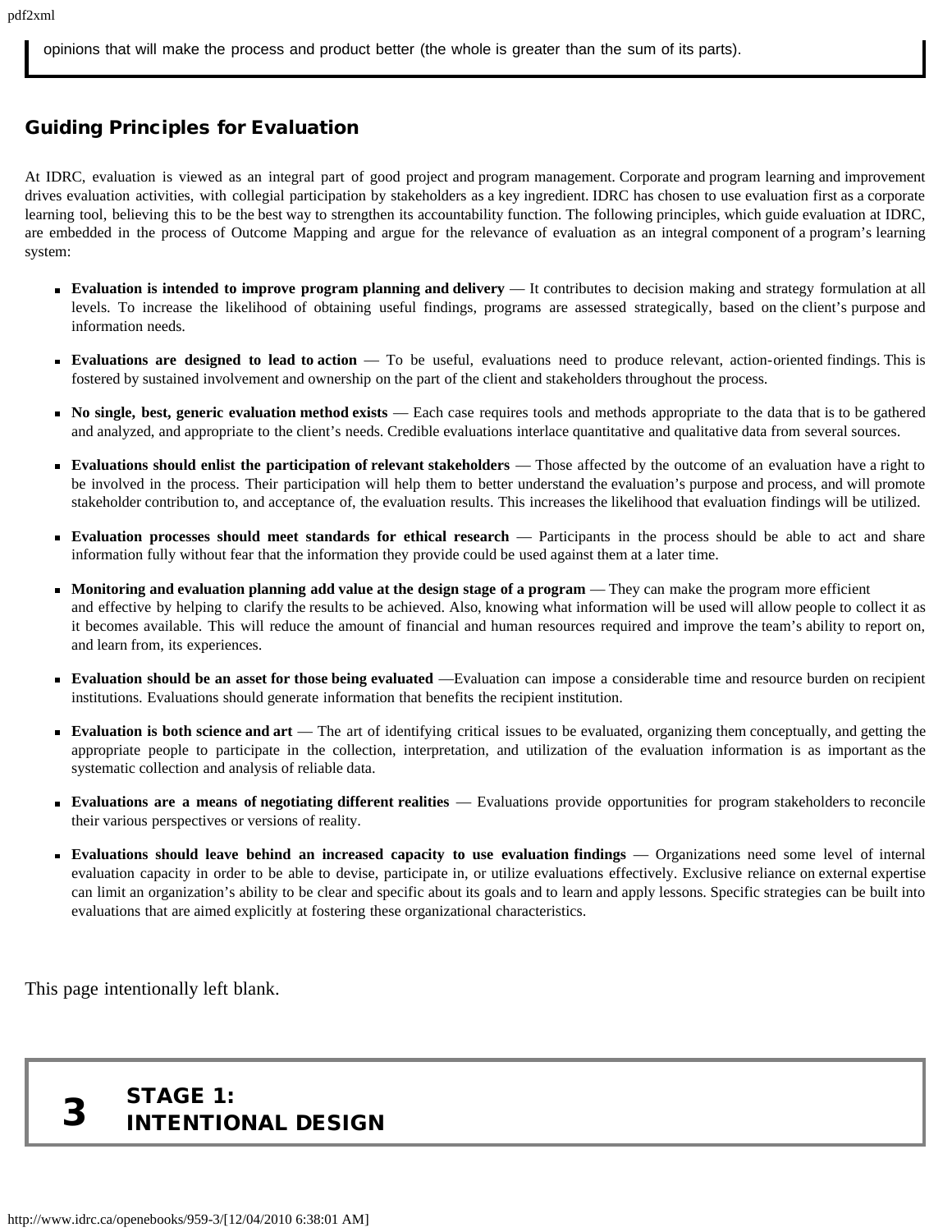opinions that will make the process and product better (the whole is greater than the sum of its parts).

## Guiding Principles for Evaluation

At IDRC, evaluation is viewed as an integral part of good project and program management. Corporate and program learning and improvement drives evaluation activities, with collegial participation by stakeholders as a key ingredient. IDRC has chosen to use evaluation first as a corporate learning tool, believing this to be the best way to strengthen its accountability function. The following principles, which guide evaluation at IDRC, are embedded in the process of Outcome Mapping and argue for the relevance of evaluation as an integral component of a program's learning system:

- **Evaluation is intended to improve program planning and delivery** — It contributes to decision making and strategy formulation at all levels. To increase the likelihood of obtaining useful findings, programs are assessed strategically, based on the client's purpose and information needs.
- **Evaluations are designed to lead to action** — To be useful, evaluations need to produce relevant, action-oriented findings. This is fostered by sustained involvement and ownership on the part of the client and stakeholders throughout the process.
- **No single, best, generic evaluation method exists** — Each case requires tools and methods appropriate to the data that is to be gathered and analyzed, and appropriate to the client's needs. Credible evaluations interlace quantitative and qualitative data from several sources.
- **Evaluations should enlist the participation of relevant stakeholders** — Those affected by the outcome of an evaluation have a right to be involved in the process. Their participation will help them to better understand the evaluation's purpose and process, and will promote stakeholder contribution to, and acceptance of, the evaluation results. This increases the likelihood that evaluation findings will be utilized.
- **Evaluation processes should meet standards for ethical research** — Participants in the process should be able to act and share information fully without fear that the information they provide could be used against them at a later time.
- **Monitoring and evaluation planning add value at the design stage of a program** — They can make the program more efficient and effective by helping to clarify the results to be achieved. Also, knowing what information will be used will allow people to collect it as it becomes available. This will reduce the amount of financial and human resources required and improve the team's ability to report on, and learn from, its experiences.
- **Evaluation should be an asset for those being evaluated** —Evaluation can impose a considerable time and resource burden on recipient institutions. Evaluations should generate information that benefits the recipient institution.
- **Evaluation is both science and art** — The art of identifying critical issues to be evaluated, organizing them conceptually, and getting the appropriate people to participate in the collection, interpretation, and utilization of the evaluation information is as important as the systematic collection and analysis of reliable data.
- **Evaluations are a means of negotiating different realities** — Evaluations provide opportunities for program stakeholders to reconcile their various perspectives or versions of reality.
- **Evaluations should leave behind an increased capacity to use evaluation findings** — Organizations need some level of internal evaluation capacity in order to be able to devise, participate in, or utilize evaluations effectively. Exclusive reliance on external expertise can limit an organization's ability to be clear and specific about its goals and to learn and apply lessons. Specific strategies can be built into evaluations that are aimed explicitly at fostering these organizational characteristics.

This page intentionally left blank.

# 3 STAGE 1: INTENTIONAL DESIGN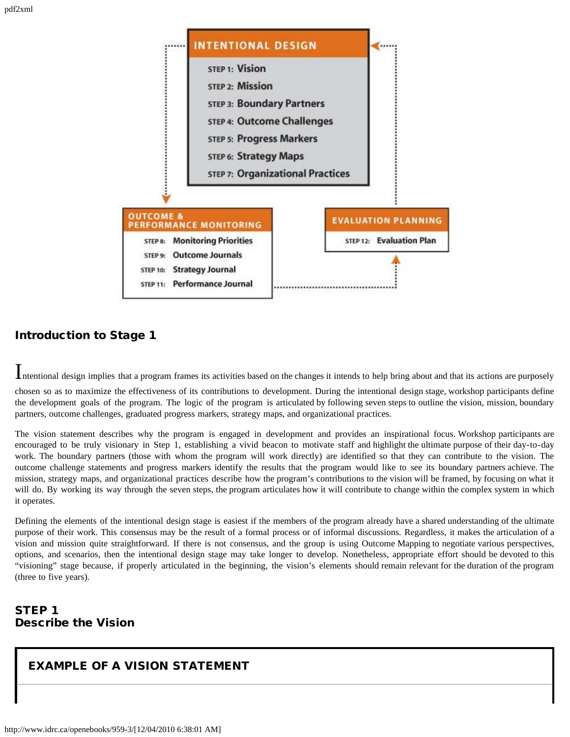INTENTIONAL DESIGN

STEP 1: Vision
STEP 2: Mission
STEP 3: Boundary Partners
STEP 4: Outcome Challenges
STEP 5: Progress Markers
STEP 6: Strategy Maps
STEP 7: Organizational Practices

OUTCOME & PERFORMANCE MONITORING

STEP 8: Monitoring Priorities
STEP 9: Outcome Journals
STEP 10: Strategy Journal
STEP 11: Performance Journal

EVALUATION PLANNING

STEP 12: Evaluation Plan

## Introduction to Stage 1

Intentional design implies that a program frames its activities based on the changes it intends to help bring about and that its actions are purposely chosen so as to maximize the effectiveness of its contributions to development. During the intentional design stage, workshop participants define the development goals of the program. The logic of the program is articulated by following seven steps to outline the vision, mission, boundary partners, outcome challenges, graduated progress markers, strategy maps, and organizational practices.

The vision statement describes why the program is engaged in development and provides an inspirational focus. Workshop participants are encouraged to be truly visionary in Step 1, establishing a vivid beacon to motivate staff and highlight the ultimate purpose of their day-to-day work. The boundary partners (those with whom the program will work directly) are identified so that they can contribute to the vision. The outcome challenge statements and progress markers identify the results that the program would like to see its boundary partners achieve. The mission, strategy maps, and organizational practices describe how the program's contributions to the vision will be framed, by focusing on what it will do. By working its way through the seven steps, the program articulates how it will contribute to change within the complex system in which it operates.

Defining the elements of the intentional design stage is easiest if the members of the program already have a shared understanding of the ultimate purpose of their work. This consensus may be the result of a formal process or of informal discussions. Regardless, it makes the articulation of a vision and mission quite straightforward. If there is not consensus, and the group is using Outcome Mapping to negotiate various perspectives, options, and scenarios, then the intentional design stage may take longer to develop. Nonetheless, appropriate effort should be devoted to this "visioning" stage because, if properly articulated in the beginning, the vision's elements should remain relevant for the duration of the program (three to five years).

## STEP 1
## Describe the Vision

### EXAMPLE OF A VISION STATEMENT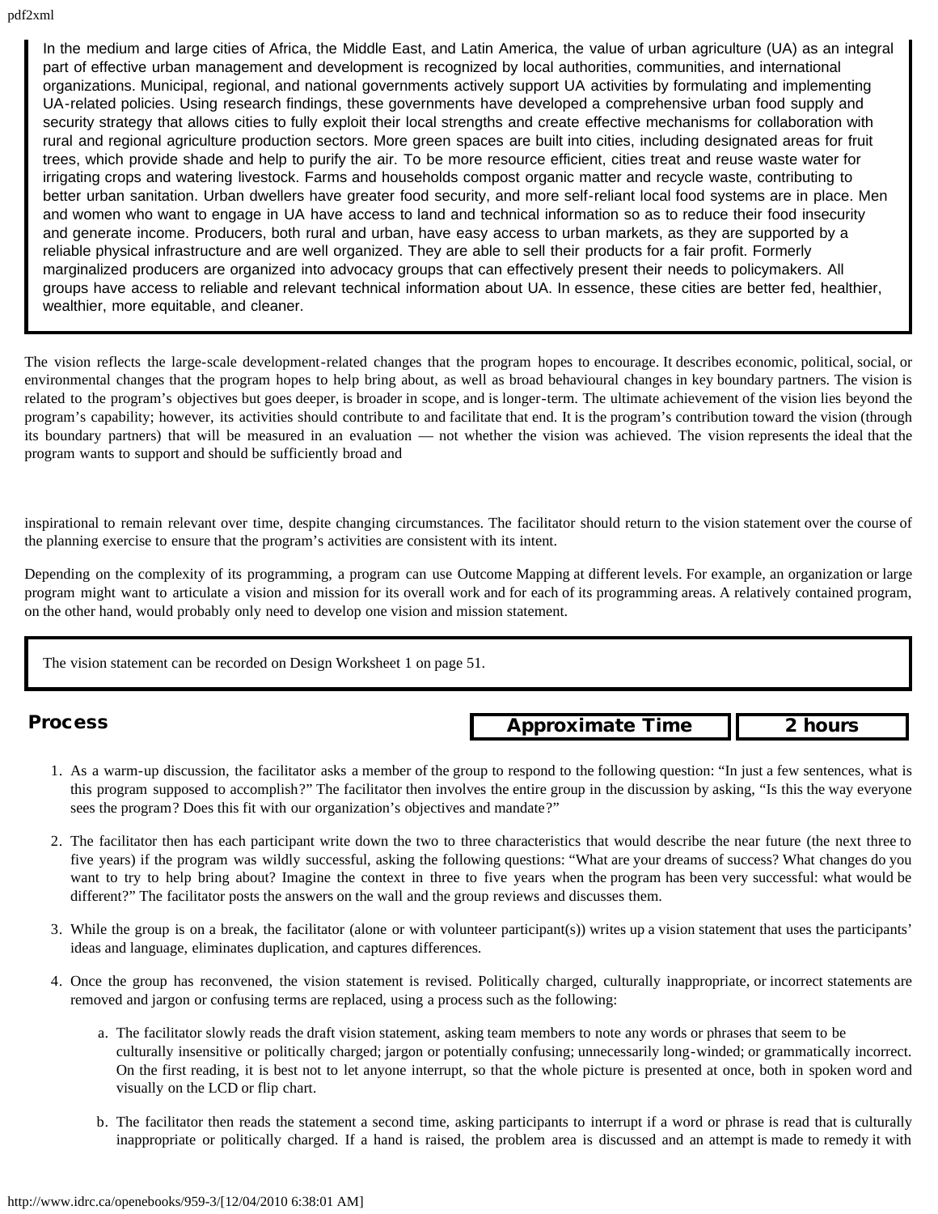In the medium and large cities of Africa, the Middle East, and Latin America, the value of urban agriculture (UA) as an integral part of effective urban management and development is recognized by local authorities, communities, and international organizations. Municipal, regional, and national governments actively support UA activities by formulating and implementing UA-related policies. Using research findings, these governments have developed a comprehensive urban food supply and security strategy that allows cities to fully exploit their local strengths and create effective mechanisms for collaboration with rural and regional agriculture production sectors. More green spaces are built into cities, including designated areas for fruit trees, which provide shade and help to purify the air. To be more resource efficient, cities treat and reuse waste water for irrigating crops and watering livestock. Farms and households compost organic matter and recycle waste, contributing to better urban sanitation. Urban dwellers have greater food security, and more self-reliant local food systems are in place. Men and women who want to engage in UA have access to land and technical information so as to reduce their food insecurity and generate income. Producers, both rural and urban, have easy access to urban markets, as they are supported by a reliable physical infrastructure and are well organized. They are able to sell their products for a fair profit. Formerly marginalized producers are organized into advocacy groups that can effectively present their needs to policymakers. All groups have access to reliable and relevant technical information about UA. In essence, these cities are better fed, healthier, wealthier, more equitable, and cleaner.

The vision reflects the large-scale development-related changes that the program hopes to encourage. It describes economic, political, social, or environmental changes that the program hopes to help bring about, as well as broad behavioural changes in key boundary partners. The vision is related to the program's objectives but goes deeper, is broader in scope, and is longer-term. The ultimate achievement of the vision lies beyond the program's capability; however, its activities should contribute to and facilitate that end. It is the program's contribution toward the vision (through its boundary partners) that will be measured in an evaluation — not whether the vision was achieved. The vision represents the ideal that the program wants to support and should be sufficiently broad and inspirational to remain relevant over time, despite changing circumstances. The facilitator should return to the vision statement over the course of the planning exercise to ensure that the program's activities are consistent with its intent.

Depending on the complexity of its programming, a program can use Outcome Mapping at different levels. For example, an organization or large program might want to articulate a vision and mission for its overall work and for each of its programming areas. A relatively contained program, on the other hand, would probably only need to develop one vision and mission statement.

The vision statement can be recorded on Design Worksheet 1 on page 51.

## Process

**Approximate Time: 2 hours**

1. As a warm-up discussion, the facilitator asks a member of the group to respond to the following question: "In just a few sentences, what is this program supposed to accomplish?" The facilitator then involves the entire group in the discussion by asking, "Is this the way everyone sees the program? Does this fit with our organization's objectives and mandate?"

2. The facilitator then has each participant write down the two to three characteristics that would describe the near future (the next three to five years) if the program was wildly successful, asking the following questions: "What are your dreams of success? What changes do you want to try to help bring about? Imagine the context in three to five years when the program has been very successful: what would be different?" The facilitator posts the answers on the wall and the group reviews and discusses them.

3. While the group is on a break, the facilitator (alone or with volunteer participant(s)) writes up a vision statement that uses the participants' ideas and language, eliminates duplication, and captures differences.

4. Once the group has reconvened, the vision statement is revised. Politically charged, culturally inappropriate, or incorrect statements are removed and jargon or confusing terms are replaced, using a process such as the following:

    a. The facilitator slowly reads the draft vision statement, asking team members to note any words or phrases that seem to be culturally insensitive or politically charged; jargon or potentially confusing; unnecessarily long-winded; or grammatically incorrect. On the first reading, it is best not to let anyone interrupt, so that the whole picture is presented at once, both in spoken word and visually on the LCD or flip chart.

    b. The facilitator then reads the statement a second time, asking participants to interrupt if a word or phrase is read that is culturally inappropriate or politically charged. If a hand is raised, the problem area is discussed and an attempt is made to remedy it with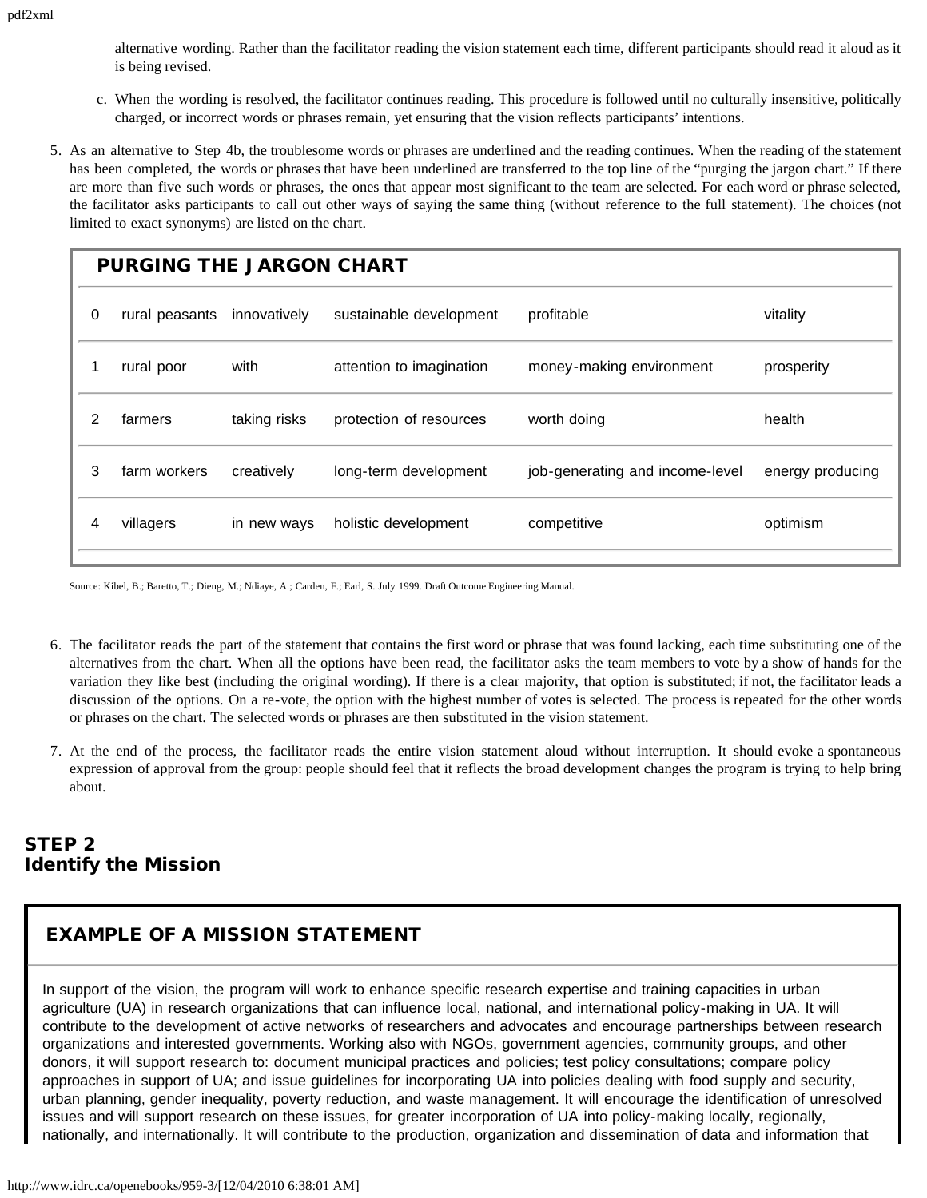alternative wording. Rather than the facilitator reading the vision statement each time, different participants should read it aloud as it is being revised.

c. When the wording is resolved, the facilitator continues reading. This procedure is followed until no culturally insensitive, politically charged, or incorrect words or phrases remain, yet ensuring that the vision reflects participants' intentions.

5. As an alternative to Step 4b, the troublesome words or phrases are underlined and the reading continues. When the reading of the statement has been completed, the words or phrases that have been underlined are transferred to the top line of the "purging the jargon chart." If there are more than five such words or phrases, the ones that appear most significant to the team are selected. For each word or phrase selected, the facilitator asks participants to call out other ways of saying the same thing (without reference to the full statement). The choices (not limited to exact synonyms) are listed on the chart.

**PURGING THE JARGON CHART**

| | | | | | |
|---|---|---|---|---|---|
| 0 | rural peasants | innovatively | sustainable development | profitable | vitality |
| 1 | rural poor | with | attention to imagination | money-making environment | prosperity |
| 2 | farmers | taking risks | protection of resources | worth doing | health |
| 3 | farm workers | creatively | long-term development | job-generating and income-level | energy producing |
| 4 | villagers | in new ways | holistic development | competitive | optimism |

Source: Kibel, B.; Baretto, T.; Dieng, M.; Ndiaye, A.; Carden, F.; Earl, S. July 1999. Draft Outcome Engineering Manual.

6. The facilitator reads the part of the statement that contains the first word or phrase that was found lacking, each time substituting one of the alternatives from the chart. When all the options have been read, the facilitator asks the team members to vote by a show of hands for the variation they like best (including the original wording). If there is a clear majority, that option is substituted; if not, the facilitator leads a discussion of the options. On a re-vote, the option with the highest number of votes is selected. The process is repeated for the other words or phrases on the chart. The selected words or phrases are then substituted in the vision statement.

7. At the end of the process, the facilitator reads the entire vision statement aloud without interruption. It should evoke a spontaneous expression of approval from the group: people should feel that it reflects the broad development changes the program is trying to help bring about.

## STEP 2
## Identify the Mission

**EXAMPLE OF A MISSION STATEMENT**

In support of the vision, the program will work to enhance specific research expertise and training capacities in urban agriculture (UA) in research organizations that can influence local, national, and international policy-making in UA. It will contribute to the development of active networks of researchers and advocates and encourage partnerships between research organizations and interested governments. Working also with NGOs, government agencies, community groups, and other donors, it will support research to: document municipal practices and policies; test policy consultations; compare policy approaches in support of UA; and issue guidelines for incorporating UA into policies dealing with food supply and security, urban planning, gender inequality, poverty reduction, and waste management. It will encourage the identification of unresolved issues and will support research on these issues, for greater incorporation of UA into policy-making locally, regionally, nationally, and internationally. It will contribute to the production, organization and dissemination of data and information that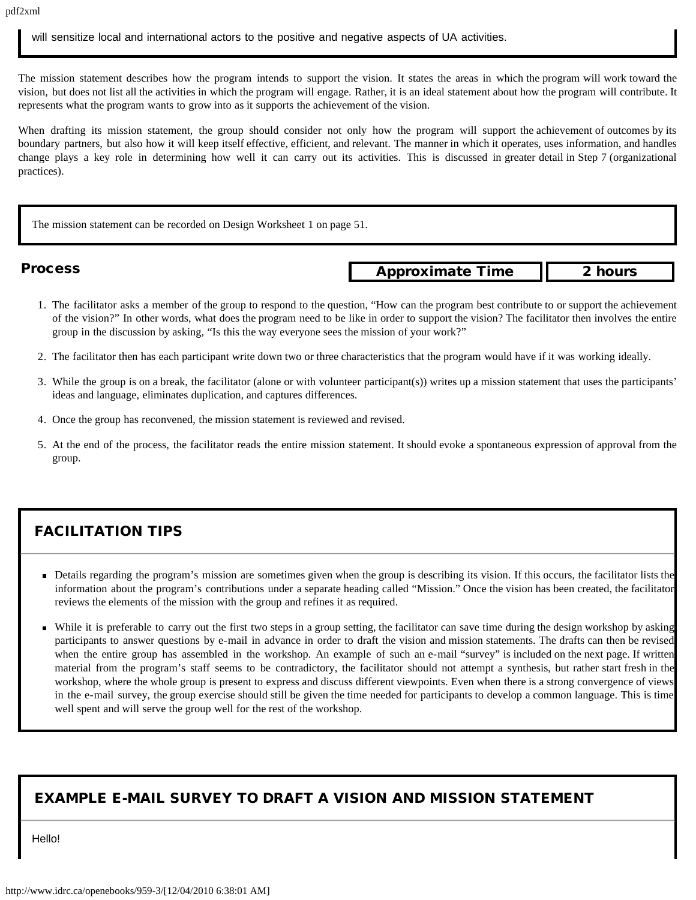will sensitize local and international actors to the positive and negative aspects of UA activities.

The mission statement describes how the program intends to support the vision. It states the areas in which the program will work toward the vision, but does not list all the activities in which the program will engage. Rather, it is an ideal statement about how the program will contribute. It represents what the program wants to grow into as it supports the achievement of the vision.

When drafting its mission statement, the group should consider not only how the program will support the achievement of outcomes by its boundary partners, but also how it will keep itself effective, efficient, and relevant. The manner in which it operates, uses information, and handles change plays a key role in determining how well it can carry out its activities. This is discussed in greater detail in Step 7 (organizational practices).

The mission statement can be recorded on Design Worksheet 1 on page 51.

## Process

**Approximate Time** | **2 hours**

1. The facilitator asks a member of the group to respond to the question, "How can the program best contribute to or support the achievement of the vision?" In other words, what does the program need to be like in order to support the vision? The facilitator then involves the entire group in the discussion by asking, "Is this the way everyone sees the mission of your work?"
2. The facilitator then has each participant write down two or three characteristics that the program would have if it was working ideally.
3. While the group is on a break, the facilitator (alone or with volunteer participant(s)) writes up a mission statement that uses the participants' ideas and language, eliminates duplication, and captures differences.
4. Once the group has reconvened, the mission statement is reviewed and revised.
5. At the end of the process, the facilitator reads the entire mission statement. It should evoke a spontaneous expression of approval from the group.

## FACILITATION TIPS

- Details regarding the program's mission are sometimes given when the group is describing its vision. If this occurs, the facilitator lists the information about the program's contributions under a separate heading called "Mission." Once the vision has been created, the facilitator reviews the elements of the mission with the group and refines it as required.
- While it is preferable to carry out the first two steps in a group setting, the facilitator can save time during the design workshop by asking participants to answer questions by e-mail in advance in order to draft the vision and mission statements. The drafts can then be revised when the entire group has assembled in the workshop. An example of such an e-mail "survey" is included on the next page. If written material from the program's staff seems to be contradictory, the facilitator should not attempt a synthesis, but rather start fresh in the workshop, where the whole group is present to express and discuss different viewpoints. Even when there is a strong convergence of views in the e-mail survey, the group exercise should still be given the time needed for participants to develop a common language. This is time well spent and will serve the group well for the rest of the workshop.

## EXAMPLE E-MAIL SURVEY TO DRAFT A VISION AND MISSION STATEMENT

Hello!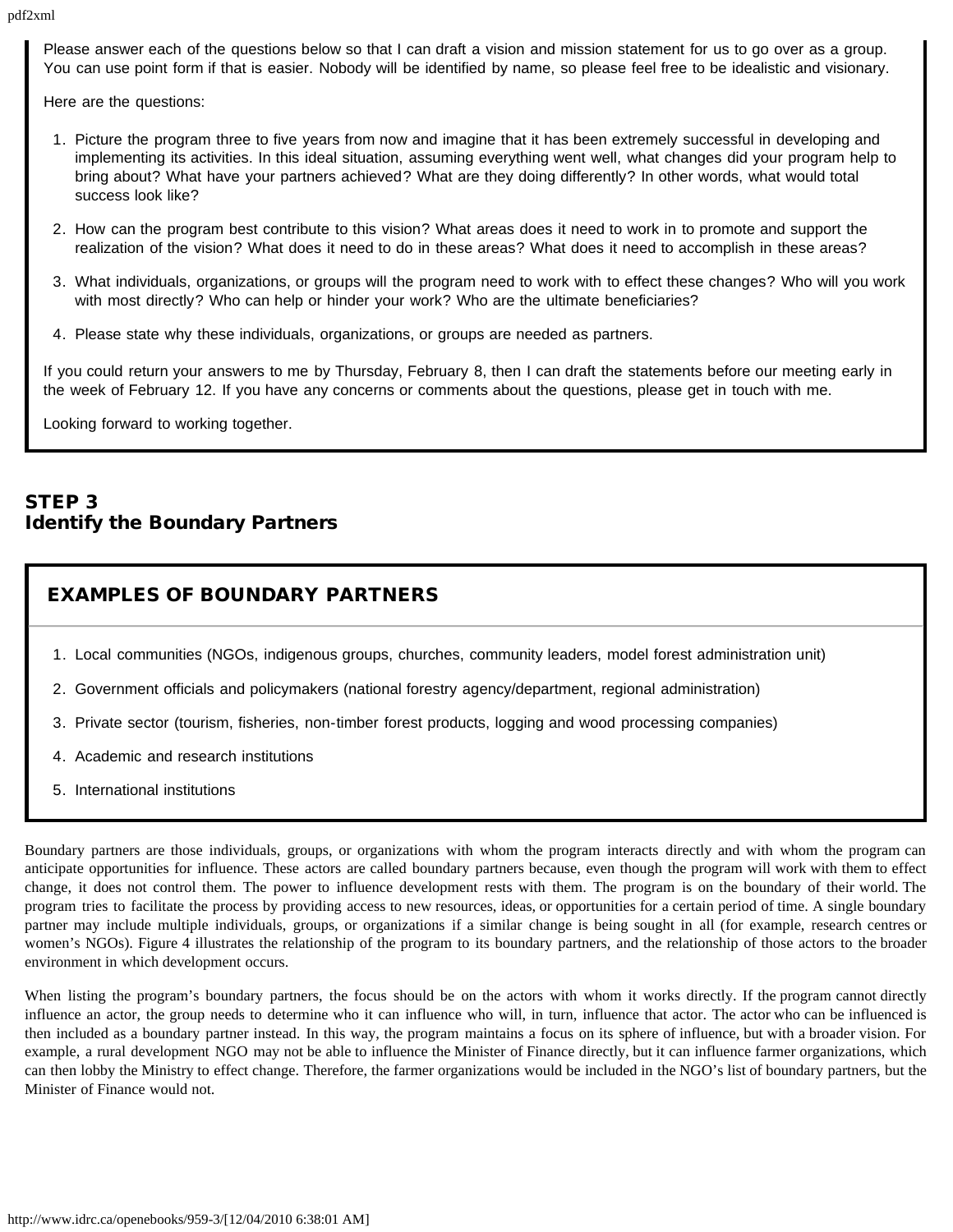Please answer each of the questions below so that I can draft a vision and mission statement for us to go over as a group. You can use point form if that is easier. Nobody will be identified by name, so please feel free to be idealistic and visionary.

Here are the questions:

1. Picture the program three to five years from now and imagine that it has been extremely successful in developing and implementing its activities. In this ideal situation, assuming everything went well, what changes did your program help to bring about? What have your partners achieved? What are they doing differently? In other words, what would total success look like?
2. How can the program best contribute to this vision? What areas does it need to work in to promote and support the realization of the vision? What does it need to do in these areas? What does it need to accomplish in these areas?
3. What individuals, organizations, or groups will the program need to work with to effect these changes? Who will you work with most directly? Who can help or hinder your work? Who are the ultimate beneficiaries?
4. Please state why these individuals, organizations, or groups are needed as partners.

If you could return your answers to me by Thursday, February 8, then I can draft the statements before our meeting early in the week of February 12. If you have any concerns or comments about the questions, please get in touch with me.

Looking forward to working together.

## STEP 3
## Identify the Boundary Partners

### EXAMPLES OF BOUNDARY PARTNERS

1. Local communities (NGOs, indigenous groups, churches, community leaders, model forest administration unit)
2. Government officials and policymakers (national forestry agency/department, regional administration)
3. Private sector (tourism, fisheries, non-timber forest products, logging and wood processing companies)
4. Academic and research institutions
5. International institutions

Boundary partners are those individuals, groups, or organizations with whom the program interacts directly and with whom the program can anticipate opportunities for influence. These actors are called boundary partners because, even though the program will work with them to effect change, it does not control them. The power to influence development rests with them. The program is on the boundary of their world. The program tries to facilitate the process by providing access to new resources, ideas, or opportunities for a certain period of time. A single boundary partner may include multiple individuals, groups, or organizations if a similar change is being sought in all (for example, research centres or women's NGOs). Figure 4 illustrates the relationship of the program to its boundary partners, and the relationship of those actors to the broader environment in which development occurs.

When listing the program's boundary partners, the focus should be on the actors with whom it works directly. If the program cannot directly influence an actor, the group needs to determine who it can influence who will, in turn, influence that actor. The actor who can be influenced is then included as a boundary partner instead. In this way, the program maintains a focus on its sphere of influence, but with a broader vision. For example, a rural development NGO may not be able to influence the Minister of Finance directly, but it can influence farmer organizations, which can then lobby the Ministry to effect change. Therefore, the farmer organizations would be included in the NGO's list of boundary partners, but the Minister of Finance would not.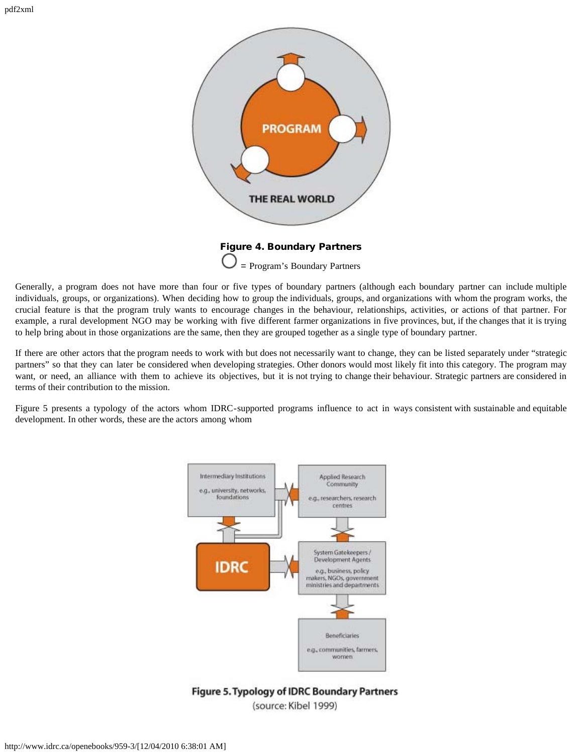**Figure 4. Boundary Partners**

○ = Program's Boundary Partners

Generally, a program does not have more than four or five types of boundary partners (although each boundary partner can include multiple individuals, groups, or organizations). When deciding how to group the individuals, groups, and organizations with whom the program works, the crucial feature is that the program truly wants to encourage changes in the behaviour, relationships, activities, or actions of that partner. For example, a rural development NGO may be working with five different farmer organizations in five provinces, but, if the changes that it is trying to help bring about in those organizations are the same, then they are grouped together as a single type of boundary partner.

If there are other actors that the program needs to work with but does not necessarily want to change, they can be listed separately under "strategic partners" so that they can later be considered when developing strategies. Other donors would most likely fit into this category. The program may want, or need, an alliance with them to achieve its objectives, but it is not trying to change their behaviour. Strategic partners are considered in terms of their contribution to the mission.

Figure 5 presents a typology of the actors whom IDRC-supported programs influence to act in ways consistent with sustainable and equitable development. In other words, these are the actors among whom

**Figure 5. Typology of IDRC Boundary Partners**

(source: Kibel 1999)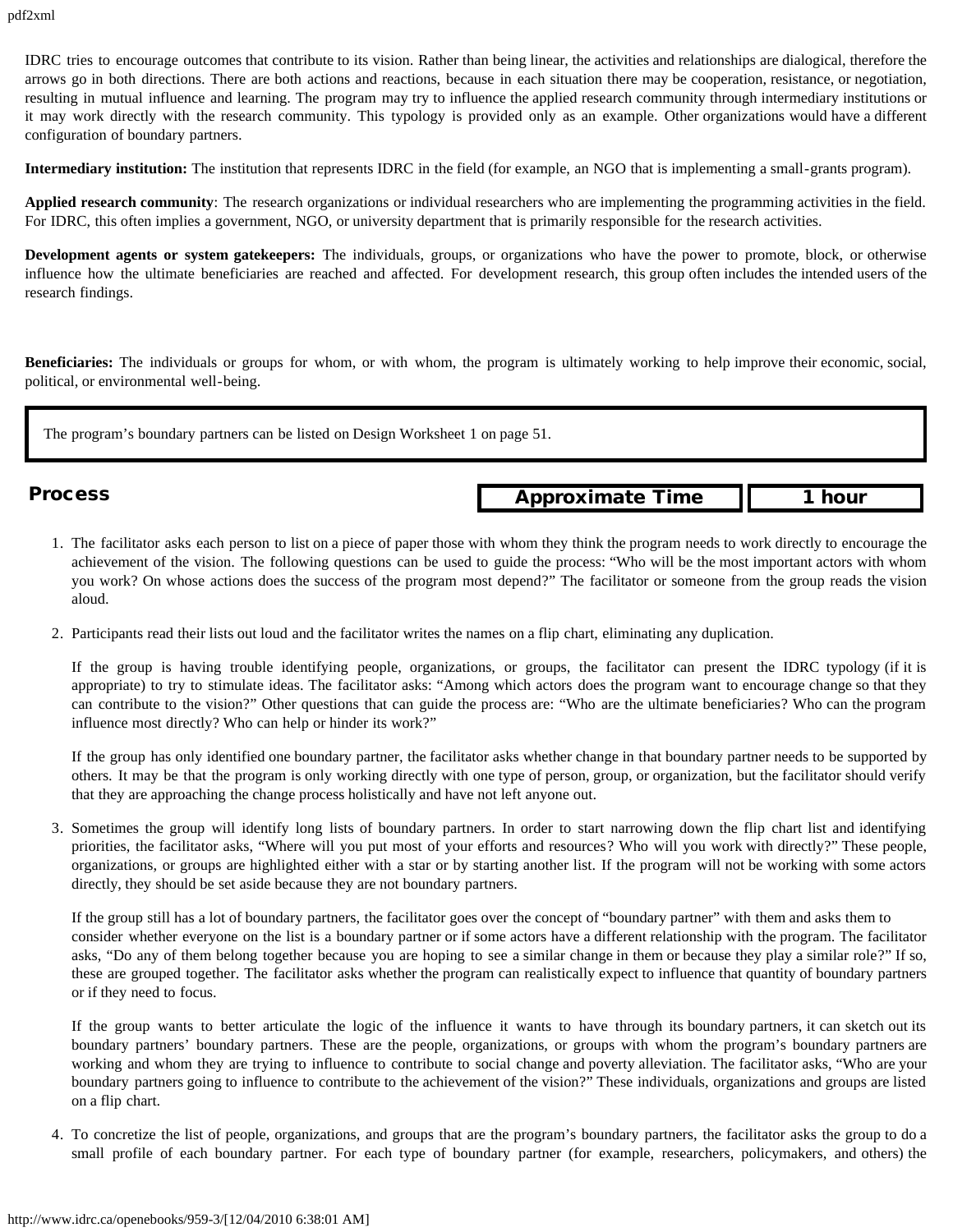IDRC tries to encourage outcomes that contribute to its vision. Rather than being linear, the activities and relationships are dialogical, therefore the arrows go in both directions. There are both actions and reactions, because in each situation there may be cooperation, resistance, or negotiation, resulting in mutual influence and learning. The program may try to influence the applied research community through intermediary institutions or it may work directly with the research community. This typology is provided only as an example. Other organizations would have a different configuration of boundary partners.

**Intermediary institution:** The institution that represents IDRC in the field (for example, an NGO that is implementing a small-grants program).

**Applied research community**: The research organizations or individual researchers who are implementing the programming activities in the field. For IDRC, this often implies a government, NGO, or university department that is primarily responsible for the research activities.

**Development agents or system gatekeepers:** The individuals, groups, or organizations who have the power to promote, block, or otherwise influence how the ultimate beneficiaries are reached and affected. For development research, this group often includes the intended users of the research findings.

**Beneficiaries:** The individuals or groups for whom, or with whom, the program is ultimately working to help improve their economic, social, political, or environmental well-being.

> The program's boundary partners can be listed on Design Worksheet 1 on page 51.

## Process

| Approximate Time | 1 hour |
| --- | --- |

1. The facilitator asks each person to list on a piece of paper those with whom they think the program needs to work directly to encourage the achievement of the vision. The following questions can be used to guide the process: "Who will be the most important actors with whom you work? On whose actions does the success of the program most depend?" The facilitator or someone from the group reads the vision aloud.

2. Participants read their lists out loud and the facilitator writes the names on a flip chart, eliminating any duplication.

   If the group is having trouble identifying people, organizations, or groups, the facilitator can present the IDRC typology (if it is appropriate) to try to stimulate ideas. The facilitator asks: "Among which actors does the program want to encourage change so that they can contribute to the vision?" Other questions that can guide the process are: "Who are the ultimate beneficiaries? Who can the program influence most directly? Who can help or hinder its work?"

   If the group has only identified one boundary partner, the facilitator asks whether change in that boundary partner needs to be supported by others. It may be that the program is only working directly with one type of person, group, or organization, but the facilitator should verify that they are approaching the change process holistically and have not left anyone out.

3. Sometimes the group will identify long lists of boundary partners. In order to start narrowing down the flip chart list and identifying priorities, the facilitator asks, "Where will you put most of your efforts and resources? Who will you work with directly?" These people, organizations, or groups are highlighted either with a star or by starting another list. If the program will not be working with some actors directly, they should be set aside because they are not boundary partners.

   If the group still has a lot of boundary partners, the facilitator goes over the concept of "boundary partner" with them and asks them to consider whether everyone on the list is a boundary partner or if some actors have a different relationship with the program. The facilitator asks, "Do any of them belong together because you are hoping to see a similar change in them or because they play a similar role?" If so, these are grouped together. The facilitator asks whether the program can realistically expect to influence that quantity of boundary partners or if they need to focus.

   If the group wants to better articulate the logic of the influence it wants to have through its boundary partners, it can sketch out its boundary partners' boundary partners. These are the people, organizations, or groups with whom the program's boundary partners are working and whom they are trying to influence to contribute to social change and poverty alleviation. The facilitator asks, "Who are your boundary partners going to influence to contribute to the achievement of the vision?" These individuals, organizations and groups are listed on a flip chart.

4. To concretize the list of people, organizations, and groups that are the program's boundary partners, the facilitator asks the group to do a small profile of each boundary partner. For each type of boundary partner (for example, researchers, policymakers, and others) the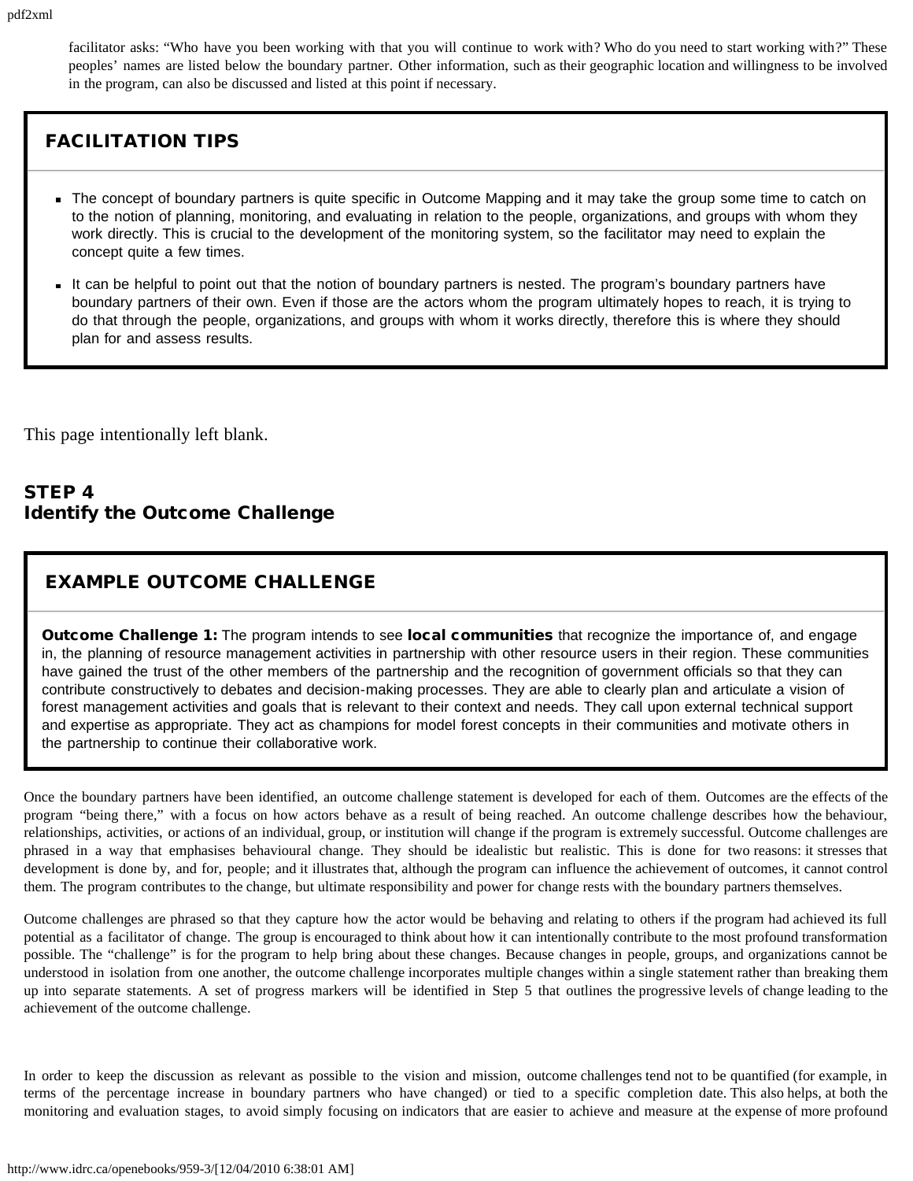facilitator asks: "Who have you been working with that you will continue to work with? Who do you need to start working with?" These peoples' names are listed below the boundary partner. Other information, such as their geographic location and willingness to be involved in the program, can also be discussed and listed at this point if necessary.

### FACILITATION TIPS

- The concept of boundary partners is quite specific in Outcome Mapping and it may take the group some time to catch on to the notion of planning, monitoring, and evaluating in relation to the people, organizations, and groups with whom they work directly. This is crucial to the development of the monitoring system, so the facilitator may need to explain the concept quite a few times.
- It can be helpful to point out that the notion of boundary partners is nested. The program's boundary partners have boundary partners of their own. Even if those are the actors whom the program ultimately hopes to reach, it is trying to do that through the people, organizations, and groups with whom it works directly, therefore this is where they should plan for and assess results.

This page intentionally left blank.

## STEP 4
## Identify the Outcome Challenge

### EXAMPLE OUTCOME CHALLENGE

**Outcome Challenge 1:** The program intends to see **local communities** that recognize the importance of, and engage in, the planning of resource management activities in partnership with other resource users in their region. These communities have gained the trust of the other members of the partnership and the recognition of government officials so that they can contribute constructively to debates and decision-making processes. They are able to clearly plan and articulate a vision of forest management activities and goals that is relevant to their context and needs. They call upon external technical support and expertise as appropriate. They act as champions for model forest concepts in their communities and motivate others in the partnership to continue their collaborative work.

Once the boundary partners have been identified, an outcome challenge statement is developed for each of them. Outcomes are the effects of the program "being there," with a focus on how actors behave as a result of being reached. An outcome challenge describes how the behaviour, relationships, activities, or actions of an individual, group, or institution will change if the program is extremely successful. Outcome challenges are phrased in a way that emphasises behavioural change. They should be idealistic but realistic. This is done for two reasons: it stresses that development is done by, and for, people; and it illustrates that, although the program can influence the achievement of outcomes, it cannot control them. The program contributes to the change, but ultimate responsibility and power for change rests with the boundary partners themselves.

Outcome challenges are phrased so that they capture how the actor would be behaving and relating to others if the program had achieved its full potential as a facilitator of change. The group is encouraged to think about how it can intentionally contribute to the most profound transformation possible. The "challenge" is for the program to help bring about these changes. Because changes in people, groups, and organizations cannot be understood in isolation from one another, the outcome challenge incorporates multiple changes within a single statement rather than breaking them up into separate statements. A set of progress markers will be identified in Step 5 that outlines the progressive levels of change leading to the achievement of the outcome challenge.

In order to keep the discussion as relevant as possible to the vision and mission, outcome challenges tend not to be quantified (for example, in terms of the percentage increase in boundary partners who have changed) or tied to a specific completion date. This also helps, at both the monitoring and evaluation stages, to avoid simply focusing on indicators that are easier to achieve and measure at the expense of more profound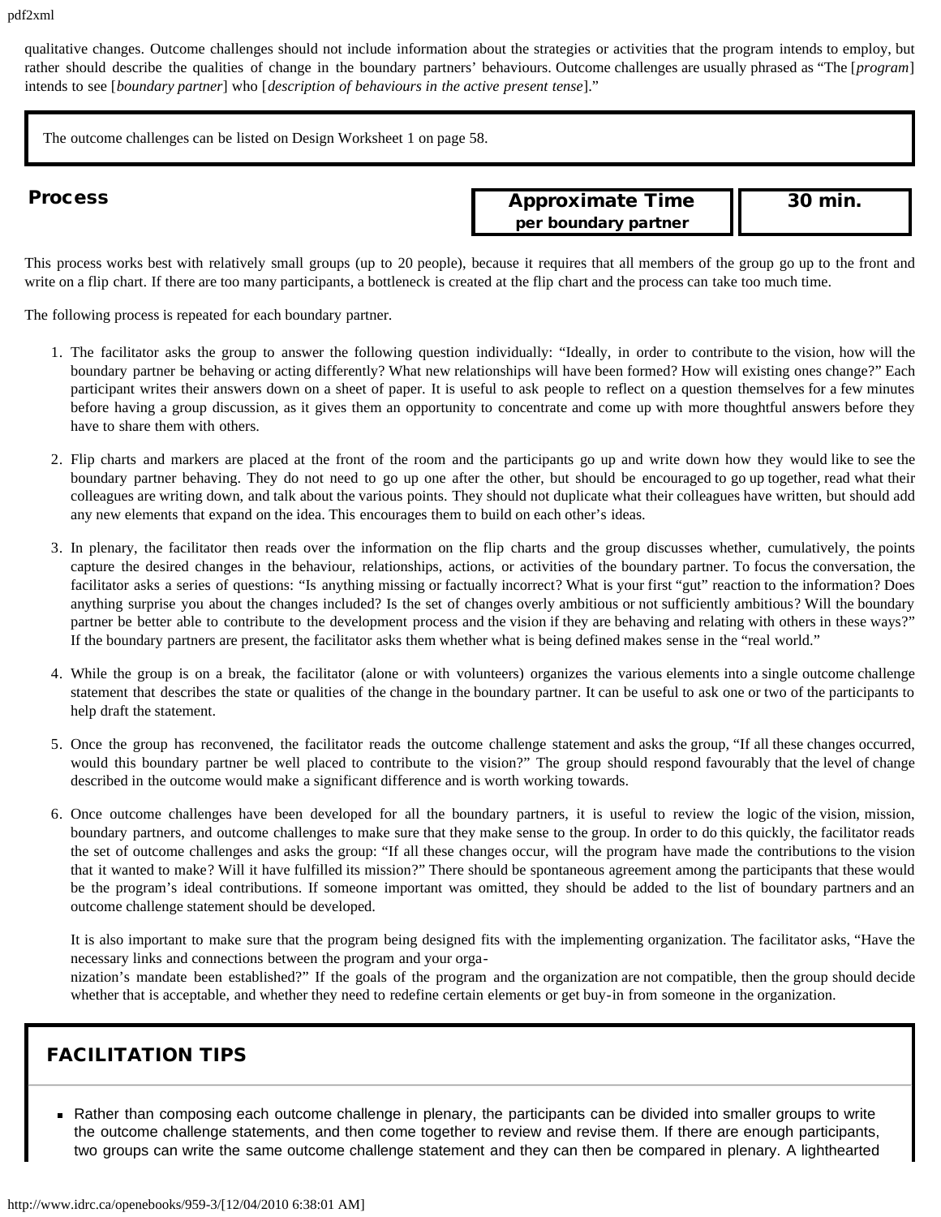qualitative changes. Outcome challenges should not include information about the strategies or activities that the program intends to employ, but rather should describe the qualities of change in the boundary partners' behaviours. Outcome challenges are usually phrased as "The [*program*] intends to see [*boundary partner*] who [*description of behaviours in the active present tense*]."

> The outcome challenges can be listed on Design Worksheet 1 on page 58.

## Process

| Approximate Time per boundary partner | 30 min. |
|---|---|

This process works best with relatively small groups (up to 20 people), because it requires that all members of the group go up to the front and write on a flip chart. If there are too many participants, a bottleneck is created at the flip chart and the process can take too much time.

The following process is repeated for each boundary partner.

1. The facilitator asks the group to answer the following question individually: "Ideally, in order to contribute to the vision, how will the boundary partner be behaving or acting differently? What new relationships will have been formed? How will existing ones change?" Each participant writes their answers down on a sheet of paper. It is useful to ask people to reflect on a question themselves for a few minutes before having a group discussion, as it gives them an opportunity to concentrate and come up with more thoughtful answers before they have to share them with others.

2. Flip charts and markers are placed at the front of the room and the participants go up and write down how they would like to see the boundary partner behaving. They do not need to go up one after the other, but should be encouraged to go up together, read what their colleagues are writing down, and talk about the various points. They should not duplicate what their colleagues have written, but should add any new elements that expand on the idea. This encourages them to build on each other's ideas.

3. In plenary, the facilitator then reads over the information on the flip charts and the group discusses whether, cumulatively, the points capture the desired changes in the behaviour, relationships, actions, or activities of the boundary partner. To focus the conversation, the facilitator asks a series of questions: "Is anything missing or factually incorrect? What is your first "gut" reaction to the information? Does anything surprise you about the changes included? Is the set of changes overly ambitious or not sufficiently ambitious? Will the boundary partner be better able to contribute to the development process and the vision if they are behaving and relating with others in these ways?" If the boundary partners are present, the facilitator asks them whether what is being defined makes sense in the "real world."

4. While the group is on a break, the facilitator (alone or with volunteers) organizes the various elements into a single outcome challenge statement that describes the state or qualities of the change in the boundary partner. It can be useful to ask one or two of the participants to help draft the statement.

5. Once the group has reconvened, the facilitator reads the outcome challenge statement and asks the group, "If all these changes occurred, would this boundary partner be well placed to contribute to the vision?" The group should respond favourably that the level of change described in the outcome would make a significant difference and is worth working towards.

6. Once outcome challenges have been developed for all the boundary partners, it is useful to review the logic of the vision, mission, boundary partners, and outcome challenges to make sure that they make sense to the group. In order to do this quickly, the facilitator reads the set of outcome challenges and asks the group: "If all these changes occur, will the program have made the contributions to the vision that it wanted to make? Will it have fulfilled its mission?" There should be spontaneous agreement among the participants that these would be the program's ideal contributions. If someone important was omitted, they should be added to the list of boundary partners and an outcome challenge statement should be developed.

   It is also important to make sure that the program being designed fits with the implementing organization. The facilitator asks, "Have the necessary links and connections between the program and your organization's mandate been established?" If the goals of the program and the organization are not compatible, then the group should decide whether that is acceptable, and whether they need to redefine certain elements or get buy-in from someone in the organization.

## FACILITATION TIPS

- Rather than composing each outcome challenge in plenary, the participants can be divided into smaller groups to write the outcome challenge statements, and then come together to review and revise them. If there are enough participants, two groups can write the same outcome challenge statement and they can then be compared in plenary. A lighthearted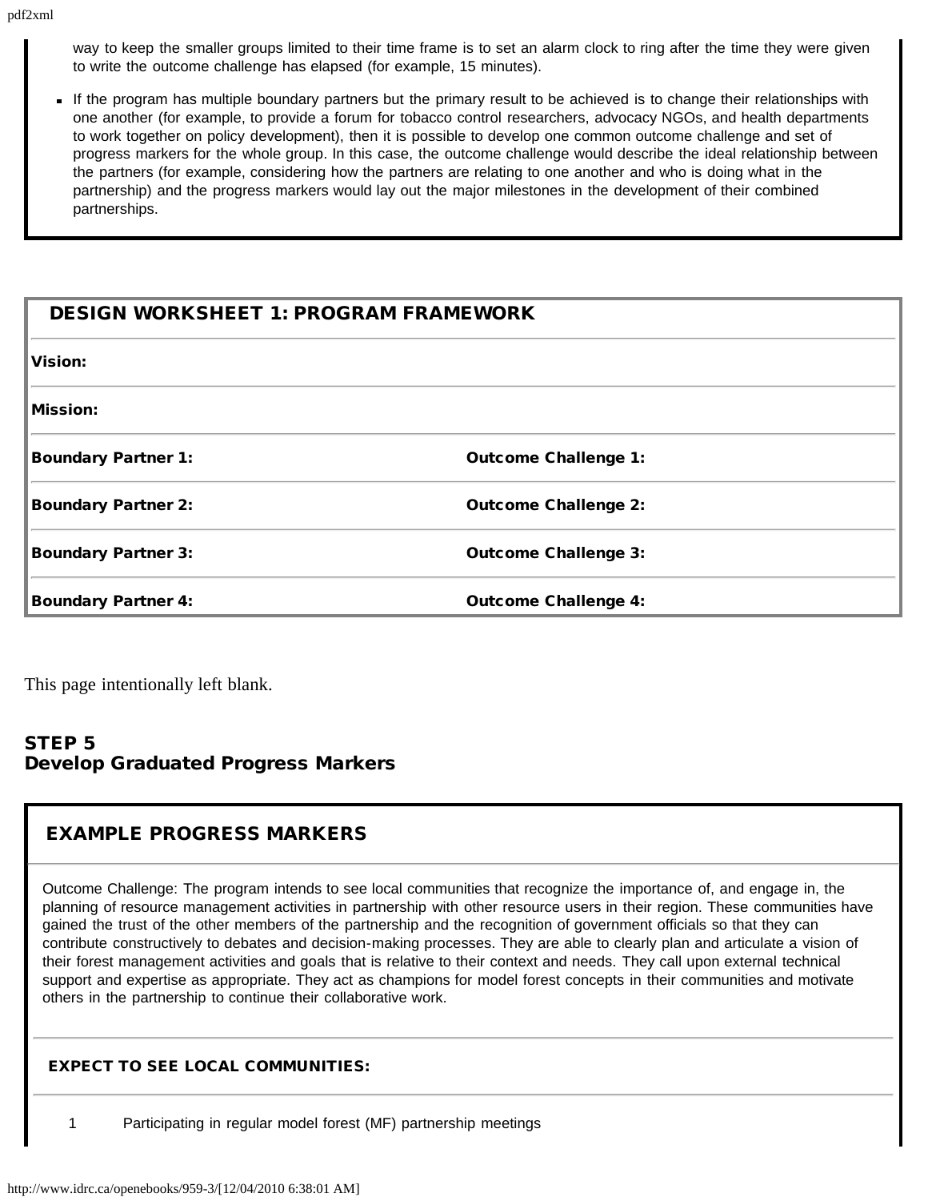way to keep the smaller groups limited to their time frame is to set an alarm clock to ring after the time they were given to write the outcome challenge has elapsed (for example, 15 minutes).

- If the program has multiple boundary partners but the primary result to be achieved is to change their relationships with one another (for example, to provide a forum for tobacco control researchers, advocacy NGOs, and health departments to work together on policy development), then it is possible to develop one common outcome challenge and set of progress markers for the whole group. In this case, the outcome challenge would describe the ideal relationship between the partners (for example, considering how the partners are relating to one another and who is doing what in the partnership) and the progress markers would lay out the major milestones in the development of their combined partnerships.

| DESIGN WORKSHEET 1: PROGRAM FRAMEWORK | |
|---|---|
| **Vision:** | |
| **Mission:** | |
| **Boundary Partner 1:** | **Outcome Challenge 1:** |
| **Boundary Partner 2:** | **Outcome Challenge 2:** |
| **Boundary Partner 3:** | **Outcome Challenge 3:** |
| **Boundary Partner 4:** | **Outcome Challenge 4:** |

This page intentionally left blank.

## STEP 5
## Develop Graduated Progress Markers

### EXAMPLE PROGRESS MARKERS

Outcome Challenge: The program intends to see local communities that recognize the importance of, and engage in, the planning of resource management activities in partnership with other resource users in their region. These communities have gained the trust of the other members of the partnership and the recognition of government officials so that they can contribute constructively to debates and decision-making processes. They are able to clearly plan and articulate a vision of their forest management activities and goals that is relative to their context and needs. They call upon external technical support and expertise as appropriate. They act as champions for model forest concepts in their communities and motivate others in the partnership to continue their collaborative work.

#### EXPECT TO SEE LOCAL COMMUNITIES:

1. Participating in regular model forest (MF) partnership meetings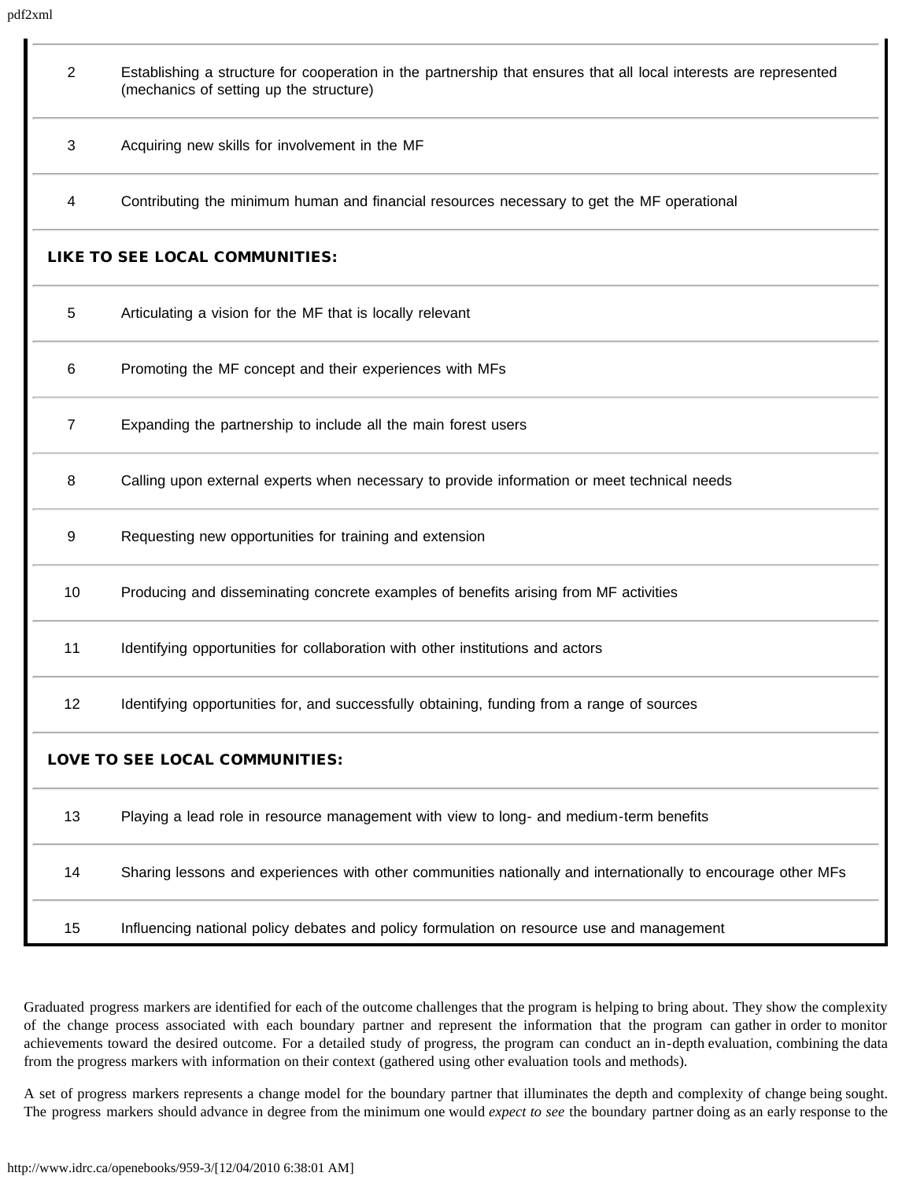| | |
|---|---|
| 2 | Establishing a structure for cooperation in the partnership that ensures that all local interests are represented (mechanics of setting up the structure) |
| 3 | Acquiring new skills for involvement in the MF |
| 4 | Contributing the minimum human and financial resources necessary to get the MF operational |
| **LIKE TO SEE LOCAL COMMUNITIES:** | |
| 5 | Articulating a vision for the MF that is locally relevant |
| 6 | Promoting the MF concept and their experiences with MFs |
| 7 | Expanding the partnership to include all the main forest users |
| 8 | Calling upon external experts when necessary to provide information or meet technical needs |
| 9 | Requesting new opportunities for training and extension |
| 10 | Producing and disseminating concrete examples of benefits arising from MF activities |
| 11 | Identifying opportunities for collaboration with other institutions and actors |
| 12 | Identifying opportunities for, and successfully obtaining, funding from a range of sources |
| **LOVE TO SEE LOCAL COMMUNITIES:** | |
| 13 | Playing a lead role in resource management with view to long- and medium-term benefits |
| 14 | Sharing lessons and experiences with other communities nationally and internationally to encourage other MFs |
| 15 | Influencing national policy debates and policy formulation on resource use and management |

Graduated progress markers are identified for each of the outcome challenges that the program is helping to bring about. They show the complexity of the change process associated with each boundary partner and represent the information that the program can gather in order to monitor achievements toward the desired outcome. For a detailed study of progress, the program can conduct an in-depth evaluation, combining the data from the progress markers with information on their context (gathered using other evaluation tools and methods).

A set of progress markers represents a change model for the boundary partner that illuminates the depth and complexity of change being sought. The progress markers should advance in degree from the minimum one would *expect to see* the boundary partner doing as an early response to the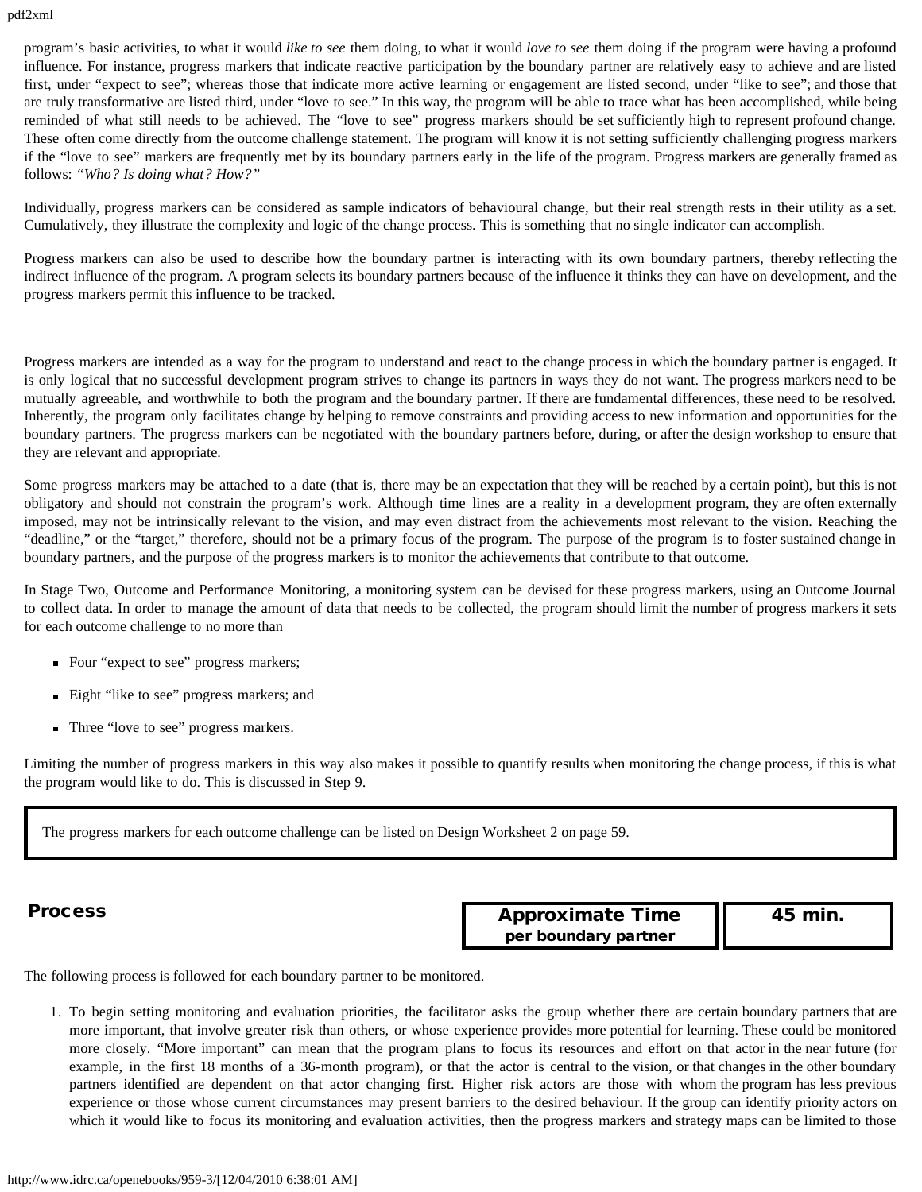program's basic activities, to what it would *like to see* them doing, to what it would *love to see* them doing if the program were having a profound influence. For instance, progress markers that indicate reactive participation by the boundary partner are relatively easy to achieve and are listed first, under "expect to see"; whereas those that indicate more active learning or engagement are listed second, under "like to see"; and those that are truly transformative are listed third, under "love to see." In this way, the program will be able to trace what has been accomplished, while being reminded of what still needs to be achieved. The "love to see" progress markers should be set sufficiently high to represent profound change. These often come directly from the outcome challenge statement. The program will know it is not setting sufficiently challenging progress markers if the "love to see" markers are frequently met by its boundary partners early in the life of the program. Progress markers are generally framed as follows: *"Who? Is doing what? How?"*

Individually, progress markers can be considered as sample indicators of behavioural change, but their real strength rests in their utility as a set. Cumulatively, they illustrate the complexity and logic of the change process. This is something that no single indicator can accomplish.

Progress markers can also be used to describe how the boundary partner is interacting with its own boundary partners, thereby reflecting the indirect influence of the program. A program selects its boundary partners because of the influence it thinks they can have on development, and the progress markers permit this influence to be tracked.

Progress markers are intended as a way for the program to understand and react to the change process in which the boundary partner is engaged. It is only logical that no successful development program strives to change its partners in ways they do not want. The progress markers need to be mutually agreeable, and worthwhile to both the program and the boundary partner. If there are fundamental differences, these need to be resolved. Inherently, the program only facilitates change by helping to remove constraints and providing access to new information and opportunities for the boundary partners. The progress markers can be negotiated with the boundary partners before, during, or after the design workshop to ensure that they are relevant and appropriate.

Some progress markers may be attached to a date (that is, there may be an expectation that they will be reached by a certain point), but this is not obligatory and should not constrain the program's work. Although time lines are a reality in a development program, they are often externally imposed, may not be intrinsically relevant to the vision, and may even distract from the achievements most relevant to the vision. Reaching the "deadline," or the "target," therefore, should not be a primary focus of the program. The purpose of the program is to foster sustained change in boundary partners, and the purpose of the progress markers is to monitor the achievements that contribute to that outcome.

In Stage Two, Outcome and Performance Monitoring, a monitoring system can be devised for these progress markers, using an Outcome Journal to collect data. In order to manage the amount of data that needs to be collected, the program should limit the number of progress markers it sets for each outcome challenge to no more than

- Four "expect to see" progress markers;
- Eight "like to see" progress markers; and
- Three "love to see" progress markers.

Limiting the number of progress markers in this way also makes it possible to quantify results when monitoring the change process, if this is what the program would like to do. This is discussed in Step 9.

The progress markers for each outcome challenge can be listed on Design Worksheet 2 on page 59.

## Process

**Approximate Time per boundary partner** | **45 min.**

The following process is followed for each boundary partner to be monitored.

1. To begin setting monitoring and evaluation priorities, the facilitator asks the group whether there are certain boundary partners that are more important, that involve greater risk than others, or whose experience provides more potential for learning. These could be monitored more closely. "More important" can mean that the program plans to focus its resources and effort on that actor in the near future (for example, in the first 18 months of a 36-month program), or that the actor is central to the vision, or that changes in the other boundary partners identified are dependent on that actor changing first. Higher risk actors are those with whom the program has less previous experience or those whose current circumstances may present barriers to the desired behaviour. If the group can identify priority actors on which it would like to focus its monitoring and evaluation activities, then the progress markers and strategy maps can be limited to those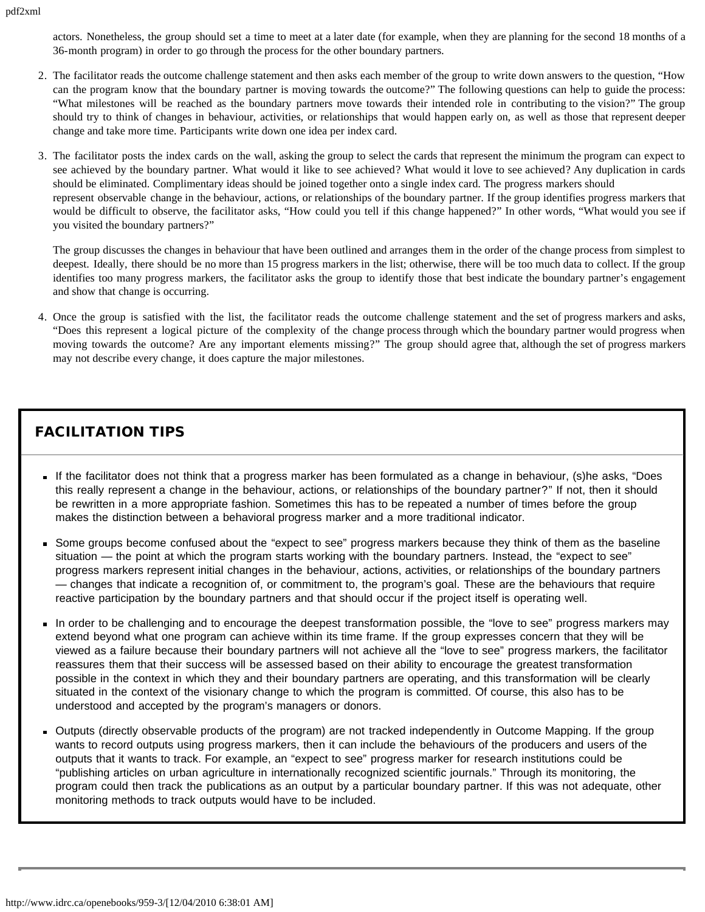actors. Nonetheless, the group should set a time to meet at a later date (for example, when they are planning for the second 18 months of a 36-month program) in order to go through the process for the other boundary partners.

2. The facilitator reads the outcome challenge statement and then asks each member of the group to write down answers to the question, "How can the program know that the boundary partner is moving towards the outcome?" The following questions can help to guide the process: "What milestones will be reached as the boundary partners move towards their intended role in contributing to the vision?" The group should try to think of changes in behaviour, activities, or relationships that would happen early on, as well as those that represent deeper change and take more time. Participants write down one idea per index card.

3. The facilitator posts the index cards on the wall, asking the group to select the cards that represent the minimum the program can expect to see achieved by the boundary partner. What would it like to see achieved? What would it love to see achieved? Any duplication in cards should be eliminated. Complimentary ideas should be joined together onto a single index card. The progress markers should represent observable change in the behaviour, actions, or relationships of the boundary partner. If the group identifies progress markers that would be difficult to observe, the facilitator asks, "How could you tell if this change happened?" In other words, "What would you see if you visited the boundary partners?"

   The group discusses the changes in behaviour that have been outlined and arranges them in the order of the change process from simplest to deepest. Ideally, there should be no more than 15 progress markers in the list; otherwise, there will be too much data to collect. If the group identifies too many progress markers, the facilitator asks the group to identify those that best indicate the boundary partner's engagement and show that change is occurring.

4. Once the group is satisfied with the list, the facilitator reads the outcome challenge statement and the set of progress markers and asks, "Does this represent a logical picture of the complexity of the change process through which the boundary partner would progress when moving towards the outcome? Are any important elements missing?" The group should agree that, although the set of progress markers may not describe every change, it does capture the major milestones.

## FACILITATION TIPS

- If the facilitator does not think that a progress marker has been formulated as a change in behaviour, (s)he asks, "Does this really represent a change in the behaviour, actions, or relationships of the boundary partner?" If not, then it should be rewritten in a more appropriate fashion. Sometimes this has to be repeated a number of times before the group makes the distinction between a behavioral progress marker and a more traditional indicator.

- Some groups become confused about the "expect to see" progress markers because they think of them as the baseline situation — the point at which the program starts working with the boundary partners. Instead, the "expect to see" progress markers represent initial changes in the behaviour, actions, activities, or relationships of the boundary partners — changes that indicate a recognition of, or commitment to, the program's goal. These are the behaviours that require reactive participation by the boundary partners and that should occur if the project itself is operating well.

- In order to be challenging and to encourage the deepest transformation possible, the "love to see" progress markers may extend beyond what one program can achieve within its time frame. If the group expresses concern that they will be viewed as a failure because their boundary partners will not achieve all the "love to see" progress markers, the facilitator reassures them that their success will be assessed based on their ability to encourage the greatest transformation possible in the context in which they and their boundary partners are operating, and this transformation will be clearly situated in the context of the visionary change to which the program is committed. Of course, this also has to be understood and accepted by the program's managers or donors.

- Outputs (directly observable products of the program) are not tracked independently in Outcome Mapping. If the group wants to record outputs using progress markers, then it can include the behaviours of the producers and users of the outputs that it wants to track. For example, an "expect to see" progress marker for research institutions could be "publishing articles on urban agriculture in internationally recognized scientific journals." Through its monitoring, the program could then track the publications as an output by a particular boundary partner. If this was not adequate, other monitoring methods to track outputs would have to be included.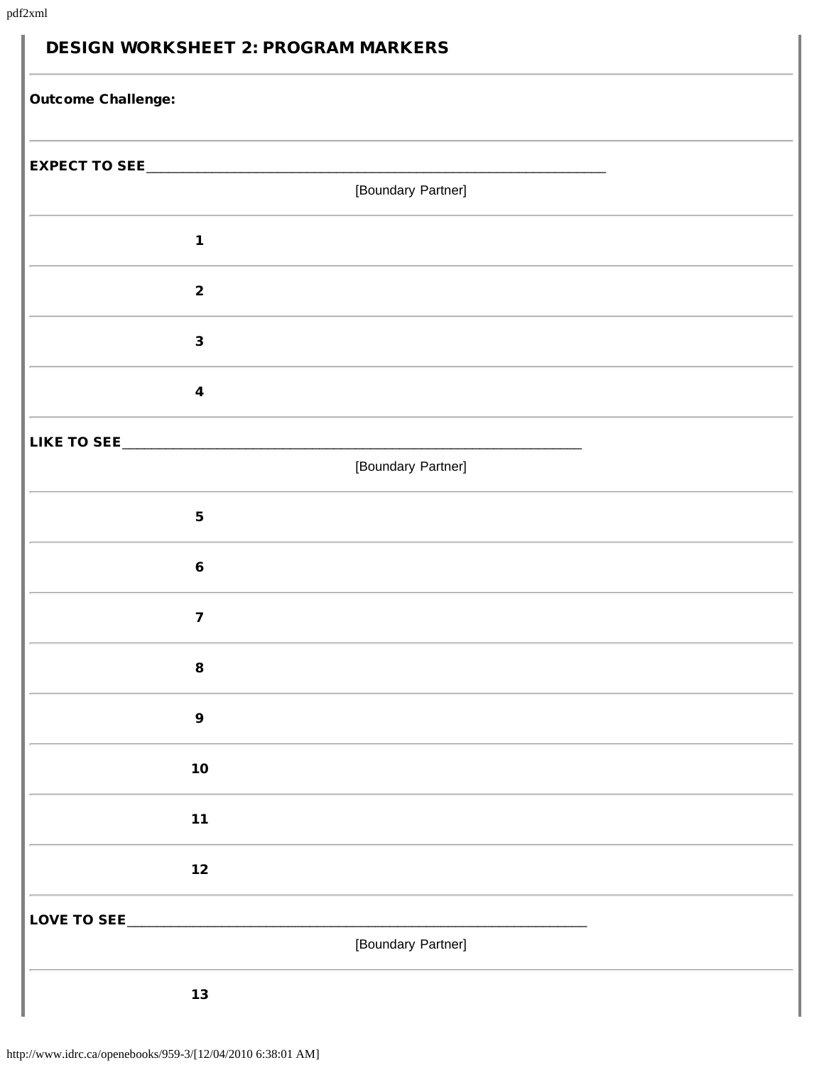## DESIGN WORKSHEET 2: PROGRAM MARKERS

**Outcome Challenge:**

**EXPECT TO SEE**\_\_\_\_\_\_\_\_\_\_\_\_\_\_\_\_\_\_\_\_\_\_\_\_\_\_\_\_\_\_\_\_\_\_\_\_\_\_\_\_\_\_\_\_\_\_\_\_\_\_\_\_\_\_\_\_\_\_\_\_\_\_

[Boundary Partner]

| | |
|---|---|
| **1** | |
| **2** | |
| **3** | |
| **4** | |

**LIKE TO SEE**\_\_\_\_\_\_\_\_\_\_\_\_\_\_\_\_\_\_\_\_\_\_\_\_\_\_\_\_\_\_\_\_\_\_\_\_\_\_\_\_\_\_\_\_\_\_\_\_\_\_\_\_\_\_\_\_\_\_\_\_\_\_

[Boundary Partner]

| | |
|---|---|
| **5** | |
| **6** | |
| **7** | |
| **8** | |
| **9** | |
| **10** | |
| **11** | |
| **12** | |

**LOVE TO SEE**\_\_\_\_\_\_\_\_\_\_\_\_\_\_\_\_\_\_\_\_\_\_\_\_\_\_\_\_\_\_\_\_\_\_\_\_\_\_\_\_\_\_\_\_\_\_\_\_\_\_\_\_\_\_\_\_\_\_\_\_\_\_

[Boundary Partner]

| | |
|---|---|
| **13** | |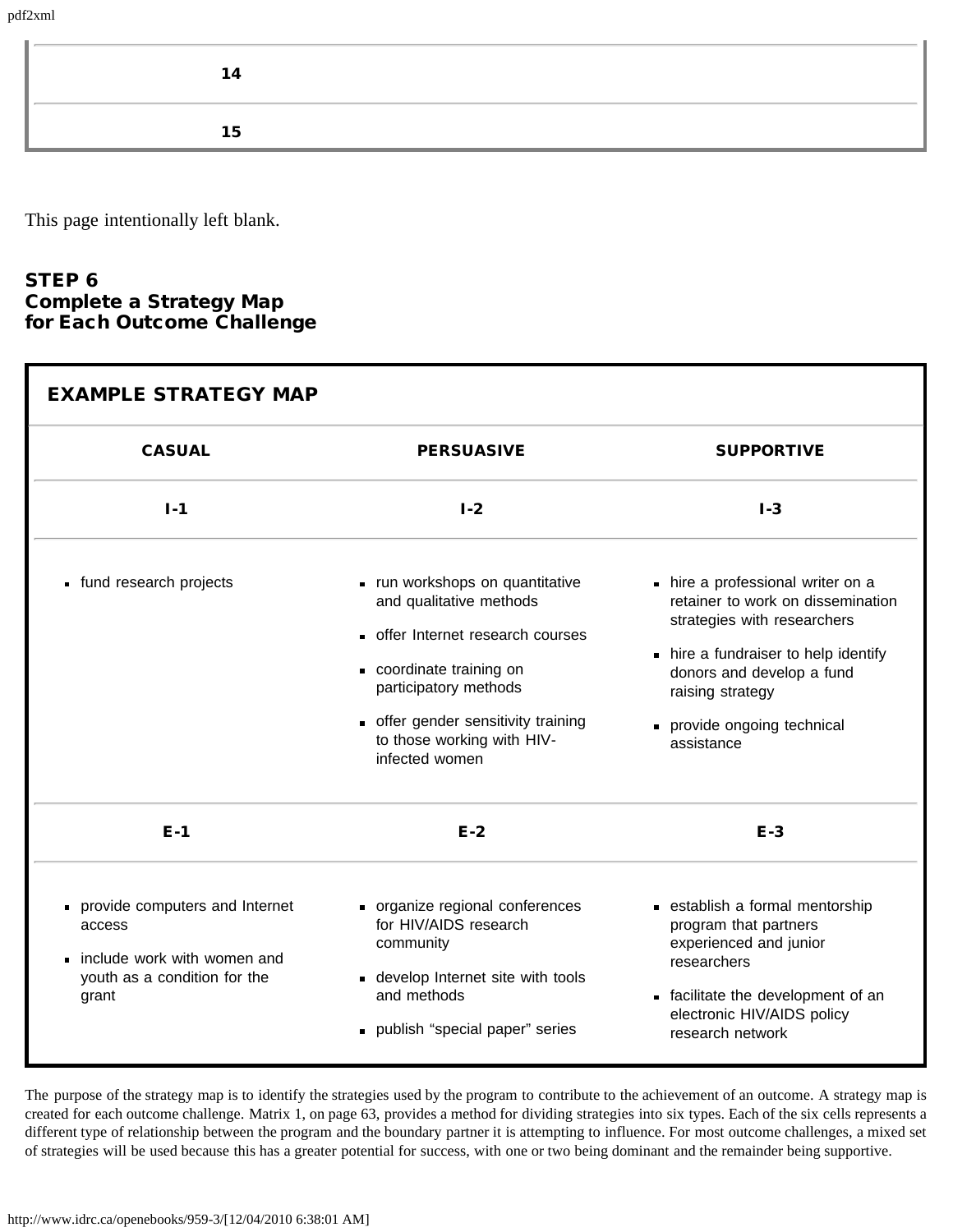| 14 | |
|---|---|
| 15 | |

This page intentionally left blank.

## STEP 6
## Complete a Strategy Map for Each Outcome Challenge

| EXAMPLE STRATEGY MAP | | |
|---|---|---|
| **CASUAL** | **PERSUASIVE** | **SUPPORTIVE** |
| **I-1** | **I-2** | **I-3** |
| ▪ fund research projects | ▪ run workshops on quantitative and qualitative methods<br>▪ offer Internet research courses<br>▪ coordinate training on participatory methods<br>▪ offer gender sensitivity training to those working with HIV-infected women | ▪ hire a professional writer on a retainer to work on dissemination strategies with researchers<br>▪ hire a fundraiser to help identify donors and develop a fund raising strategy<br>▪ provide ongoing technical assistance |
| **E-1** | **E-2** | **E-3** |
| ▪ provide computers and Internet access<br>▪ include work with women and youth as a condition for the grant | ▪ organize regional conferences for HIV/AIDS research community<br>▪ develop Internet site with tools and methods<br>▪ publish "special paper" series | ▪ establish a formal mentorship program that partners experienced and junior researchers<br>▪ facilitate the development of an electronic HIV/AIDS policy research network |

The purpose of the strategy map is to identify the strategies used by the program to contribute to the achievement of an outcome. A strategy map is created for each outcome challenge. Matrix 1, on page 63, provides a method for dividing strategies into six types. Each of the six cells represents a different type of relationship between the program and the boundary partner it is attempting to influence. For most outcome challenges, a mixed set of strategies will be used because this has a greater potential for success, with one or two being dominant and the remainder being supportive.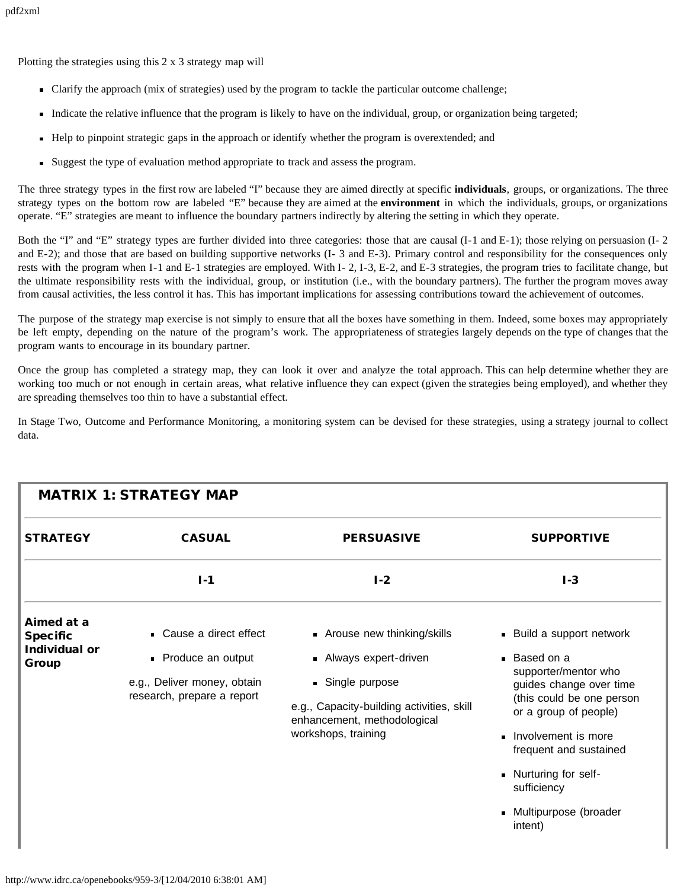Plotting the strategies using this 2 x 3 strategy map will

- Clarify the approach (mix of strategies) used by the program to tackle the particular outcome challenge;
- Indicate the relative influence that the program is likely to have on the individual, group, or organization being targeted;
- Help to pinpoint strategic gaps in the approach or identify whether the program is overextended; and
- Suggest the type of evaluation method appropriate to track and assess the program.

The three strategy types in the first row are labeled "I" because they are aimed directly at specific **individuals**, groups, or organizations. The three strategy types on the bottom row are labeled "E" because they are aimed at the **environment** in which the individuals, groups, or organizations operate. "E" strategies are meant to influence the boundary partners indirectly by altering the setting in which they operate.

Both the "I" and "E" strategy types are further divided into three categories: those that are causal (I-1 and E-1); those relying on persuasion (I- 2 and E-2); and those that are based on building supportive networks (I- 3 and E-3). Primary control and responsibility for the consequences only rests with the program when I-1 and E-1 strategies are employed. With I- 2, I-3, E-2, and E-3 strategies, the program tries to facilitate change, but the ultimate responsibility rests with the individual, group, or institution (i.e., with the boundary partners). The further the program moves away from causal activities, the less control it has. This has important implications for assessing contributions toward the achievement of outcomes.

The purpose of the strategy map exercise is not simply to ensure that all the boxes have something in them. Indeed, some boxes may appropriately be left empty, depending on the nature of the program's work. The appropriateness of strategies largely depends on the type of changes that the program wants to encourage in its boundary partner.

Once the group has completed a strategy map, they can look it over and analyze the total approach. This can help determine whether they are working too much or not enough in certain areas, what relative influence they can expect (given the strategies being employed), and whether they are spreading themselves too thin to have a substantial effect.

In Stage Two, Outcome and Performance Monitoring, a monitoring system can be devised for these strategies, using a strategy journal to collect data.

**MATRIX 1: STRATEGY MAP**

| STRATEGY | CASUAL | PERSUASIVE | SUPPORTIVE |
|---|---|---|---|
| | I-1 | I-2 | I-3 |
| **Aimed at a Specific Individual or Group** | • Cause a direct effect<br>• Produce an output<br>e.g., Deliver money, obtain research, prepare a report | • Arouse new thinking/skills<br>• Always expert-driven<br>• Single purpose<br>e.g., Capacity-building activities, skill enhancement, methodological workshops, training | • Build a support network<br>• Based on a supporter/mentor who guides change over time (this could be one person or a group of people)<br>• Involvement is more frequent and sustained<br>• Nurturing for self-sufficiency<br>• Multipurpose (broader intent) |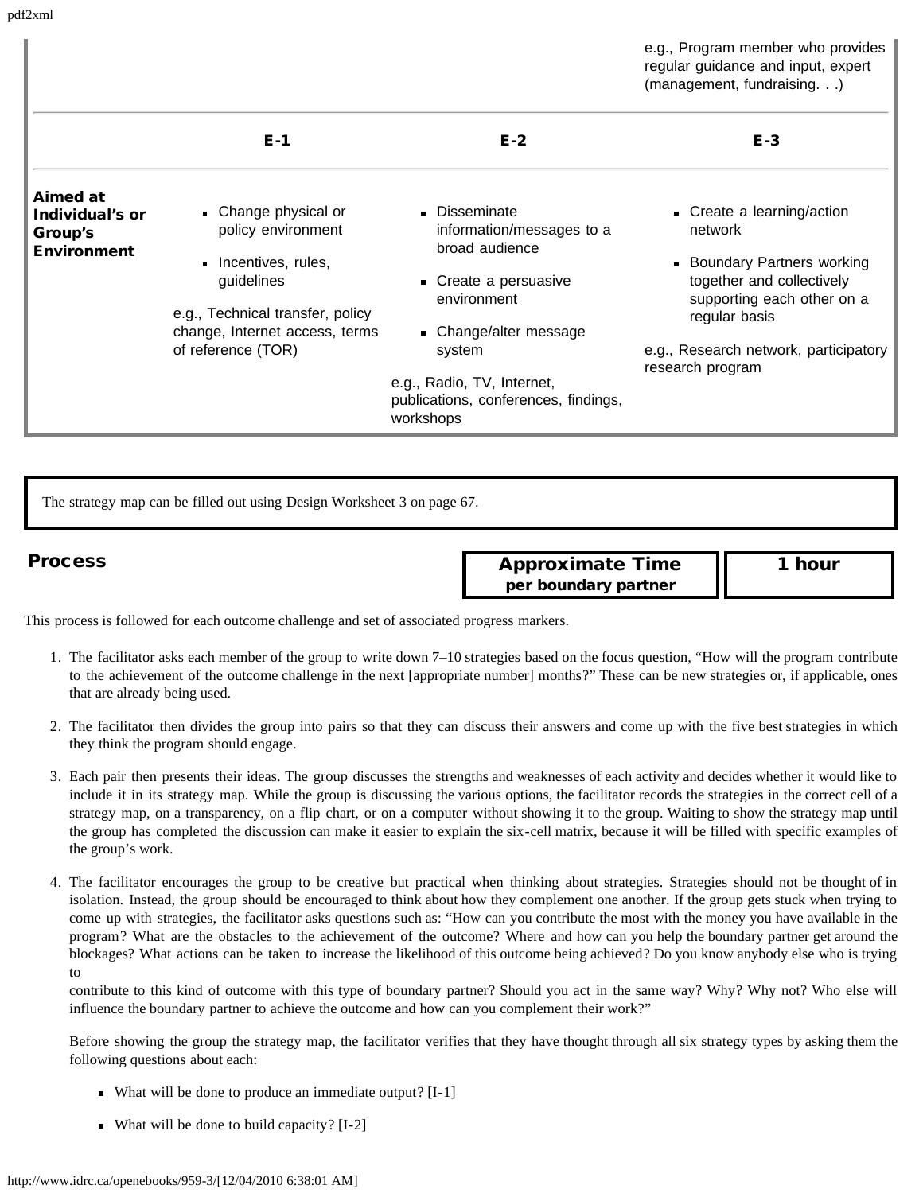| | | | e.g., Program member who provides regular guidance and input, expert (management, fundraising. . .) |
|---|---|---|---|
| | **E-1** | **E-2** | **E-3** |
| **Aimed at Individual's or Group's Environment** | ▪ Change physical or policy environment<br>▪ Incentives, rules, guidelines<br>e.g., Technical transfer, policy change, Internet access, terms of reference (TOR) | ▪ Disseminate information/messages to a broad audience<br>▪ Create a persuasive environment<br>▪ Change/alter message system<br>e.g., Radio, TV, Internet, publications, conferences, findings, workshops | ▪ Create a learning/action network<br>▪ Boundary Partners working together and collectively supporting each other on a regular basis<br>e.g., Research network, participatory research program |

The strategy map can be filled out using Design Worksheet 3 on page 67.

## Process

| Approximate Time per boundary partner | 1 hour |
|---|---|

This process is followed for each outcome challenge and set of associated progress markers.

1. The facilitator asks each member of the group to write down 7–10 strategies based on the focus question, "How will the program contribute to the achievement of the outcome challenge in the next [appropriate number] months?" These can be new strategies or, if applicable, ones that are already being used.
2. The facilitator then divides the group into pairs so that they can discuss their answers and come up with the five best strategies in which they think the program should engage.
3. Each pair then presents their ideas. The group discusses the strengths and weaknesses of each activity and decides whether it would like to include it in its strategy map. While the group is discussing the various options, the facilitator records the strategies in the correct cell of a strategy map, on a transparency, on a flip chart, or on a computer without showing it to the group. Waiting to show the strategy map until the group has completed the discussion can make it easier to explain the six-cell matrix, because it will be filled with specific examples of the group's work.
4. The facilitator encourages the group to be creative but practical when thinking about strategies. Strategies should not be thought of in isolation. Instead, the group should be encouraged to think about how they complement one another. If the group gets stuck when trying to come up with strategies, the facilitator asks questions such as: "How can you contribute the most with the money you have available in the program? What are the obstacles to the achievement of the outcome? Where and how can you help the boundary partner get around the blockages? What actions can be taken to increase the likelihood of this outcome being achieved? Do you know anybody else who is trying to contribute to this kind of outcome with this type of boundary partner? Should you act in the same way? Why? Why not? Who else will influence the boundary partner to achieve the outcome and how can you complement their work?"

   Before showing the group the strategy map, the facilitator verifies that they have thought through all six strategy types by asking them the following questions about each:

   - What will be done to produce an immediate output? [I-1]
   - What will be done to build capacity? [I-2]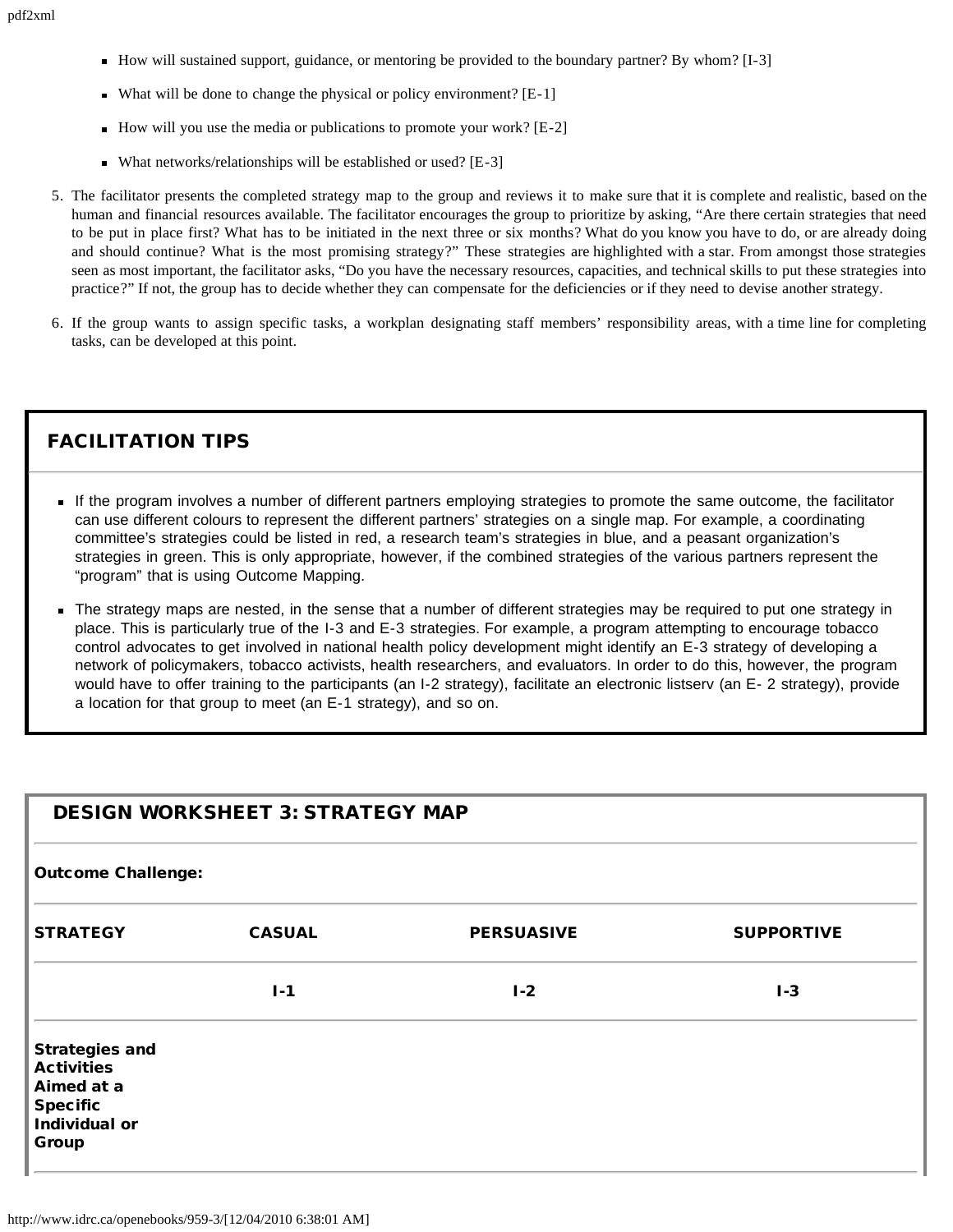- How will sustained support, guidance, or mentoring be provided to the boundary partner? By whom? [I-3]
- What will be done to change the physical or policy environment? [E-1]
- How will you use the media or publications to promote your work? [E-2]
- What networks/relationships will be established or used? [E-3]

5. The facilitator presents the completed strategy map to the group and reviews it to make sure that it is complete and realistic, based on the human and financial resources available. The facilitator encourages the group to prioritize by asking, "Are there certain strategies that need to be put in place first? What has to be initiated in the next three or six months? What do you know you have to do, or are already doing and should continue? What is the most promising strategy?" These strategies are highlighted with a star. From amongst those strategies seen as most important, the facilitator asks, "Do you have the necessary resources, capacities, and technical skills to put these strategies into practice?" If not, the group has to decide whether they can compensate for the deficiencies or if they need to devise another strategy.

6. If the group wants to assign specific tasks, a workplan designating staff members' responsibility areas, with a time line for completing tasks, can be developed at this point.

## FACILITATION TIPS

- If the program involves a number of different partners employing strategies to promote the same outcome, the facilitator can use different colours to represent the different partners' strategies on a single map. For example, a coordinating committee's strategies could be listed in red, a research team's strategies in blue, and a peasant organization's strategies in green. This is only appropriate, however, if the combined strategies of the various partners represent the "program" that is using Outcome Mapping.
- The strategy maps are nested, in the sense that a number of different strategies may be required to put one strategy in place. This is particularly true of the I-3 and E-3 strategies. For example, a program attempting to encourage tobacco control advocates to get involved in national health policy development might identify an E-3 strategy of developing a network of policymakers, tobacco activists, health researchers, and evaluators. In order to do this, however, the program would have to offer training to the participants (an I-2 strategy), facilitate an electronic listserv (an E- 2 strategy), provide a location for that group to meet (an E-1 strategy), and so on.

## DESIGN WORKSHEET 3: STRATEGY MAP

**Outcome Challenge:**

| **STRATEGY** | **CASUAL** | **PERSUASIVE** | **SUPPORTIVE** |
|---|---|---|---|
| | **I-1** | **I-2** | **I-3** |
| **Strategies and Activities Aimed at a Specific Individual or Group** | | | |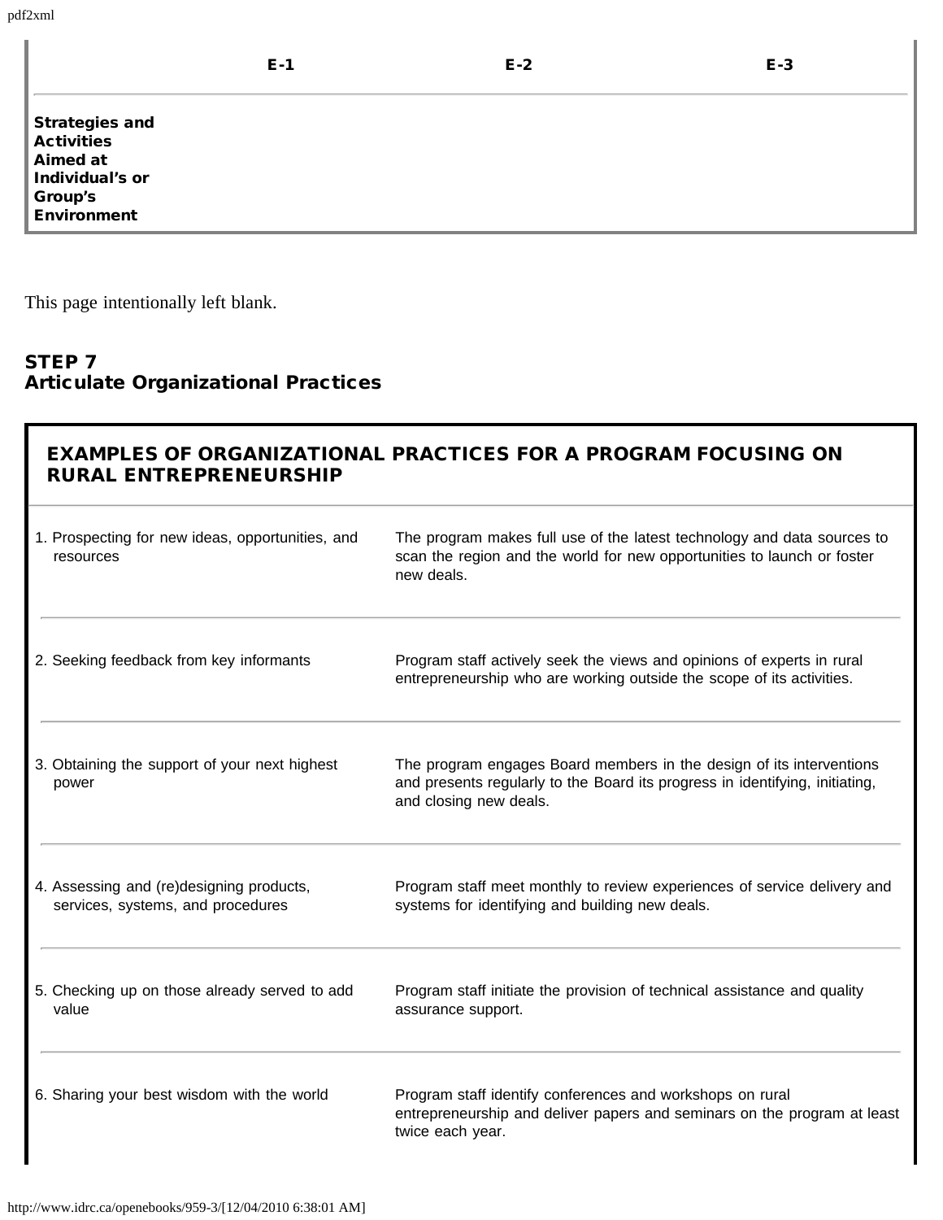| | E-1 | E-2 | E-3 |
|---|---|---|---|
| **Strategies and Activities Aimed at Individual's or Group's Environment** | | | |

This page intentionally left blank.

## STEP 7
## Articulate Organizational Practices

| EXAMPLES OF ORGANIZATIONAL PRACTICES FOR A PROGRAM FOCUSING ON RURAL ENTREPRENEURSHIP | |
|---|---|
| 1. Prospecting for new ideas, opportunities, and resources | The program makes full use of the latest technology and data sources to scan the region and the world for new opportunities to launch or foster new deals. |
| 2. Seeking feedback from key informants | Program staff actively seek the views and opinions of experts in rural entrepreneurship who are working outside the scope of its activities. |
| 3. Obtaining the support of your next highest power | The program engages Board members in the design of its interventions and presents regularly to the Board its progress in identifying, initiating, and closing new deals. |
| 4. Assessing and (re)designing products, services, systems, and procedures | Program staff meet monthly to review experiences of service delivery and systems for identifying and building new deals. |
| 5. Checking up on those already served to add value | Program staff initiate the provision of technical assistance and quality assurance support. |
| 6. Sharing your best wisdom with the world | Program staff identify conferences and workshops on rural entrepreneurship and deliver papers and seminars on the program at least twice each year. |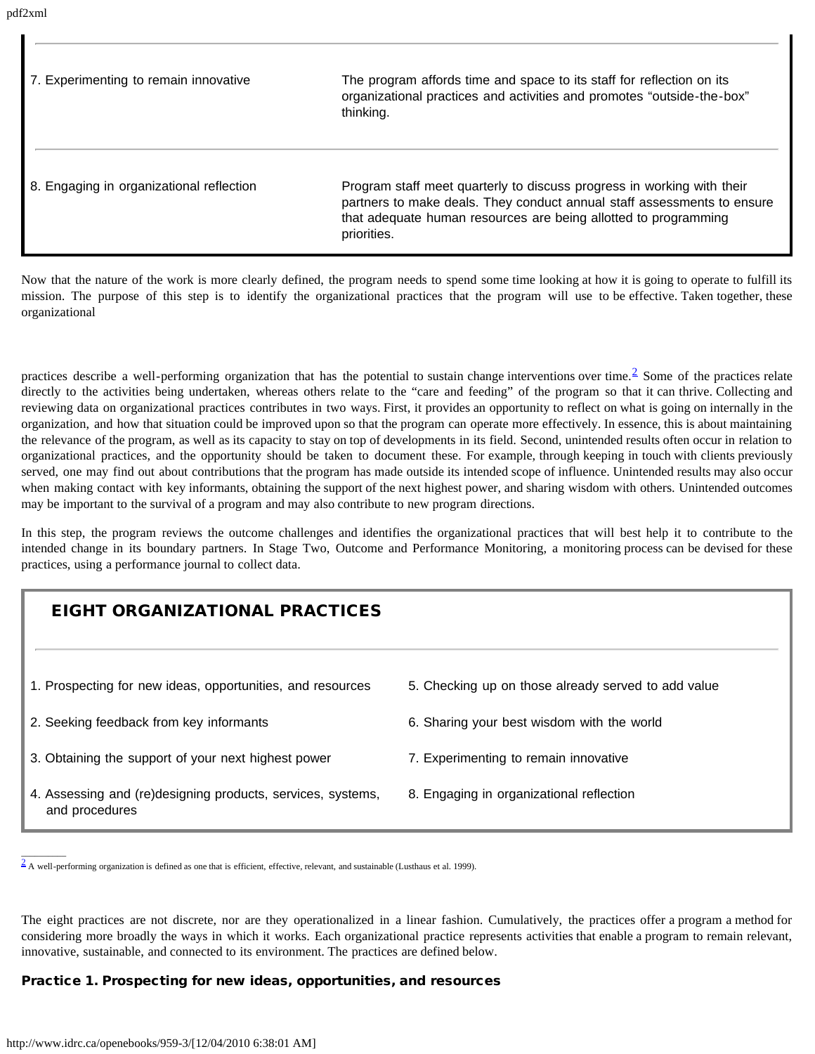| | |
|---|---|
| 7. Experimenting to remain innovative | The program affords time and space to its staff for reflection on its organizational practices and activities and promotes “outside-the-box” thinking. |
| 8. Engaging in organizational reflection | Program staff meet quarterly to discuss progress in working with their partners to make deals. They conduct annual staff assessments to ensure that adequate human resources are being allotted to programming priorities. |

Now that the nature of the work is more clearly defined, the program needs to spend some time looking at how it is going to operate to fulfill its mission. The purpose of this step is to identify the organizational practices that the program will use to be effective. Taken together, these organizational practices describe a well-performing organization that has the potential to sustain change interventions over time.[2] Some of the practices relate directly to the activities being undertaken, whereas others relate to the “care and feeding” of the program so that it can thrive. Collecting and reviewing data on organizational practices contributes in two ways. First, it provides an opportunity to reflect on what is going on internally in the organization, and how that situation could be improved upon so that the program can operate more effectively. In essence, this is about maintaining the relevance of the program, as well as its capacity to stay on top of developments in its field. Second, unintended results often occur in relation to organizational practices, and the opportunity should be taken to document these. For example, through keeping in touch with clients previously served, one may find out about contributions that the program has made outside its intended scope of influence. Unintended results may also occur when making contact with key informants, obtaining the support of the next highest power, and sharing wisdom with others. Unintended outcomes may be important to the survival of a program and may also contribute to new program directions.

In this step, the program reviews the outcome challenges and identifies the organizational practices that will best help it to contribute to the intended change in its boundary partners. In Stage Two, Outcome and Performance Monitoring, a monitoring process can be devised for these practices, using a performance journal to collect data.

## EIGHT ORGANIZATIONAL PRACTICES

1. Prospecting for new ideas, opportunities, and resources
2. Seeking feedback from key informants
3. Obtaining the support of your next highest power
4. Assessing and (re)designing products, services, systems, and procedures
5. Checking up on those already served to add value
6. Sharing your best wisdom with the world
7. Experimenting to remain innovative
8. Engaging in organizational reflection

[2] A well-performing organization is defined as one that is efficient, effective, relevant, and sustainable (Lusthaus et al. 1999).

The eight practices are not discrete, nor are they operationalized in a linear fashion. Cumulatively, the practices offer a program a method for considering more broadly the ways in which it works. Each organizational practice represents activities that enable a program to remain relevant, innovative, sustainable, and connected to its environment. The practices are defined below.

### Practice 1. Prospecting for new ideas, opportunities, and resources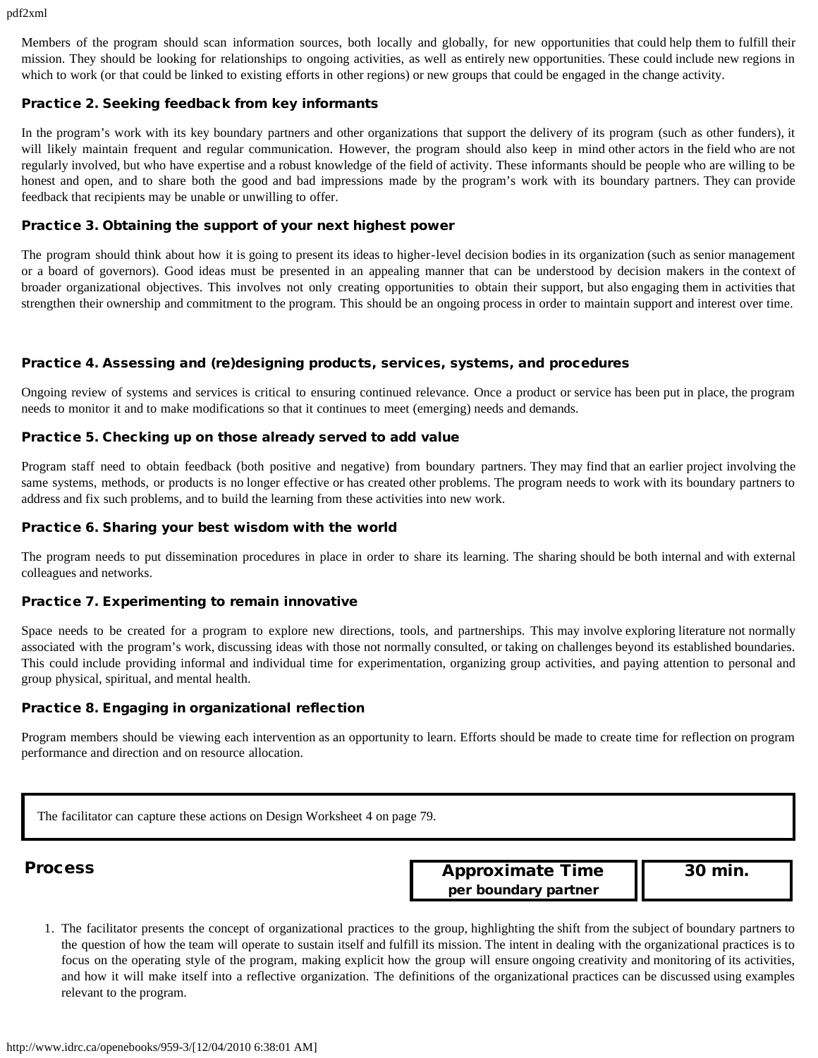Members of the program should scan information sources, both locally and globally, for new opportunities that could help them to fulfill their mission. They should be looking for relationships to ongoing activities, as well as entirely new opportunities. These could include new regions in which to work (or that could be linked to existing efforts in other regions) or new groups that could be engaged in the change activity.

### Practice 2. Seeking feedback from key informants

In the program's work with its key boundary partners and other organizations that support the delivery of its program (such as other funders), it will likely maintain frequent and regular communication. However, the program should also keep in mind other actors in the field who are not regularly involved, but who have expertise and a robust knowledge of the field of activity. These informants should be people who are willing to be honest and open, and to share both the good and bad impressions made by the program's work with its boundary partners. They can provide feedback that recipients may be unable or unwilling to offer.

### Practice 3. Obtaining the support of your next highest power

The program should think about how it is going to present its ideas to higher-level decision bodies in its organization (such as senior management or a board of governors). Good ideas must be presented in an appealing manner that can be understood by decision makers in the context of broader organizational objectives. This involves not only creating opportunities to obtain their support, but also engaging them in activities that strengthen their ownership and commitment to the program. This should be an ongoing process in order to maintain support and interest over time.

### Practice 4. Assessing and (re)designing products, services, systems, and procedures

Ongoing review of systems and services is critical to ensuring continued relevance. Once a product or service has been put in place, the program needs to monitor it and to make modifications so that it continues to meet (emerging) needs and demands.

### Practice 5. Checking up on those already served to add value

Program staff need to obtain feedback (both positive and negative) from boundary partners. They may find that an earlier project involving the same systems, methods, or products is no longer effective or has created other problems. The program needs to work with its boundary partners to address and fix such problems, and to build the learning from these activities into new work.

### Practice 6. Sharing your best wisdom with the world

The program needs to put dissemination procedures in place in order to share its learning. The sharing should be both internal and with external colleagues and networks.

### Practice 7. Experimenting to remain innovative

Space needs to be created for a program to explore new directions, tools, and partnerships. This may involve exploring literature not normally associated with the program's work, discussing ideas with those not normally consulted, or taking on challenges beyond its established boundaries. This could include providing informal and individual time for experimentation, organizing group activities, and paying attention to personal and group physical, spiritual, and mental health.

### Practice 8. Engaging in organizational reflection

Program members should be viewing each intervention as an opportunity to learn. Efforts should be made to create time for reflection on program performance and direction and on resource allocation.

> The facilitator can capture these actions on Design Worksheet 4 on page 79.

## Process

| Approximate Time per boundary partner | 30 min. |
|---|---|

1. The facilitator presents the concept of organizational practices to the group, highlighting the shift from the subject of boundary partners to the question of how the team will operate to sustain itself and fulfill its mission. The intent in dealing with the organizational practices is to focus on the operating style of the program, making explicit how the group will ensure ongoing creativity and monitoring of its activities, and how it will make itself into a reflective organization. The definitions of the organizational practices can be discussed using examples relevant to the program.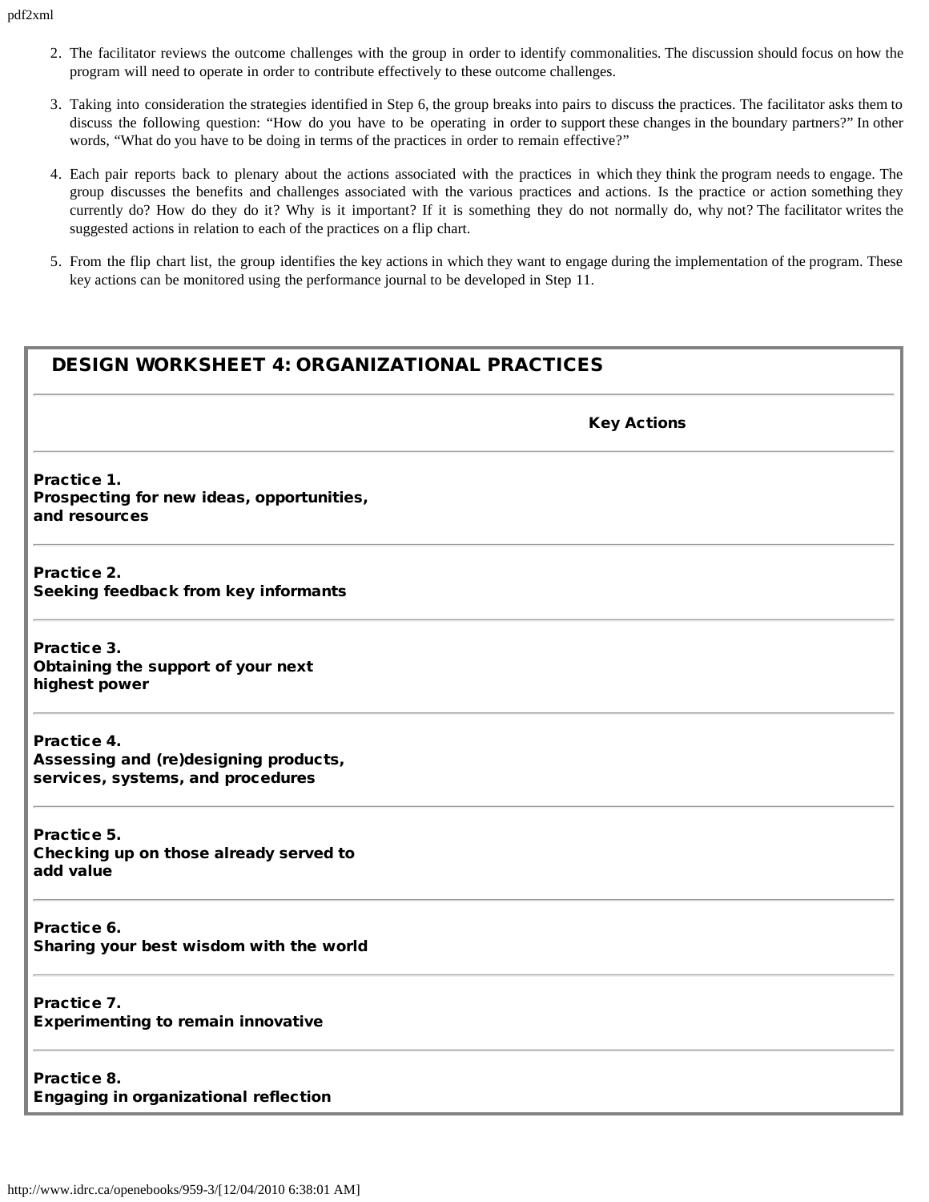2. The facilitator reviews the outcome challenges with the group in order to identify commonalities. The discussion should focus on how the program will need to operate in order to contribute effectively to these outcome challenges.

3. Taking into consideration the strategies identified in Step 6, the group breaks into pairs to discuss the practices. The facilitator asks them to discuss the following question: "How do you have to be operating in order to support these changes in the boundary partners?" In other words, "What do you have to be doing in terms of the practices in order to remain effective?"

4. Each pair reports back to plenary about the actions associated with the practices in which they think the program needs to engage. The group discusses the benefits and challenges associated with the various practices and actions. Is the practice or action something they currently do? How do they do it? Why is it important? If it is something they do not normally do, why not? The facilitator writes the suggested actions in relation to each of the practices on a flip chart.

5. From the flip chart list, the group identifies the key actions in which they want to engage during the implementation of the program. These key actions can be monitored using the performance journal to be developed in Step 11.

## DESIGN WORKSHEET 4: ORGANIZATIONAL PRACTICES

| | **Key Actions** |
|---|---|
| **Practice 1.** **Prospecting for new ideas, opportunities, and resources** | |
| **Practice 2.** **Seeking feedback from key informants** | |
| **Practice 3.** **Obtaining the support of your next highest power** | |
| **Practice 4.** **Assessing and (re)designing products, services, systems, and procedures** | |
| **Practice 5.** **Checking up on those already served to add value** | |
| **Practice 6.** **Sharing your best wisdom with the world** | |
| **Practice 7.** **Experimenting to remain innovative** | |
| **Practice 8.** **Engaging in organizational reflection** | |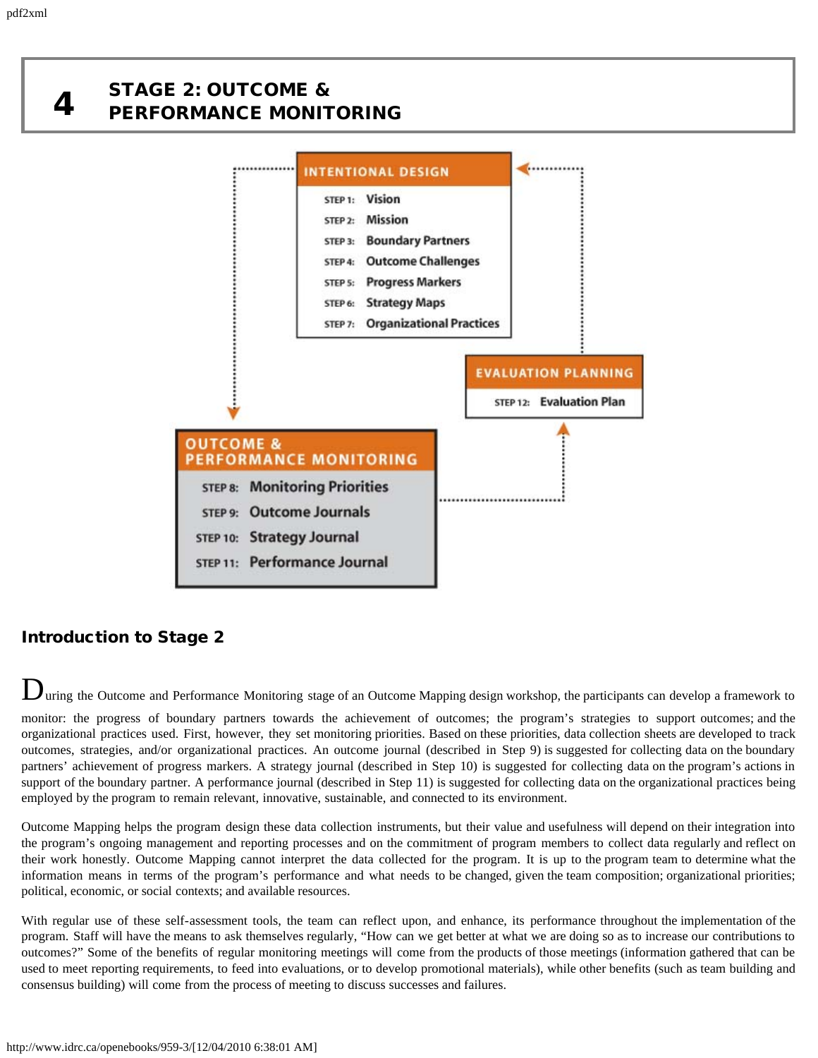# 4 STAGE 2: OUTCOME & PERFORMANCE MONITORING

INTENTIONAL DESIGN

STEP 1: Vision
STEP 2: Mission
STEP 3: Boundary Partners
STEP 4: Outcome Challenges
STEP 5: Progress Markers
STEP 6: Strategy Maps
STEP 7: Organizational Practices

EVALUATION PLANNING

STEP 12: Evaluation Plan

OUTCOME & PERFORMANCE MONITORING

STEP 8: Monitoring Priorities
STEP 9: Outcome Journals
STEP 10: Strategy Journal
STEP 11: Performance Journal

## Introduction to Stage 2

During the Outcome and Performance Monitoring stage of an Outcome Mapping design workshop, the participants can develop a framework to monitor: the progress of boundary partners towards the achievement of outcomes; the program's strategies to support outcomes; and the organizational practices used. First, however, they set monitoring priorities. Based on these priorities, data collection sheets are developed to track outcomes, strategies, and/or organizational practices. An outcome journal (described in Step 9) is suggested for collecting data on the boundary partners' achievement of progress markers. A strategy journal (described in Step 10) is suggested for collecting data on the program's actions in support of the boundary partner. A performance journal (described in Step 11) is suggested for collecting data on the organizational practices being employed by the program to remain relevant, innovative, sustainable, and connected to its environment.

Outcome Mapping helps the program design these data collection instruments, but their value and usefulness will depend on their integration into the program's ongoing management and reporting processes and on the commitment of program members to collect data regularly and reflect on their work honestly. Outcome Mapping cannot interpret the data collected for the program. It is up to the program team to determine what the information means in terms of the program's performance and what needs to be changed, given the team composition; organizational priorities; political, economic, or social contexts; and available resources.

With regular use of these self-assessment tools, the team can reflect upon, and enhance, its performance throughout the implementation of the program. Staff will have the means to ask themselves regularly, "How can we get better at what we are doing so as to increase our contributions to outcomes?" Some of the benefits of regular monitoring meetings will come from the products of those meetings (information gathered that can be used to meet reporting requirements, to feed into evaluations, or to develop promotional materials), while other benefits (such as team building and consensus building) will come from the process of meeting to discuss successes and failures.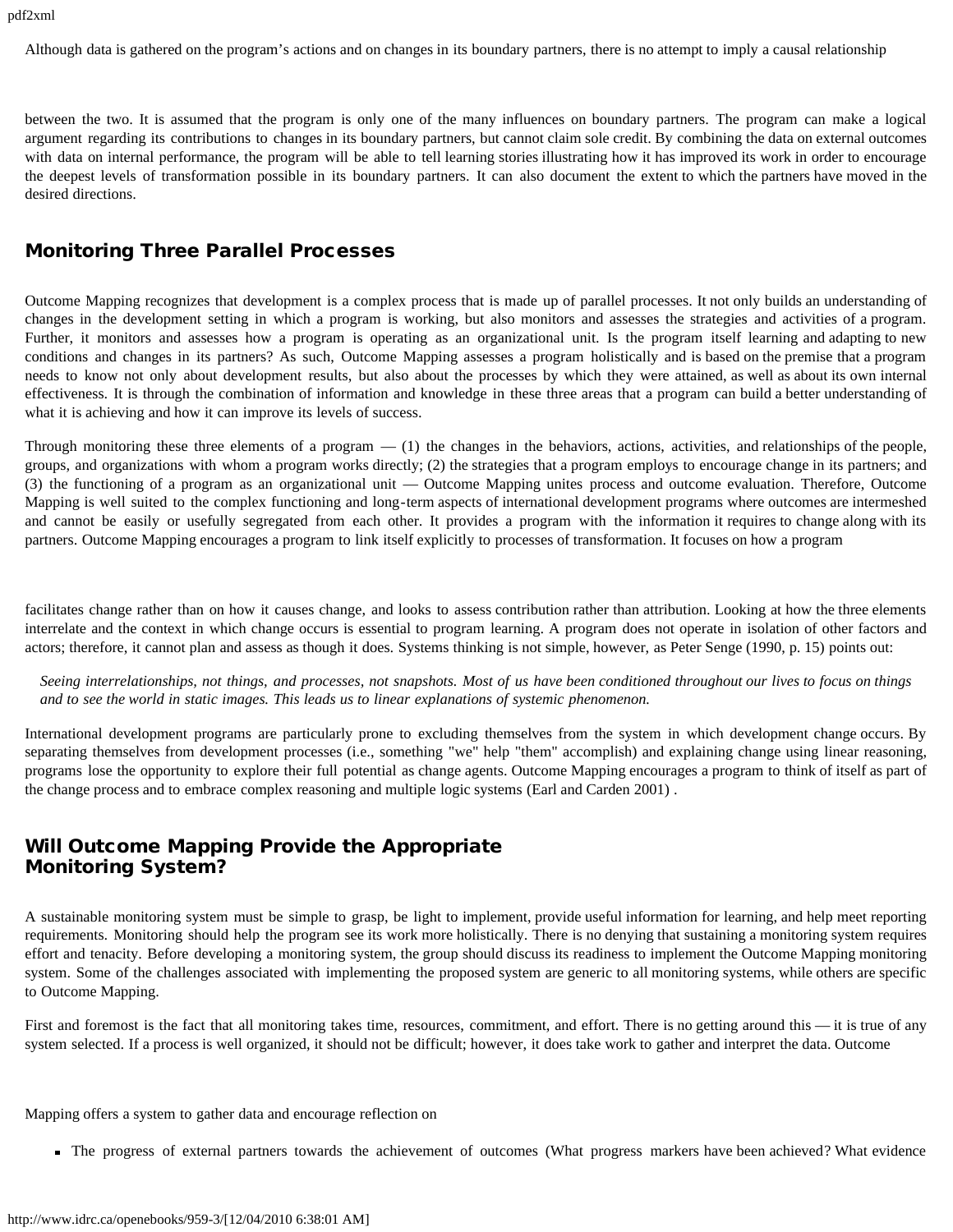Although data is gathered on the program's actions and on changes in its boundary partners, there is no attempt to imply a causal relationship between the two. It is assumed that the program is only one of the many influences on boundary partners. The program can make a logical argument regarding its contributions to changes in its boundary partners, but cannot claim sole credit. By combining the data on external outcomes with data on internal performance, the program will be able to tell learning stories illustrating how it has improved its work in order to encourage the deepest levels of transformation possible in its boundary partners. It can also document the extent to which the partners have moved in the desired directions.

## Monitoring Three Parallel Processes

Outcome Mapping recognizes that development is a complex process that is made up of parallel processes. It not only builds an understanding of changes in the development setting in which a program is working, but also monitors and assesses the strategies and activities of a program. Further, it monitors and assesses how a program is operating as an organizational unit. Is the program itself learning and adapting to new conditions and changes in its partners? As such, Outcome Mapping assesses a program holistically and is based on the premise that a program needs to know not only about development results, but also about the processes by which they were attained, as well as about its own internal effectiveness. It is through the combination of information and knowledge in these three areas that a program can build a better understanding of what it is achieving and how it can improve its levels of success.

Through monitoring these three elements of a program — (1) the changes in the behaviors, actions, activities, and relationships of the people, groups, and organizations with whom a program works directly; (2) the strategies that a program employs to encourage change in its partners; and (3) the functioning of a program as an organizational unit — Outcome Mapping unites process and outcome evaluation. Therefore, Outcome Mapping is well suited to the complex functioning and long-term aspects of international development programs where outcomes are intermeshed and cannot be easily or usefully segregated from each other. It provides a program with the information it requires to change along with its partners. Outcome Mapping encourages a program to link itself explicitly to processes of transformation. It focuses on how a program facilitates change rather than on how it causes change, and looks to assess contribution rather than attribution. Looking at how the three elements interrelate and the context in which change occurs is essential to program learning. A program does not operate in isolation of other factors and actors; therefore, it cannot plan and assess as though it does. Systems thinking is not simple, however, as Peter Senge (1990, p. 15) points out:

> *Seeing interrelationships, not things, and processes, not snapshots. Most of us have been conditioned throughout our lives to focus on things and to see the world in static images. This leads us to linear explanations of systemic phenomenon.*

International development programs are particularly prone to excluding themselves from the system in which development change occurs. By separating themselves from development processes (i.e., something "we" help "them" accomplish) and explaining change using linear reasoning, programs lose the opportunity to explore their full potential as change agents. Outcome Mapping encourages a program to think of itself as part of the change process and to embrace complex reasoning and multiple logic systems (Earl and Carden 2001) .

## Will Outcome Mapping Provide the Appropriate Monitoring System?

A sustainable monitoring system must be simple to grasp, be light to implement, provide useful information for learning, and help meet reporting requirements. Monitoring should help the program see its work more holistically. There is no denying that sustaining a monitoring system requires effort and tenacity. Before developing a monitoring system, the group should discuss its readiness to implement the Outcome Mapping monitoring system. Some of the challenges associated with implementing the proposed system are generic to all monitoring systems, while others are specific to Outcome Mapping.

First and foremost is the fact that all monitoring takes time, resources, commitment, and effort. There is no getting around this — it is true of any system selected. If a process is well organized, it should not be difficult; however, it does take work to gather and interpret the data. Outcome Mapping offers a system to gather data and encourage reflection on

- The progress of external partners towards the achievement of outcomes (What progress markers have been achieved? What evidence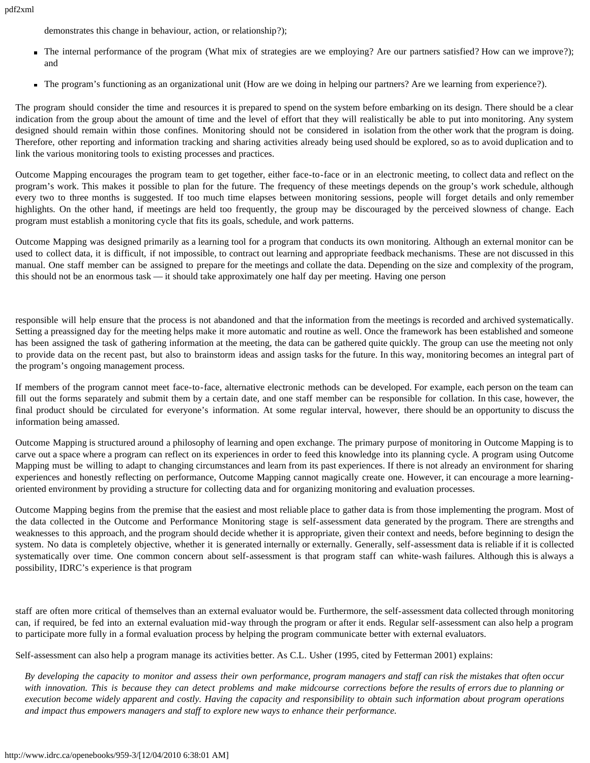demonstrates this change in behaviour, action, or relationship?);

- The internal performance of the program (What mix of strategies are we employing? Are our partners satisfied? How can we improve?); and
- The program's functioning as an organizational unit (How are we doing in helping our partners? Are we learning from experience?).

The program should consider the time and resources it is prepared to spend on the system before embarking on its design. There should be a clear indication from the group about the amount of time and the level of effort that they will realistically be able to put into monitoring. Any system designed should remain within those confines. Monitoring should not be considered in isolation from the other work that the program is doing. Therefore, other reporting and information tracking and sharing activities already being used should be explored, so as to avoid duplication and to link the various monitoring tools to existing processes and practices.

Outcome Mapping encourages the program team to get together, either face-to-face or in an electronic meeting, to collect data and reflect on the program's work. This makes it possible to plan for the future. The frequency of these meetings depends on the group's work schedule, although every two to three months is suggested. If too much time elapses between monitoring sessions, people will forget details and only remember highlights. On the other hand, if meetings are held too frequently, the group may be discouraged by the perceived slowness of change. Each program must establish a monitoring cycle that fits its goals, schedule, and work patterns.

Outcome Mapping was designed primarily as a learning tool for a program that conducts its own monitoring. Although an external monitor can be used to collect data, it is difficult, if not impossible, to contract out learning and appropriate feedback mechanisms. These are not discussed in this manual. One staff member can be assigned to prepare for the meetings and collate the data. Depending on the size and complexity of the program, this should not be an enormous task — it should take approximately one half day per meeting. Having one person responsible will help ensure that the process is not abandoned and that the information from the meetings is recorded and archived systematically. Setting a preassigned day for the meeting helps make it more automatic and routine as well. Once the framework has been established and someone has been assigned the task of gathering information at the meeting, the data can be gathered quite quickly. The group can use the meeting not only to provide data on the recent past, but also to brainstorm ideas and assign tasks for the future. In this way, monitoring becomes an integral part of the program's ongoing management process.

If members of the program cannot meet face-to-face, alternative electronic methods can be developed. For example, each person on the team can fill out the forms separately and submit them by a certain date, and one staff member can be responsible for collation. In this case, however, the final product should be circulated for everyone's information. At some regular interval, however, there should be an opportunity to discuss the information being amassed.

Outcome Mapping is structured around a philosophy of learning and open exchange. The primary purpose of monitoring in Outcome Mapping is to carve out a space where a program can reflect on its experiences in order to feed this knowledge into its planning cycle. A program using Outcome Mapping must be willing to adapt to changing circumstances and learn from its past experiences. If there is not already an environment for sharing experiences and honestly reflecting on performance, Outcome Mapping cannot magically create one. However, it can encourage a more learning-oriented environment by providing a structure for collecting data and for organizing monitoring and evaluation processes.

Outcome Mapping begins from the premise that the easiest and most reliable place to gather data is from those implementing the program. Most of the data collected in the Outcome and Performance Monitoring stage is self-assessment data generated by the program. There are strengths and weaknesses to this approach, and the program should decide whether it is appropriate, given their context and needs, before beginning to design the system. No data is completely objective, whether it is generated internally or externally. Generally, self-assessment data is reliable if it is collected systematically over time. One common concern about self-assessment is that program staff can white-wash failures. Although this is always a possibility, IDRC's experience is that program staff are often more critical of themselves than an external evaluator would be. Furthermore, the self-assessment data collected through monitoring can, if required, be fed into an external evaluation mid-way through the program or after it ends. Regular self-assessment can also help a program to participate more fully in a formal evaluation process by helping the program communicate better with external evaluators.

Self-assessment can also help a program manage its activities better. As C.L. Usher (1995, cited by Fetterman 2001) explains:

> *By developing the capacity to monitor and assess their own performance, program managers and staff can risk the mistakes that often occur with innovation. This is because they can detect problems and make midcourse corrections before the results of errors due to planning or execution become widely apparent and costly. Having the capacity and responsibility to obtain such information about program operations and impact thus empowers managers and staff to explore new ways to enhance their performance.*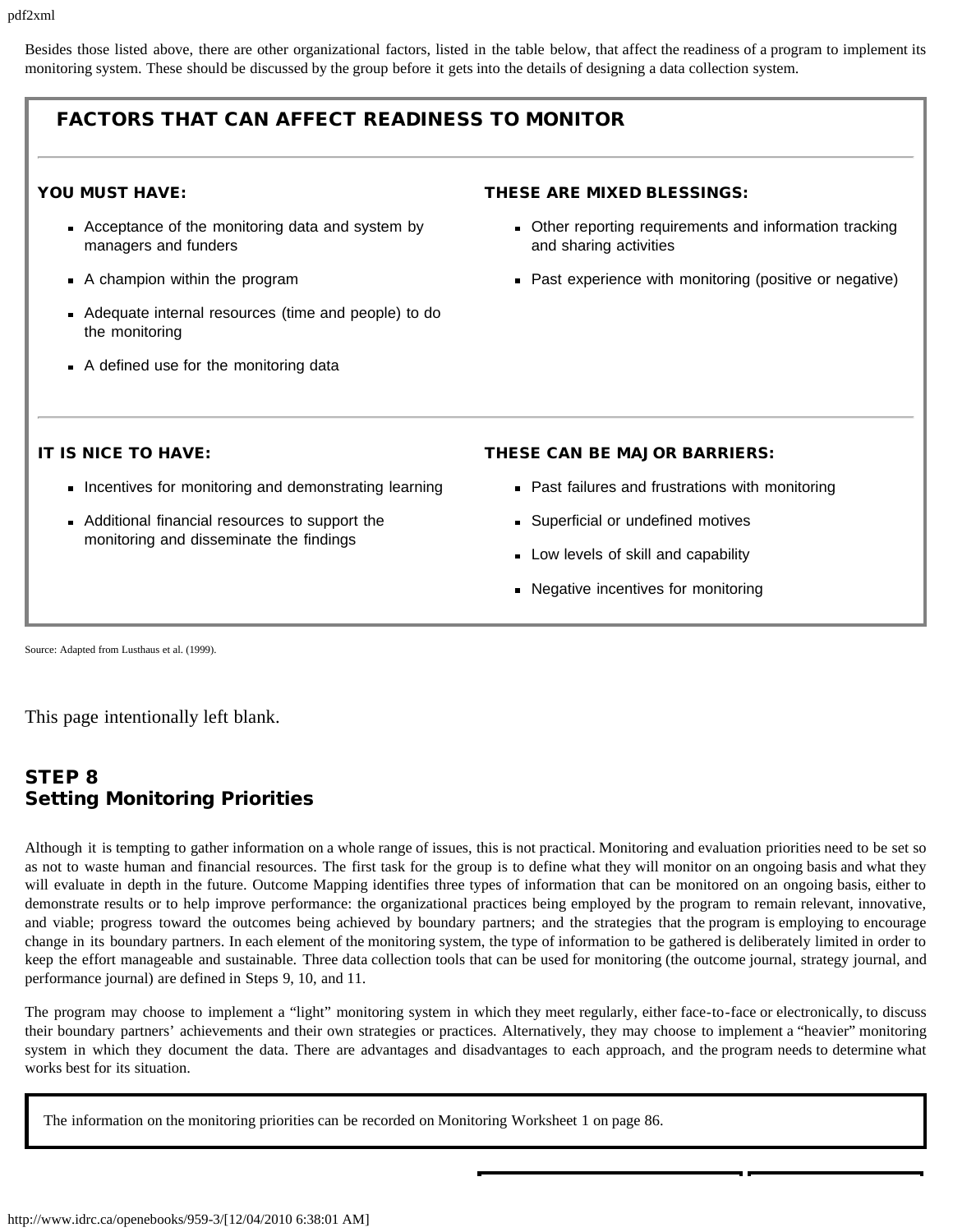Besides those listed above, there are other organizational factors, listed in the table below, that affect the readiness of a program to implement its monitoring system. These should be discussed by the group before it gets into the details of designing a data collection system.

## FACTORS THAT CAN AFFECT READINESS TO MONITOR

**YOU MUST HAVE:**

- Acceptance of the monitoring data and system by managers and funders
- A champion within the program
- Adequate internal resources (time and people) to do the monitoring
- A defined use for the monitoring data

**THESE ARE MIXED BLESSINGS:**

- Other reporting requirements and information tracking and sharing activities
- Past experience with monitoring (positive or negative)

**IT IS NICE TO HAVE:**

- Incentives for monitoring and demonstrating learning
- Additional financial resources to support the monitoring and disseminate the findings

**THESE CAN BE MAJOR BARRIERS:**

- Past failures and frustrations with monitoring
- Superficial or undefined motives
- Low levels of skill and capability
- Negative incentives for monitoring

Source: Adapted from Lusthaus et al. (1999).

This page intentionally left blank.

## STEP 8
## Setting Monitoring Priorities

Although it is tempting to gather information on a whole range of issues, this is not practical. Monitoring and evaluation priorities need to be set so as not to waste human and financial resources. The first task for the group is to define what they will monitor on an ongoing basis and what they will evaluate in depth in the future. Outcome Mapping identifies three types of information that can be monitored on an ongoing basis, either to demonstrate results or to help improve performance: the organizational practices being employed by the program to remain relevant, innovative, and viable; progress toward the outcomes being achieved by boundary partners; and the strategies that the program is employing to encourage change in its boundary partners. In each element of the monitoring system, the type of information to be gathered is deliberately limited in order to keep the effort manageable and sustainable. Three data collection tools that can be used for monitoring (the outcome journal, strategy journal, and performance journal) are defined in Steps 9, 10, and 11.

The program may choose to implement a "light" monitoring system in which they meet regularly, either face-to-face or electronically, to discuss their boundary partners' achievements and their own strategies or practices. Alternatively, they may choose to implement a "heavier" monitoring system in which they document the data. There are advantages and disadvantages to each approach, and the program needs to determine what works best for its situation.

The information on the monitoring priorities can be recorded on Monitoring Worksheet 1 on page 86.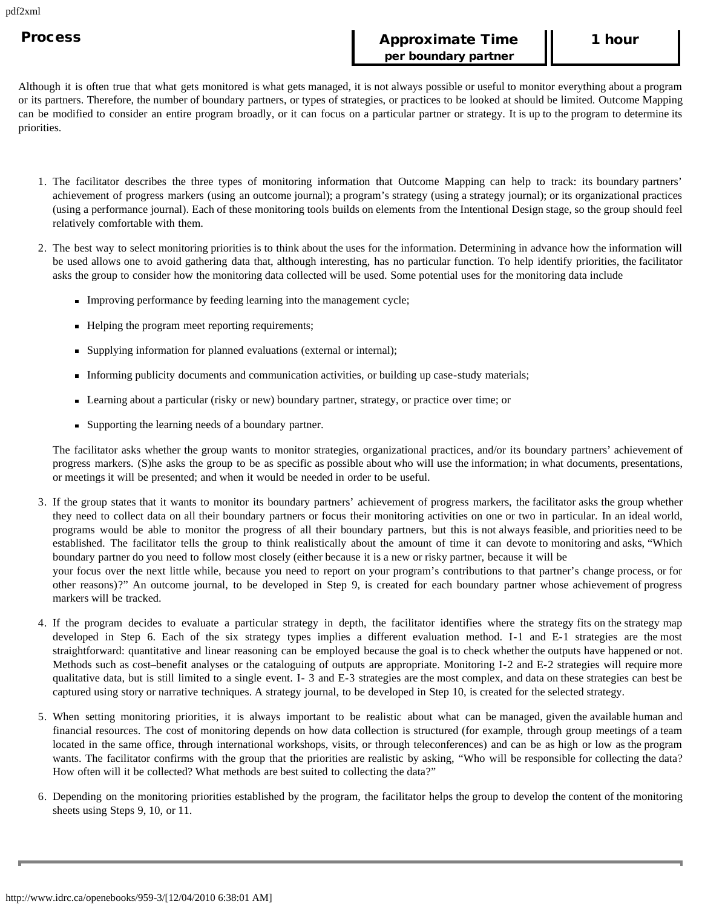**Process**

| Approximate Time per boundary partner | 1 hour |
|---|---|

Although it is often true that what gets monitored is what gets managed, it is not always possible or useful to monitor everything about a program or its partners. Therefore, the number of boundary partners, or types of strategies, or practices to be looked at should be limited. Outcome Mapping can be modified to consider an entire program broadly, or it can focus on a particular partner or strategy. It is up to the program to determine its priorities.

1. The facilitator describes the three types of monitoring information that Outcome Mapping can help to track: its boundary partners' achievement of progress markers (using an outcome journal); a program's strategy (using a strategy journal); or its organizational practices (using a performance journal). Each of these monitoring tools builds on elements from the Intentional Design stage, so the group should feel relatively comfortable with them.

2. The best way to select monitoring priorities is to think about the uses for the information. Determining in advance how the information will be used allows one to avoid gathering data that, although interesting, has no particular function. To help identify priorities, the facilitator asks the group to consider how the monitoring data collected will be used. Some potential uses for the monitoring data include

   - Improving performance by feeding learning into the management cycle;
   - Helping the program meet reporting requirements;
   - Supplying information for planned evaluations (external or internal);
   - Informing publicity documents and communication activities, or building up case-study materials;
   - Learning about a particular (risky or new) boundary partner, strategy, or practice over time; or
   - Supporting the learning needs of a boundary partner.

   The facilitator asks whether the group wants to monitor strategies, organizational practices, and/or its boundary partners' achievement of progress markers. (S)he asks the group to be as specific as possible about who will use the information; in what documents, presentations, or meetings it will be presented; and when it would be needed in order to be useful.

3. If the group states that it wants to monitor its boundary partners' achievement of progress markers, the facilitator asks the group whether they need to collect data on all their boundary partners or focus their monitoring activities on one or two in particular. In an ideal world, programs would be able to monitor the progress of all their boundary partners, but this is not always feasible, and priorities need to be established. The facilitator tells the group to think realistically about the amount of time it can devote to monitoring and asks, "Which boundary partner do you need to follow most closely (either because it is a new or risky partner, because it will be your focus over the next little while, because you need to report on your program's contributions to that partner's change process, or for other reasons)?" An outcome journal, to be developed in Step 9, is created for each boundary partner whose achievement of progress markers will be tracked.

4. If the program decides to evaluate a particular strategy in depth, the facilitator identifies where the strategy fits on the strategy map developed in Step 6. Each of the six strategy types implies a different evaluation method. I-1 and E-1 strategies are the most straightforward: quantitative and linear reasoning can be employed because the goal is to check whether the outputs have happened or not. Methods such as cost–benefit analyses or the cataloguing of outputs are appropriate. Monitoring I-2 and E-2 strategies will require more qualitative data, but is still limited to a single event. I- 3 and E-3 strategies are the most complex, and data on these strategies can best be captured using story or narrative techniques. A strategy journal, to be developed in Step 10, is created for the selected strategy.

5. When setting monitoring priorities, it is always important to be realistic about what can be managed, given the available human and financial resources. The cost of monitoring depends on how data collection is structured (for example, through group meetings of a team located in the same office, through international workshops, visits, or through teleconferences) and can be as high or low as the program wants. The facilitator confirms with the group that the priorities are realistic by asking, "Who will be responsible for collecting the data? How often will it be collected? What methods are best suited to collecting the data?"

6. Depending on the monitoring priorities established by the program, the facilitator helps the group to develop the content of the monitoring sheets using Steps 9, 10, or 11.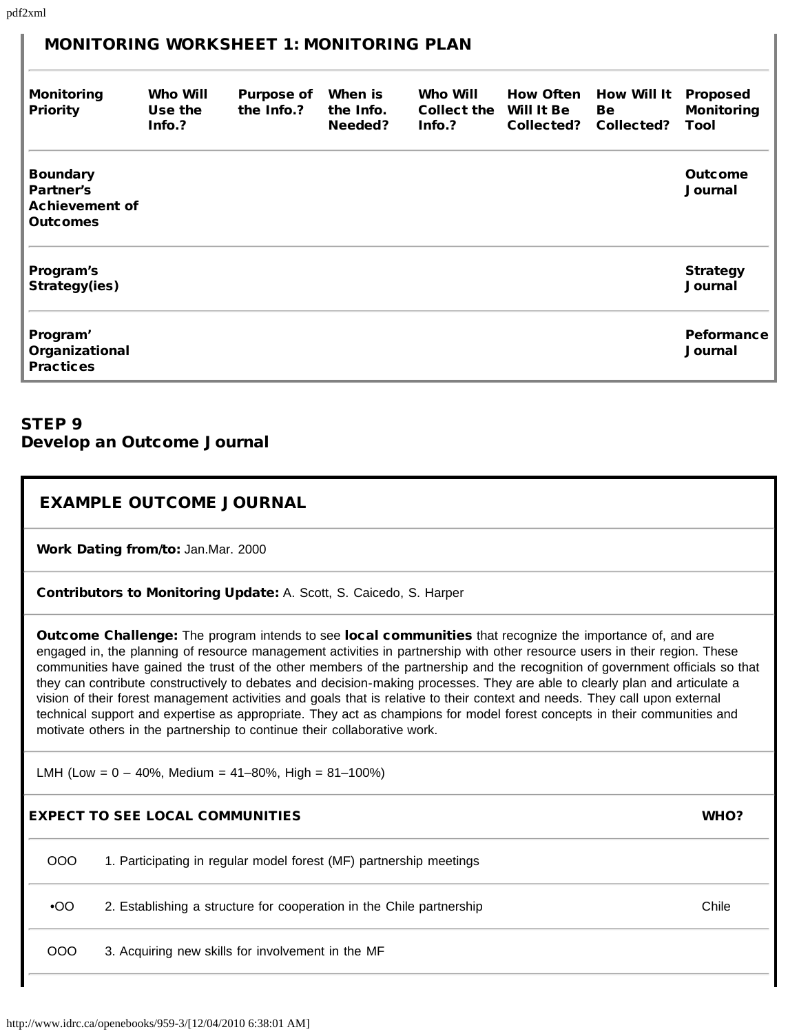## MONITORING WORKSHEET 1: MONITORING PLAN

| Monitoring Priority | Who Will Use the Info.? | Purpose of the Info.? | When is the Info. Needed? | Who Will Collect the Info.? | How Often Will It Be Collected? | How Will It Be Collected? | Proposed Monitoring Tool |
|---|---|---|---|---|---|---|---|
| **Boundary Partner's Achievement of Outcomes** | | | | | | | **Outcome Journal** |
| **Program's Strategy(ies)** | | | | | | | **Strategy Journal** |
| **Program' Organizational Practices** | | | | | | | **Peformance Journal** |

## STEP 9
## Develop an Outcome Journal

### EXAMPLE OUTCOME JOURNAL

**Work Dating from/to:** Jan.Mar. 2000

**Contributors to Monitoring Update:** A. Scott, S. Caicedo, S. Harper

**Outcome Challenge:** The program intends to see **local communities** that recognize the importance of, and are engaged in, the planning of resource management activities in partnership with other resource users in their region. These communities have gained the trust of the other members of the partnership and the recognition of government officials so that they can contribute constructively to debates and decision-making processes. They are able to clearly plan and articulate a vision of their forest management activities and goals that is relative to their context and needs. They call upon external technical support and expertise as appropriate. They act as champions for model forest concepts in their communities and motivate others in the partnership to continue their collaborative work.

LMH (Low = 0 – 40%, Medium = 41–80%, High = 81–100%)

| | EXPECT TO SEE LOCAL COMMUNITIES | WHO? |
|---|---|---|
| OOO | 1. Participating in regular model forest (MF) partnership meetings | |
| •OO | 2. Establishing a structure for cooperation in the Chile partnership | Chile |
| OOO | 3. Acquiring new skills for involvement in the MF | |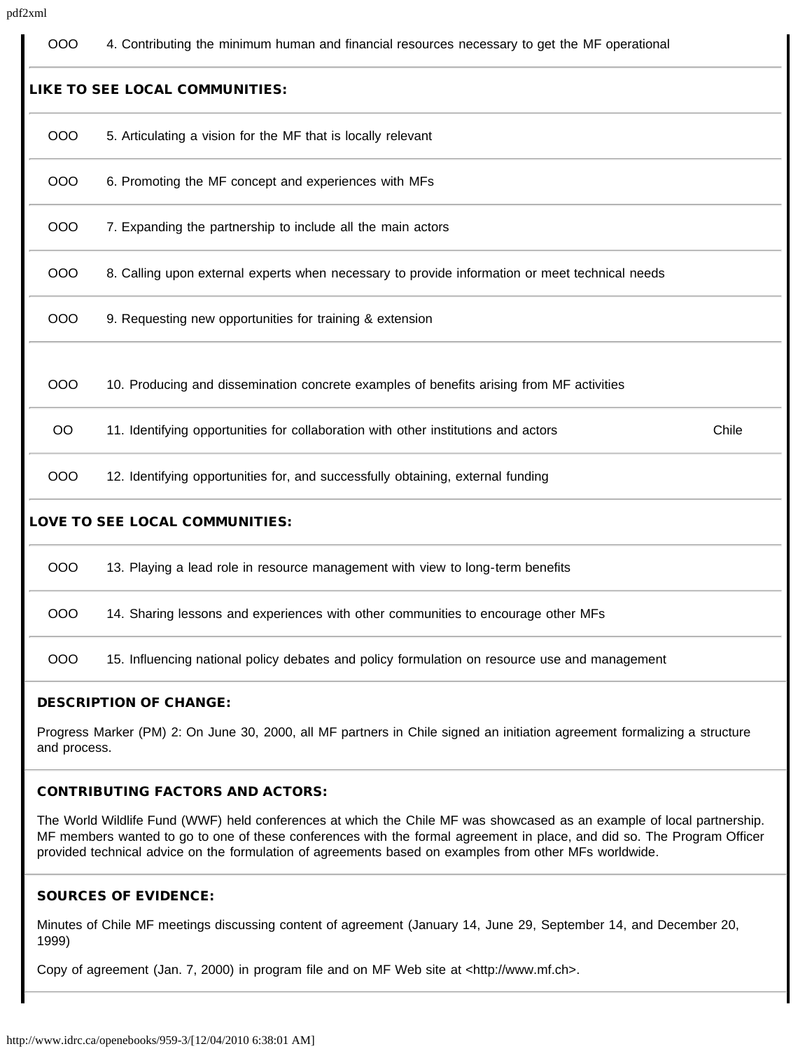| | | |
|---|---|---|
| OOO | 4. Contributing the minimum human and financial resources necessary to get the MF operational | |
| **LIKE TO SEE LOCAL COMMUNITIES:** | | |
| OOO | 5. Articulating a vision for the MF that is locally relevant | |
| OOO | 6. Promoting the MF concept and experiences with MFs | |
| OOO | 7. Expanding the partnership to include all the main actors | |
| OOO | 8. Calling upon external experts when necessary to provide information or meet technical needs | |
| OOO | 9. Requesting new opportunities for training & extension | |
| OOO | 10. Producing and dissemination concrete examples of benefits arising from MF activities | |
| OO | 11. Identifying opportunities for collaboration with other institutions and actors | Chile |
| OOO | 12. Identifying opportunities for, and successfully obtaining, external funding | |
| **LOVE TO SEE LOCAL COMMUNITIES:** | | |
| OOO | 13. Playing a lead role in resource management with view to long-term benefits | |
| OOO | 14. Sharing lessons and experiences with other communities to encourage other MFs | |
| OOO | 15. Influencing national policy debates and policy formulation on resource use and management | |

**DESCRIPTION OF CHANGE:**

Progress Marker (PM) 2: On June 30, 2000, all MF partners in Chile signed an initiation agreement formalizing a structure and process.

**CONTRIBUTING FACTORS AND ACTORS:**

The World Wildlife Fund (WWF) held conferences at which the Chile MF was showcased as an example of local partnership. MF members wanted to go to one of these conferences with the formal agreement in place, and did so. The Program Officer provided technical advice on the formulation of agreements based on examples from other MFs worldwide.

**SOURCES OF EVIDENCE:**

Minutes of Chile MF meetings discussing content of agreement (January 14, June 29, September 14, and December 20, 1999)

Copy of agreement (Jan. 7, 2000) in program file and on MF Web site at <http://www.mf.ch>.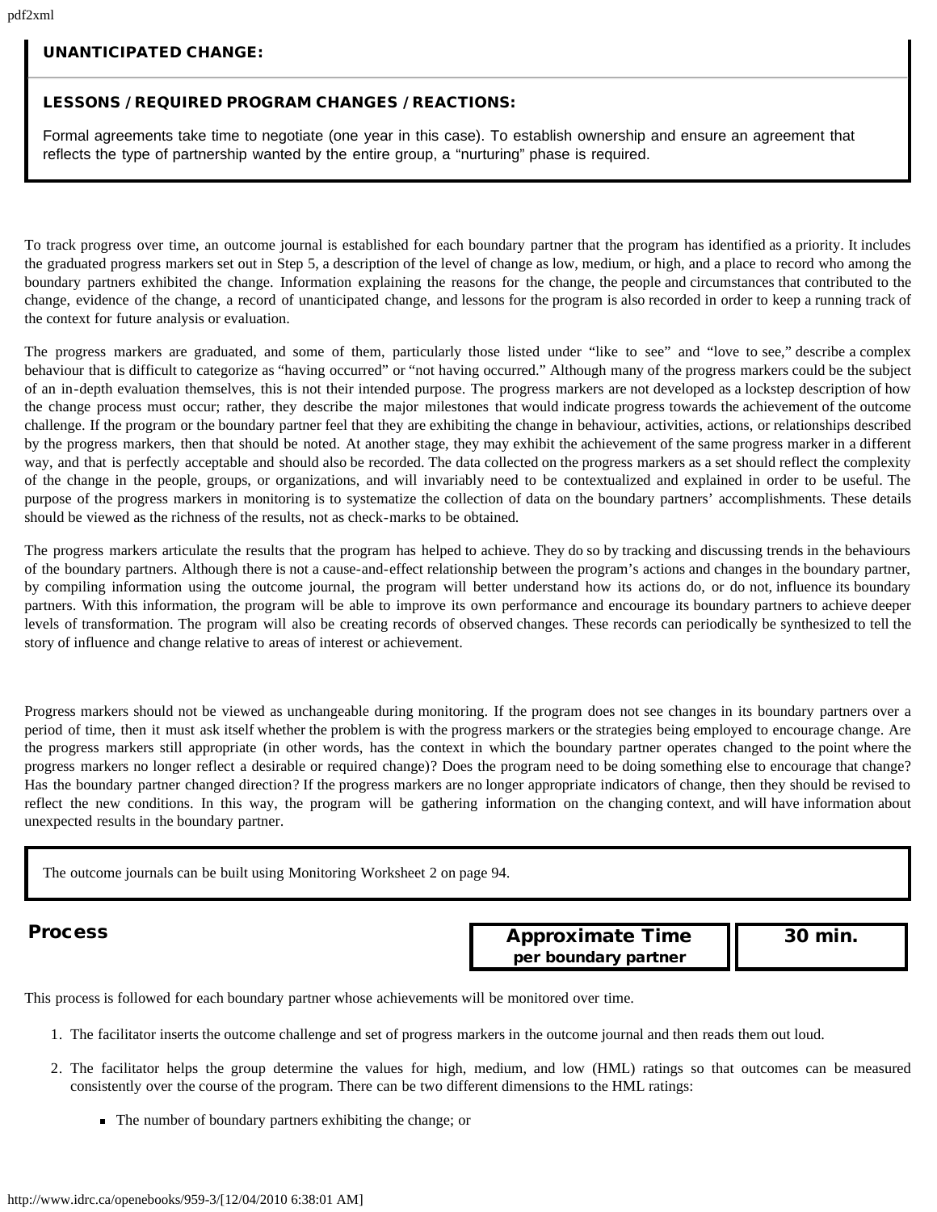**UNANTICIPATED CHANGE:**

**LESSONS / REQUIRED PROGRAM CHANGES / REACTIONS:**

Formal agreements take time to negotiate (one year in this case). To establish ownership and ensure an agreement that reflects the type of partnership wanted by the entire group, a "nurturing" phase is required.

To track progress over time, an outcome journal is established for each boundary partner that the program has identified as a priority. It includes the graduated progress markers set out in Step 5, a description of the level of change as low, medium, or high, and a place to record who among the boundary partners exhibited the change. Information explaining the reasons for the change, the people and circumstances that contributed to the change, evidence of the change, a record of unanticipated change, and lessons for the program is also recorded in order to keep a running track of the context for future analysis or evaluation.

The progress markers are graduated, and some of them, particularly those listed under "like to see" and "love to see," describe a complex behaviour that is difficult to categorize as "having occurred" or "not having occurred." Although many of the progress markers could be the subject of an in-depth evaluation themselves, this is not their intended purpose. The progress markers are not developed as a lockstep description of how the change process must occur; rather, they describe the major milestones that would indicate progress towards the achievement of the outcome challenge. If the program or the boundary partner feel that they are exhibiting the change in behaviour, activities, actions, or relationships described by the progress markers, then that should be noted. At another stage, they may exhibit the achievement of the same progress marker in a different way, and that is perfectly acceptable and should also be recorded. The data collected on the progress markers as a set should reflect the complexity of the change in the people, groups, or organizations, and will invariably need to be contextualized and explained in order to be useful. The purpose of the progress markers in monitoring is to systematize the collection of data on the boundary partners' accomplishments. These details should be viewed as the richness of the results, not as check-marks to be obtained.

The progress markers articulate the results that the program has helped to achieve. They do so by tracking and discussing trends in the behaviours of the boundary partners. Although there is not a cause-and-effect relationship between the program's actions and changes in the boundary partner, by compiling information using the outcome journal, the program will better understand how its actions do, or do not, influence its boundary partners. With this information, the program will be able to improve its own performance and encourage its boundary partners to achieve deeper levels of transformation. The program will also be creating records of observed changes. These records can periodically be synthesized to tell the story of influence and change relative to areas of interest or achievement.

Progress markers should not be viewed as unchangeable during monitoring. If the program does not see changes in its boundary partners over a period of time, then it must ask itself whether the problem is with the progress markers or the strategies being employed to encourage change. Are the progress markers still appropriate (in other words, has the context in which the boundary partner operates changed to the point where the progress markers no longer reflect a desirable or required change)? Does the program need to be doing something else to encourage that change? Has the boundary partner changed direction? If the progress markers are no longer appropriate indicators of change, then they should be revised to reflect the new conditions. In this way, the program will be gathering information on the changing context, and will have information about unexpected results in the boundary partner.

The outcome journals can be built using Monitoring Worksheet 2 on page 94.

## Process

| Approximate Time per boundary partner | 30 min. |
|---|---|

This process is followed for each boundary partner whose achievements will be monitored over time.

1. The facilitator inserts the outcome challenge and set of progress markers in the outcome journal and then reads them out loud.
2. The facilitator helps the group determine the values for high, medium, and low (HML) ratings so that outcomes can be measured consistently over the course of the program. There can be two different dimensions to the HML ratings:
   - The number of boundary partners exhibiting the change; or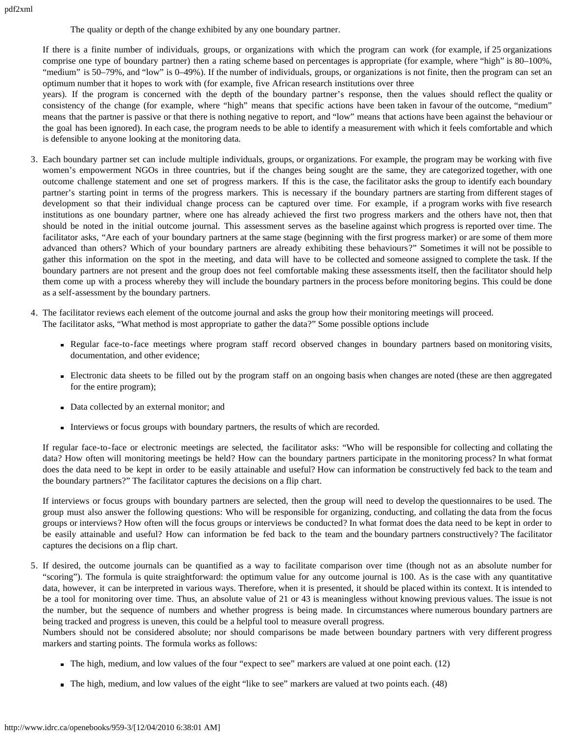The quality or depth of the change exhibited by any one boundary partner.

If there is a finite number of individuals, groups, or organizations with which the program can work (for example, if 25 organizations comprise one type of boundary partner) then a rating scheme based on percentages is appropriate (for example, where "high" is 80–100%, "medium" is 50–79%, and "low" is 0–49%). If the number of individuals, groups, or organizations is not finite, then the program can set an optimum number that it hopes to work with (for example, five African research institutions over three years). If the program is concerned with the depth of the boundary partner's response, then the values should reflect the quality or consistency of the change (for example, where "high" means that specific actions have been taken in favour of the outcome, "medium" means that the partner is passive or that there is nothing negative to report, and "low" means that actions have been against the behaviour or the goal has been ignored). In each case, the program needs to be able to identify a measurement with which it feels comfortable and which is defensible to anyone looking at the monitoring data.

3. Each boundary partner set can include multiple individuals, groups, or organizations. For example, the program may be working with five women's empowerment NGOs in three countries, but if the changes being sought are the same, they are categorized together, with one outcome challenge statement and one set of progress markers. If this is the case, the facilitator asks the group to identify each boundary partner's starting point in terms of the progress markers. This is necessary if the boundary partners are starting from different stages of development so that their individual change process can be captured over time. For example, if a program works with five research institutions as one boundary partner, where one has already achieved the first two progress markers and the others have not, then that should be noted in the initial outcome journal. This assessment serves as the baseline against which progress is reported over time. The facilitator asks, "Are each of your boundary partners at the same stage (beginning with the first progress marker) or are some of them more advanced than others? Which of your boundary partners are already exhibiting these behaviours?" Sometimes it will not be possible to gather this information on the spot in the meeting, and data will have to be collected and someone assigned to complete the task. If the boundary partners are not present and the group does not feel comfortable making these assessments itself, then the facilitator should help them come up with a process whereby they will include the boundary partners in the process before monitoring begins. This could be done as a self-assessment by the boundary partners.

4. The facilitator reviews each element of the outcome journal and asks the group how their monitoring meetings will proceed. The facilitator asks, "What method is most appropriate to gather the data?" Some possible options include

   - Regular face-to-face meetings where program staff record observed changes in boundary partners based on monitoring visits, documentation, and other evidence;
   - Electronic data sheets to be filled out by the program staff on an ongoing basis when changes are noted (these are then aggregated for the entire program);
   - Data collected by an external monitor; and
   - Interviews or focus groups with boundary partners, the results of which are recorded.

   If regular face-to-face or electronic meetings are selected, the facilitator asks: "Who will be responsible for collecting and collating the data? How often will monitoring meetings be held? How can the boundary partners participate in the monitoring process? In what format does the data need to be kept in order to be easily attainable and useful? How can information be constructively fed back to the team and the boundary partners?" The facilitator captures the decisions on a flip chart.

   If interviews or focus groups with boundary partners are selected, then the group will need to develop the questionnaires to be used. The group must also answer the following questions: Who will be responsible for organizing, conducting, and collating the data from the focus groups or interviews? How often will the focus groups or interviews be conducted? In what format does the data need to be kept in order to be easily attainable and useful? How can information be fed back to the team and the boundary partners constructively? The facilitator captures the decisions on a flip chart.

5. If desired, the outcome journals can be quantified as a way to facilitate comparison over time (though not as an absolute number for "scoring"). The formula is quite straightforward: the optimum value for any outcome journal is 100. As is the case with any quantitative data, however, it can be interpreted in various ways. Therefore, when it is presented, it should be placed within its context. It is intended to be a tool for monitoring over time. Thus, an absolute value of 21 or 43 is meaningless without knowing previous values. The issue is not the number, but the sequence of numbers and whether progress is being made. In circumstances where numerous boundary partners are being tracked and progress is uneven, this could be a helpful tool to measure overall progress.
   Numbers should not be considered absolute; nor should comparisons be made between boundary partners with very different progress markers and starting points. The formula works as follows:

   - The high, medium, and low values of the four "expect to see" markers are valued at one point each. (12)
   - The high, medium, and low values of the eight "like to see" markers are valued at two points each. (48)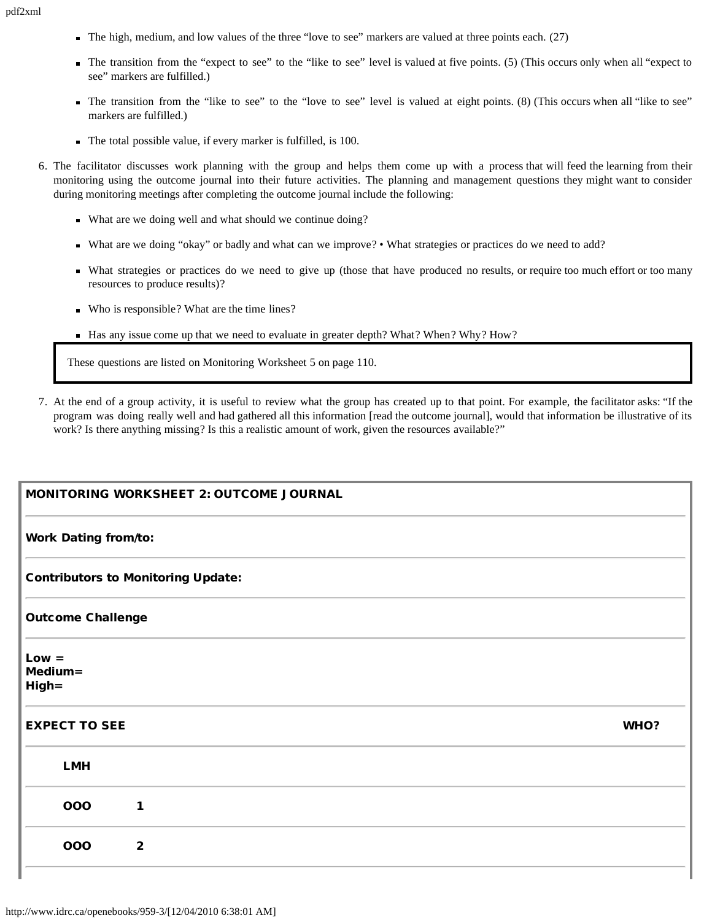- The high, medium, and low values of the three "love to see" markers are valued at three points each. (27)
- The transition from the "expect to see" to the "like to see" level is valued at five points. (5) (This occurs only when all "expect to see" markers are fulfilled.)
- The transition from the "like to see" to the "love to see" level is valued at eight points. (8) (This occurs when all "like to see" markers are fulfilled.)
- The total possible value, if every marker is fulfilled, is 100.

6. The facilitator discusses work planning with the group and helps them come up with a process that will feed the learning from their monitoring using the outcome journal into their future activities. The planning and management questions they might want to consider during monitoring meetings after completing the outcome journal include the following:
   - What are we doing well and what should we continue doing?
   - What are we doing "okay" or badly and what can we improve? • What strategies or practices do we need to add?
   - What strategies or practices do we need to give up (those that have produced no results, or require too much effort or too many resources to produce results)?
   - Who is responsible? What are the time lines?
   - Has any issue come up that we need to evaluate in greater depth? What? When? Why? How?

   > These questions are listed on Monitoring Worksheet 5 on page 110.

7. At the end of a group activity, it is useful to review what the group has created up to that point. For example, the facilitator asks: "If the program was doing really well and had gathered all this information [read the outcome journal], would that information be illustrative of its work? Is there anything missing? Is this a realistic amount of work, given the resources available?"

| **MONITORING WORKSHEET 2: OUTCOME JOURNAL** | | |
|---|---|---|
| **Work Dating from/to:** | | |
| **Contributors to Monitoring Update:** | | |
| **Outcome Challenge** | | |
| **Low =**<br>**Medium=**<br>**High=** | | |
| **EXPECT TO SEE** | | **WHO?** |
| **LMH** | | |
| **OOO** | **1** | |
| **OOO** | **2** | |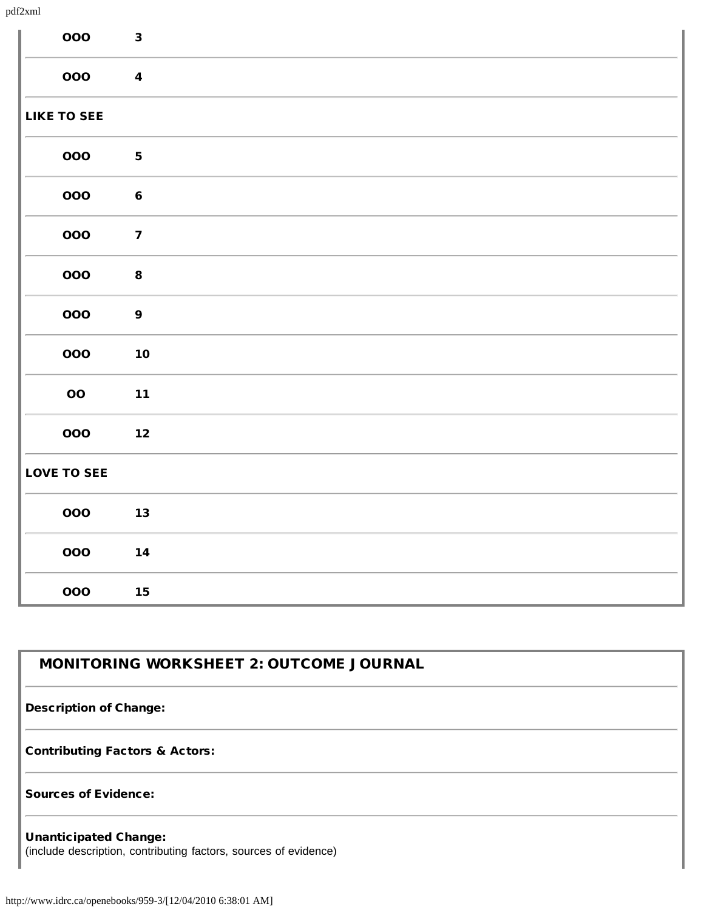| | |
|---|---|
| OOO | 3 |
| OOO | 4 |
| **LIKE TO SEE** | |
| OOO | 5 |
| OOO | 6 |
| OOO | 7 |
| OOO | 8 |
| OOO | 9 |
| OOO | 10 |
| OO | 11 |
| OOO | 12 |
| **LOVE TO SEE** | |
| OOO | 13 |
| OOO | 14 |
| OOO | 15 |

## MONITORING WORKSHEET 2: OUTCOME JOURNAL

**Description of Change:**

**Contributing Factors & Actors:**

**Sources of Evidence:**

**Unanticipated Change:**
(include description, contributing factors, sources of evidence)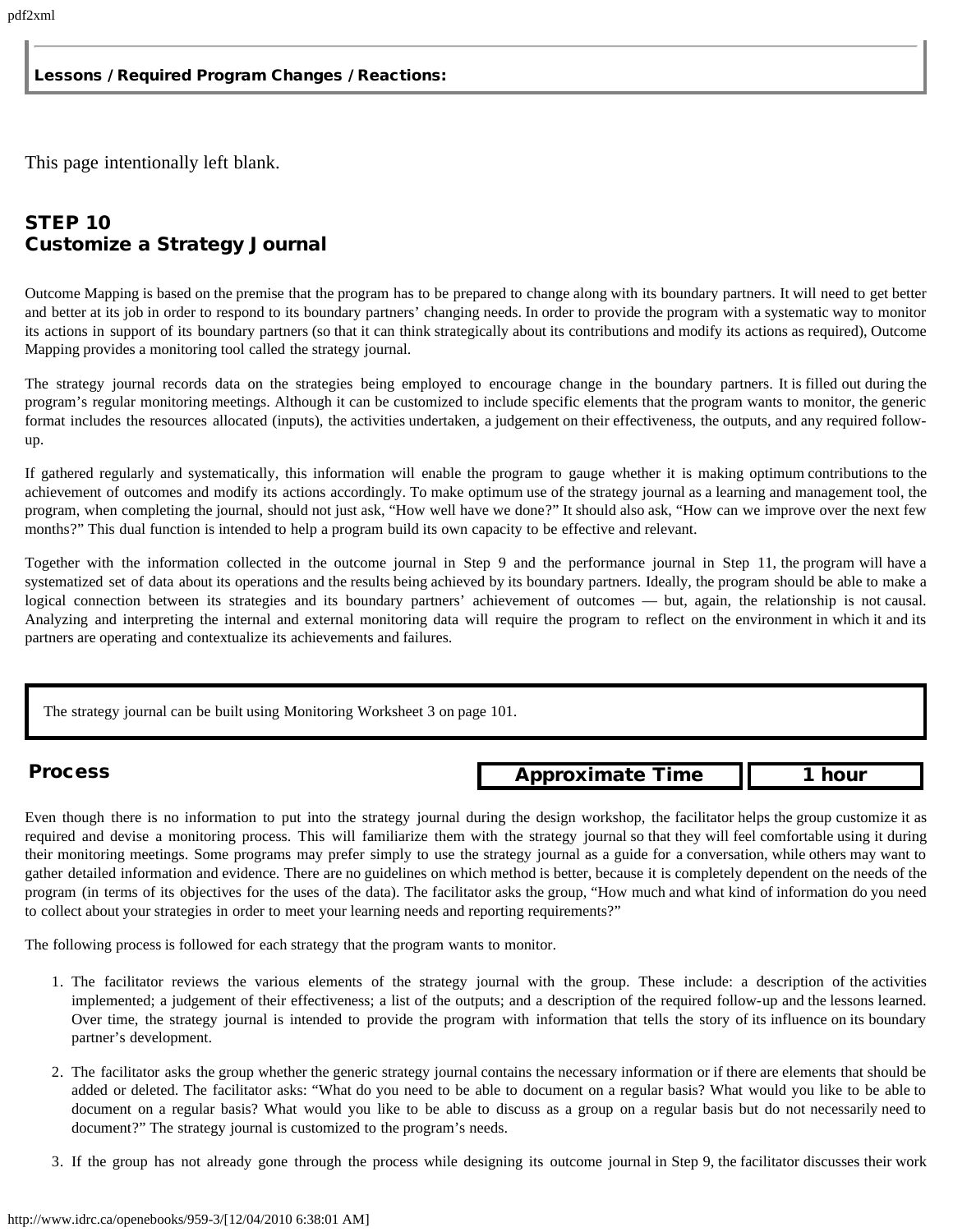**Lessons / Required Program Changes / Reactions:**

This page intentionally left blank.

## STEP 10
## Customize a Strategy Journal

Outcome Mapping is based on the premise that the program has to be prepared to change along with its boundary partners. It will need to get better and better at its job in order to respond to its boundary partners' changing needs. In order to provide the program with a systematic way to monitor its actions in support of its boundary partners (so that it can think strategically about its contributions and modify its actions as required), Outcome Mapping provides a monitoring tool called the strategy journal.

The strategy journal records data on the strategies being employed to encourage change in the boundary partners. It is filled out during the program's regular monitoring meetings. Although it can be customized to include specific elements that the program wants to monitor, the generic format includes the resources allocated (inputs), the activities undertaken, a judgement on their effectiveness, the outputs, and any required follow-up.

If gathered regularly and systematically, this information will enable the program to gauge whether it is making optimum contributions to the achievement of outcomes and modify its actions accordingly. To make optimum use of the strategy journal as a learning and management tool, the program, when completing the journal, should not just ask, "How well have we done?" It should also ask, "How can we improve over the next few months?" This dual function is intended to help a program build its own capacity to be effective and relevant.

Together with the information collected in the outcome journal in Step 9 and the performance journal in Step 11, the program will have a systematized set of data about its operations and the results being achieved by its boundary partners. Ideally, the program should be able to make a logical connection between its strategies and its boundary partners' achievement of outcomes — but, again, the relationship is not causal. Analyzing and interpreting the internal and external monitoring data will require the program to reflect on the environment in which it and its partners are operating and contextualize its achievements and failures.

The strategy journal can be built using Monitoring Worksheet 3 on page 101.

### Process

**Approximate Time** | **1 hour**

Even though there is no information to put into the strategy journal during the design workshop, the facilitator helps the group customize it as required and devise a monitoring process. This will familiarize them with the strategy journal so that they will feel comfortable using it during their monitoring meetings. Some programs may prefer simply to use the strategy journal as a guide for a conversation, while others may want to gather detailed information and evidence. There are no guidelines on which method is better, because it is completely dependent on the needs of the program (in terms of its objectives for the uses of the data). The facilitator asks the group, "How much and what kind of information do you need to collect about your strategies in order to meet your learning needs and reporting requirements?"

The following process is followed for each strategy that the program wants to monitor.

1. The facilitator reviews the various elements of the strategy journal with the group. These include: a description of the activities implemented; a judgement of their effectiveness; a list of the outputs; and a description of the required follow-up and the lessons learned. Over time, the strategy journal is intended to provide the program with information that tells the story of its influence on its boundary partner's development.

2. The facilitator asks the group whether the generic strategy journal contains the necessary information or if there are elements that should be added or deleted. The facilitator asks: "What do you need to be able to document on a regular basis? What would you like to be able to document on a regular basis? What would you like to be able to discuss as a group on a regular basis but do not necessarily need to document?" The strategy journal is customized to the program's needs.

3. If the group has not already gone through the process while designing its outcome journal in Step 9, the facilitator discusses their work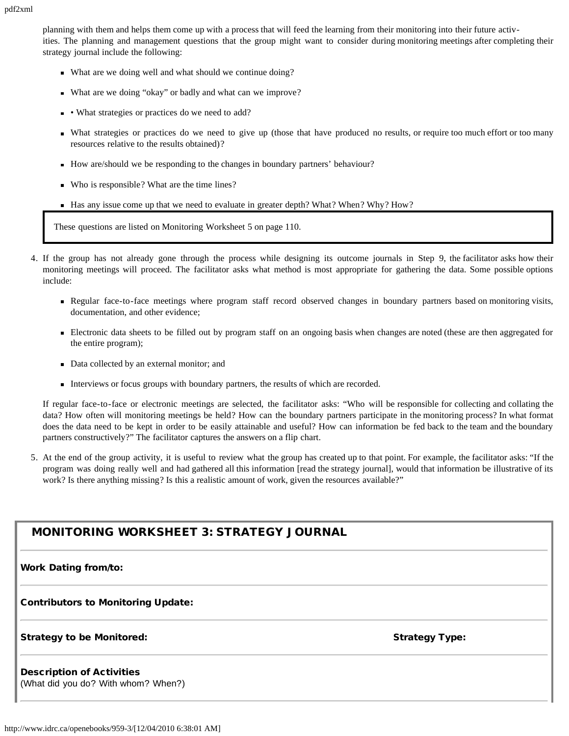planning with them and helps them come up with a process that will feed the learning from their monitoring into their future activities. The planning and management questions that the group might want to consider during monitoring meetings after completing their strategy journal include the following:

- What are we doing well and what should we continue doing?
- What are we doing "okay" or badly and what can we improve?
- • What strategies or practices do we need to add?
- What strategies or practices do we need to give up (those that have produced no results, or require too much effort or too many resources relative to the results obtained)?
- How are/should we be responding to the changes in boundary partners' behaviour?
- Who is responsible? What are the time lines?
- Has any issue come up that we need to evaluate in greater depth? What? When? Why? How?

> These questions are listed on Monitoring Worksheet 5 on page 110.

4. If the group has not already gone through the process while designing its outcome journals in Step 9, the facilitator asks how their monitoring meetings will proceed. The facilitator asks what method is most appropriate for gathering the data. Some possible options include:

   - Regular face-to-face meetings where program staff record observed changes in boundary partners based on monitoring visits, documentation, and other evidence;
   - Electronic data sheets to be filled out by program staff on an ongoing basis when changes are noted (these are then aggregated for the entire program);
   - Data collected by an external monitor; and
   - Interviews or focus groups with boundary partners, the results of which are recorded.

   If regular face-to-face or electronic meetings are selected, the facilitator asks: "Who will be responsible for collecting and collating the data? How often will monitoring meetings be held? How can the boundary partners participate in the monitoring process? In what format does the data need to be kept in order to be easily attainable and useful? How can information be fed back to the team and the boundary partners constructively?" The facilitator captures the answers on a flip chart.

5. At the end of the group activity, it is useful to review what the group has created up to that point. For example, the facilitator asks: "If the program was doing really well and had gathered all this information [read the strategy journal], would that information be illustrative of its work? Is there anything missing? Is this a realistic amount of work, given the resources available?"

## MONITORING WORKSHEET 3: STRATEGY JOURNAL

**Work Dating from/to:**

**Contributors to Monitoring Update:**

**Strategy to be Monitored:** **Strategy Type:**

**Description of Activities**
(What did you do? With whom? When?)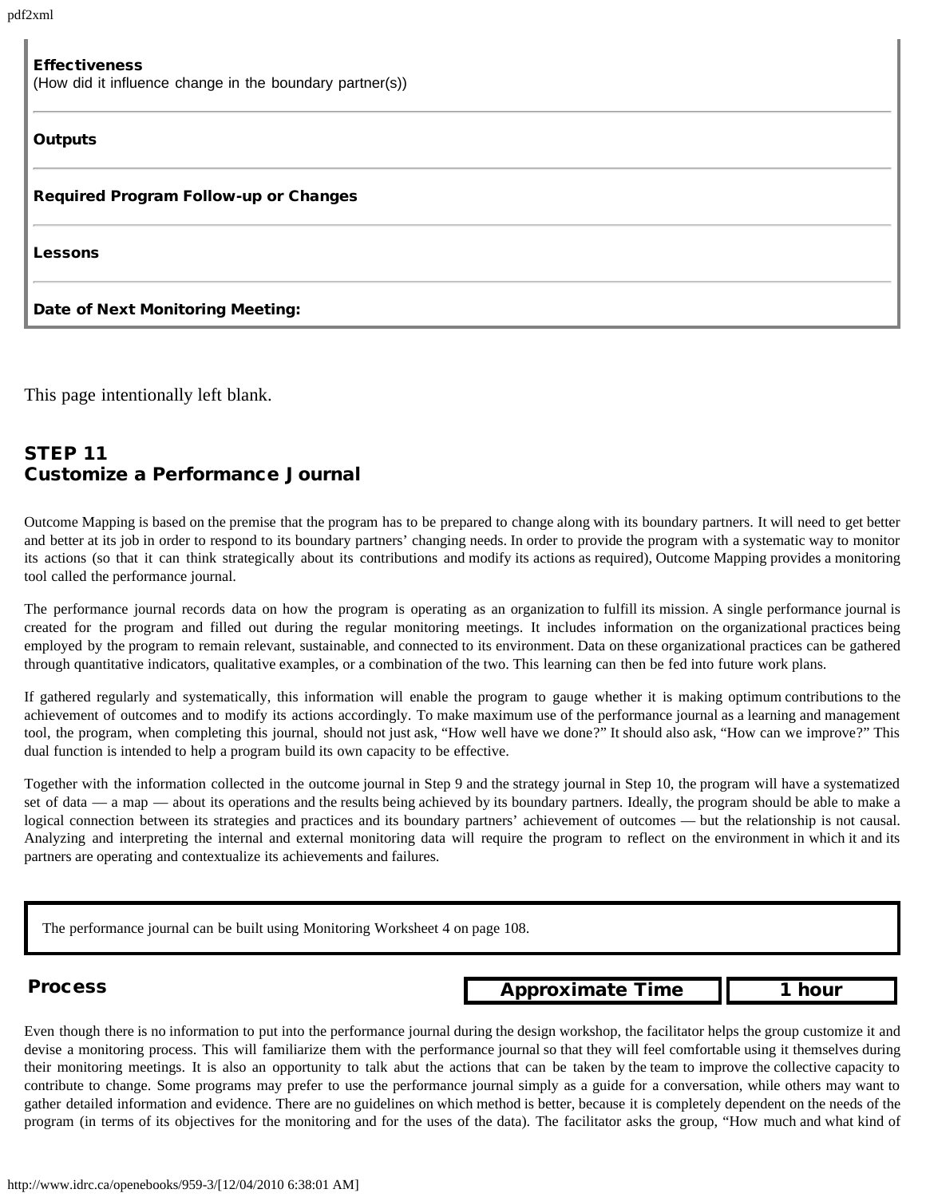**Effectiveness**
(How did it influence change in the boundary partner(s))

---

**Outputs**

---

**Required Program Follow-up or Changes**

---

**Lessons**

---

**Date of Next Monitoring Meeting:**

This page intentionally left blank.

## STEP 11
## Customize a Performance Journal

Outcome Mapping is based on the premise that the program has to be prepared to change along with its boundary partners. It will need to get better and better at its job in order to respond to its boundary partners' changing needs. In order to provide the program with a systematic way to monitor its actions (so that it can think strategically about its contributions and modify its actions as required), Outcome Mapping provides a monitoring tool called the performance journal.

The performance journal records data on how the program is operating as an organization to fulfill its mission. A single performance journal is created for the program and filled out during the regular monitoring meetings. It includes information on the organizational practices being employed by the program to remain relevant, sustainable, and connected to its environment. Data on these organizational practices can be gathered through quantitative indicators, qualitative examples, or a combination of the two. This learning can then be fed into future work plans.

If gathered regularly and systematically, this information will enable the program to gauge whether it is making optimum contributions to the achievement of outcomes and to modify its actions accordingly. To make maximum use of the performance journal as a learning and management tool, the program, when completing this journal, should not just ask, "How well have we done?" It should also ask, "How can we improve?" This dual function is intended to help a program build its own capacity to be effective.

Together with the information collected in the outcome journal in Step 9 and the strategy journal in Step 10, the program will have a systematized set of data — a map — about its operations and the results being achieved by its boundary partners. Ideally, the program should be able to make a logical connection between its strategies and practices and its boundary partners' achievement of outcomes — but the relationship is not causal. Analyzing and interpreting the internal and external monitoring data will require the program to reflect on the environment in which it and its partners are operating and contextualize its achievements and failures.

> The performance journal can be built using Monitoring Worksheet 4 on page 108.

### Process

**Approximate Time** | **1 hour**

Even though there is no information to put into the performance journal during the design workshop, the facilitator helps the group customize it and devise a monitoring process. This will familiarize them with the performance journal so that they will feel comfortable using it themselves during their monitoring meetings. It is also an opportunity to talk abut the actions that can be taken by the team to improve the collective capacity to contribute to change. Some programs may prefer to use the performance journal simply as a guide for a conversation, while others may want to gather detailed information and evidence. There are no guidelines on which method is better, because it is completely dependent on the needs of the program (in terms of its objectives for the monitoring and for the uses of the data). The facilitator asks the group, "How much and what kind of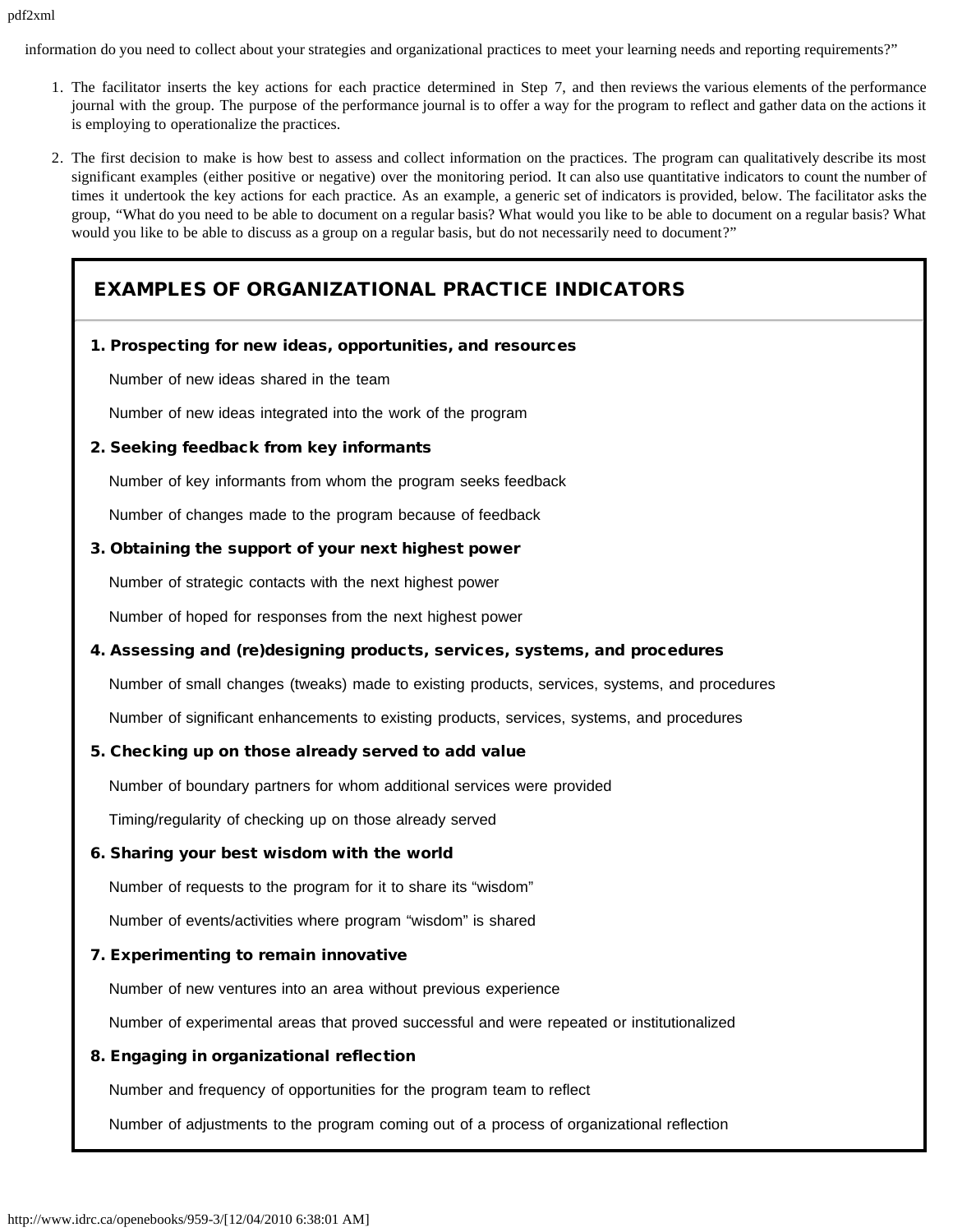information do you need to collect about your strategies and organizational practices to meet your learning needs and reporting requirements?"

1. The facilitator inserts the key actions for each practice determined in Step 7, and then reviews the various elements of the performance journal with the group. The purpose of the performance journal is to offer a way for the program to reflect and gather data on the actions it is employing to operationalize the practices.

2. The first decision to make is how best to assess and collect information on the practices. The program can qualitatively describe its most significant examples (either positive or negative) over the monitoring period. It can also use quantitative indicators to count the number of times it undertook the key actions for each practice. As an example, a generic set of indicators is provided, below. The facilitator asks the group, "What do you need to be able to document on a regular basis? What would you like to be able to document on a regular basis? What would you like to be able to discuss as a group on a regular basis, but do not necessarily need to document?"

## EXAMPLES OF ORGANIZATIONAL PRACTICE INDICATORS

**1. Prospecting for new ideas, opportunities, and resources**

Number of new ideas shared in the team

Number of new ideas integrated into the work of the program

**2. Seeking feedback from key informants**

Number of key informants from whom the program seeks feedback

Number of changes made to the program because of feedback

**3. Obtaining the support of your next highest power**

Number of strategic contacts with the next highest power

Number of hoped for responses from the next highest power

**4. Assessing and (re)designing products, services, systems, and procedures**

Number of small changes (tweaks) made to existing products, services, systems, and procedures

Number of significant enhancements to existing products, services, systems, and procedures

**5. Checking up on those already served to add value**

Number of boundary partners for whom additional services were provided

Timing/regularity of checking up on those already served

**6. Sharing your best wisdom with the world**

Number of requests to the program for it to share its "wisdom"

Number of events/activities where program "wisdom" is shared

**7. Experimenting to remain innovative**

Number of new ventures into an area without previous experience

Number of experimental areas that proved successful and were repeated or institutionalized

**8. Engaging in organizational reflection**

Number and frequency of opportunities for the program team to reflect

Number of adjustments to the program coming out of a process of organizational reflection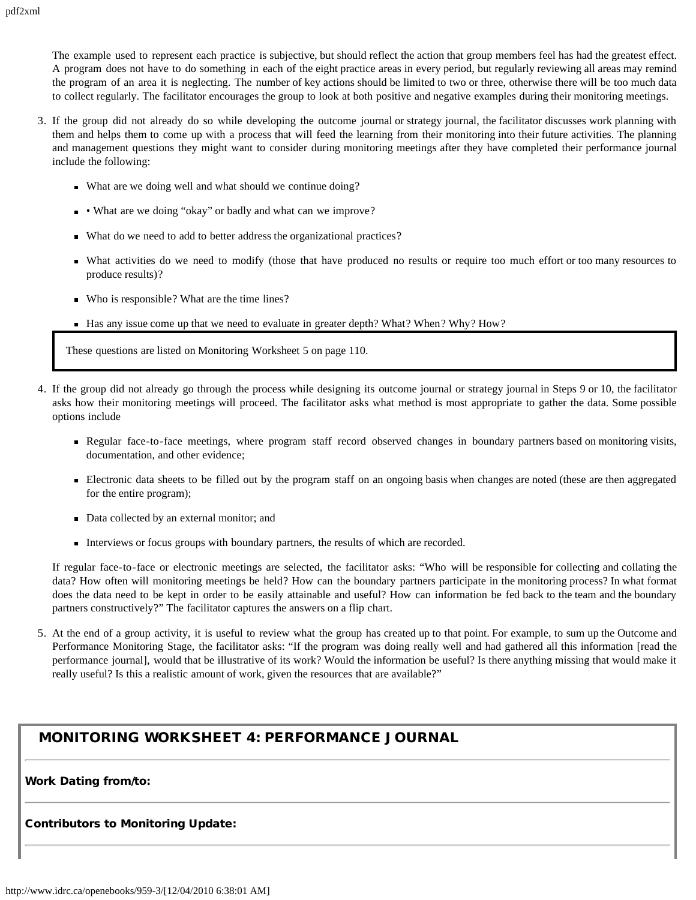The example used to represent each practice is subjective, but should reflect the action that group members feel has had the greatest effect. A program does not have to do something in each of the eight practice areas in every period, but regularly reviewing all areas may remind the program of an area it is neglecting. The number of key actions should be limited to two or three, otherwise there will be too much data to collect regularly. The facilitator encourages the group to look at both positive and negative examples during their monitoring meetings.

3. If the group did not already do so while developing the outcome journal or strategy journal, the facilitator discusses work planning with them and helps them to come up with a process that will feed the learning from their monitoring into their future activities. The planning and management questions they might want to consider during monitoring meetings after they have completed their performance journal include the following:

   - What are we doing well and what should we continue doing?
   - • What are we doing "okay" or badly and what can we improve?
   - What do we need to add to better address the organizational practices?
   - What activities do we need to modify (those that have produced no results or require too much effort or too many resources to produce results)?
   - Who is responsible? What are the time lines?
   - Has any issue come up that we need to evaluate in greater depth? What? When? Why? How?

   These questions are listed on Monitoring Worksheet 5 on page 110.

4. If the group did not already go through the process while designing its outcome journal or strategy journal in Steps 9 or 10, the facilitator asks how their monitoring meetings will proceed. The facilitator asks what method is most appropriate to gather the data. Some possible options include

   - Regular face-to-face meetings, where program staff record observed changes in boundary partners based on monitoring visits, documentation, and other evidence;
   - Electronic data sheets to be filled out by the program staff on an ongoing basis when changes are noted (these are then aggregated for the entire program);
   - Data collected by an external monitor; and
   - Interviews or focus groups with boundary partners, the results of which are recorded.

   If regular face-to-face or electronic meetings are selected, the facilitator asks: "Who will be responsible for collecting and collating the data? How often will monitoring meetings be held? How can the boundary partners participate in the monitoring process? In what format does the data need to be kept in order to be easily attainable and useful? How can information be fed back to the team and the boundary partners constructively?" The facilitator captures the answers on a flip chart.

5. At the end of a group activity, it is useful to review what the group has created up to that point. For example, to sum up the Outcome and Performance Monitoring Stage, the facilitator asks: "If the program was doing really well and had gathered all this information [read the performance journal], would that be illustrative of its work? Would the information be useful? Is there anything missing that would make it really useful? Is this a realistic amount of work, given the resources that are available?"

## MONITORING WORKSHEET 4: PERFORMANCE JOURNAL

**Work Dating from/to:**

**Contributors to Monitoring Update:**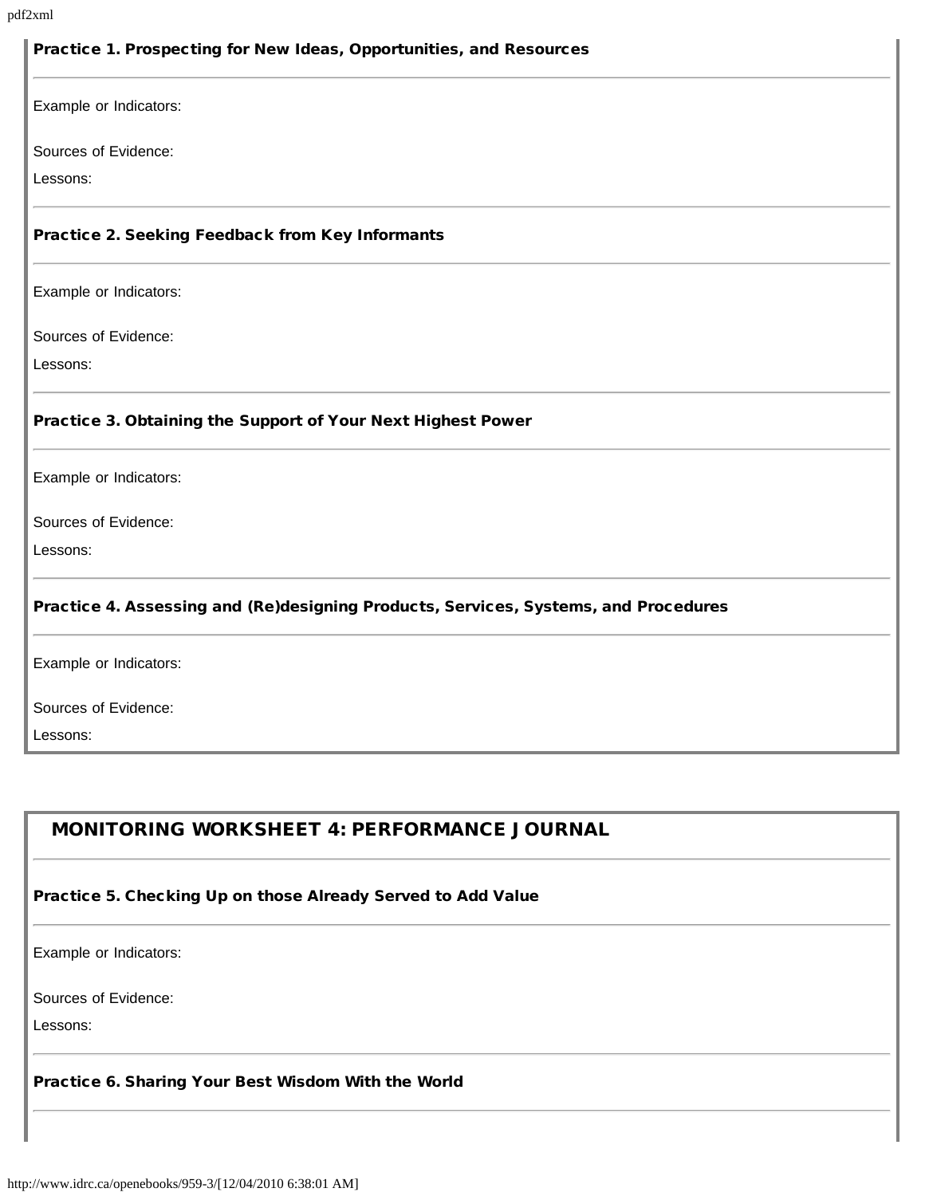### Practice 1. Prospecting for New Ideas, Opportunities, and Resources

Example or Indicators:

Sources of Evidence:

Lessons:

### Practice 2. Seeking Feedback from Key Informants

Example or Indicators:

Sources of Evidence:

Lessons:

### Practice 3. Obtaining the Support of Your Next Highest Power

Example or Indicators:

Sources of Evidence:

Lessons:

### Practice 4. Assessing and (Re)designing Products, Services, Systems, and Procedures

Example or Indicators:

Sources of Evidence:

Lessons:

## MONITORING WORKSHEET 4: PERFORMANCE JOURNAL

### Practice 5. Checking Up on those Already Served to Add Value

Example or Indicators:

Sources of Evidence:

Lessons:

### Practice 6. Sharing Your Best Wisdom With the World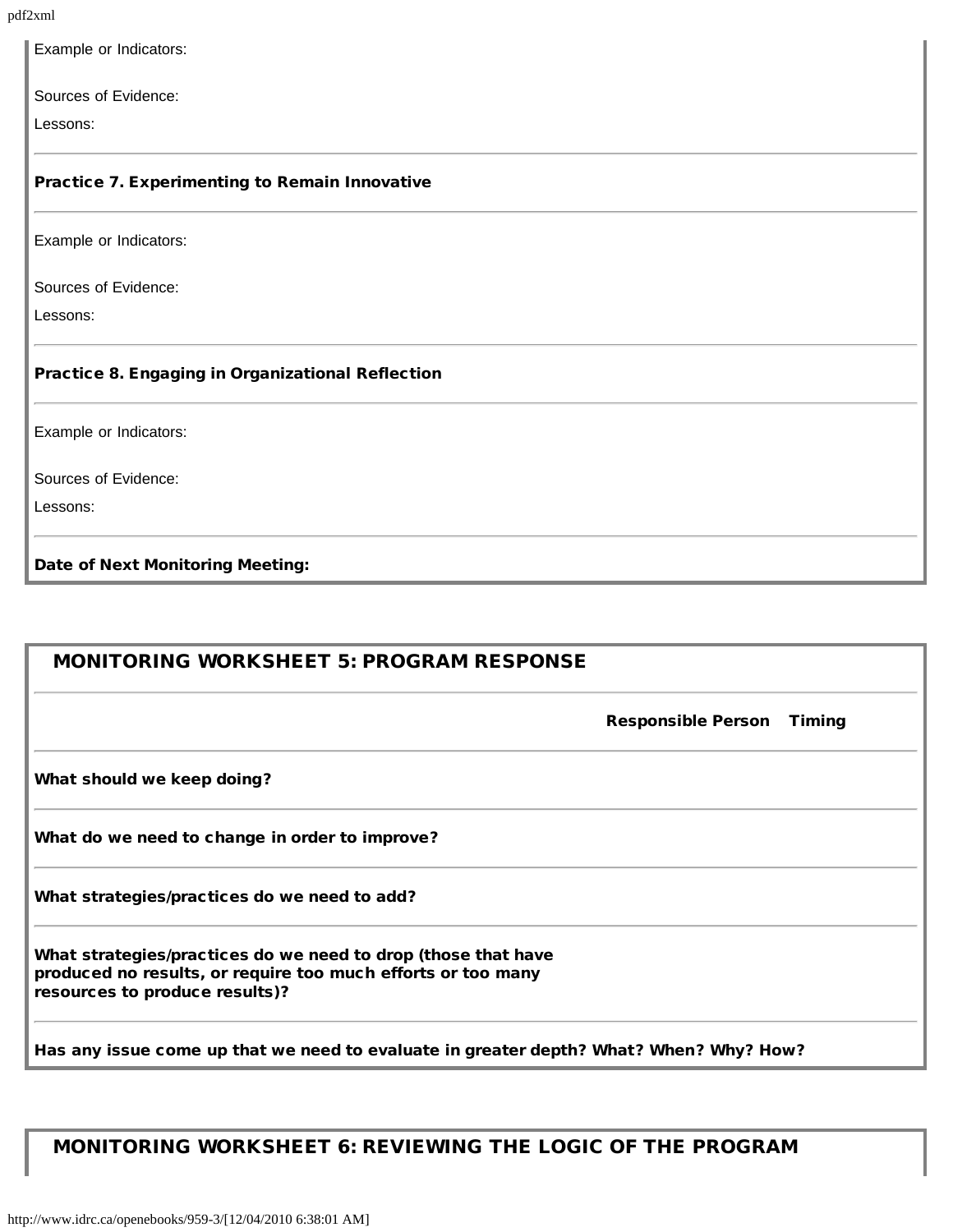Example or Indicators:

Sources of Evidence:

Lessons:

---

**Practice 7. Experimenting to Remain Innovative**

---

Example or Indicators:

Sources of Evidence:

Lessons:

---

**Practice 8. Engaging in Organizational Reflection**

---

Example or Indicators:

Sources of Evidence:

Lessons:

---

**Date of Next Monitoring Meeting:**

## MONITORING WORKSHEET 5: PROGRAM RESPONSE

| | Responsible Person | Timing |
|---|---|---|
| **What should we keep doing?** | | |
| **What do we need to change in order to improve?** | | |
| **What strategies/practices do we need to add?** | | |
| **What strategies/practices do we need to drop (those that have produced no results, or require too much efforts or too many resources to produce results)?** | | |
| **Has any issue come up that we need to evaluate in greater depth? What? When? Why? How?** | | |

## MONITORING WORKSHEET 6: REVIEWING THE LOGIC OF THE PROGRAM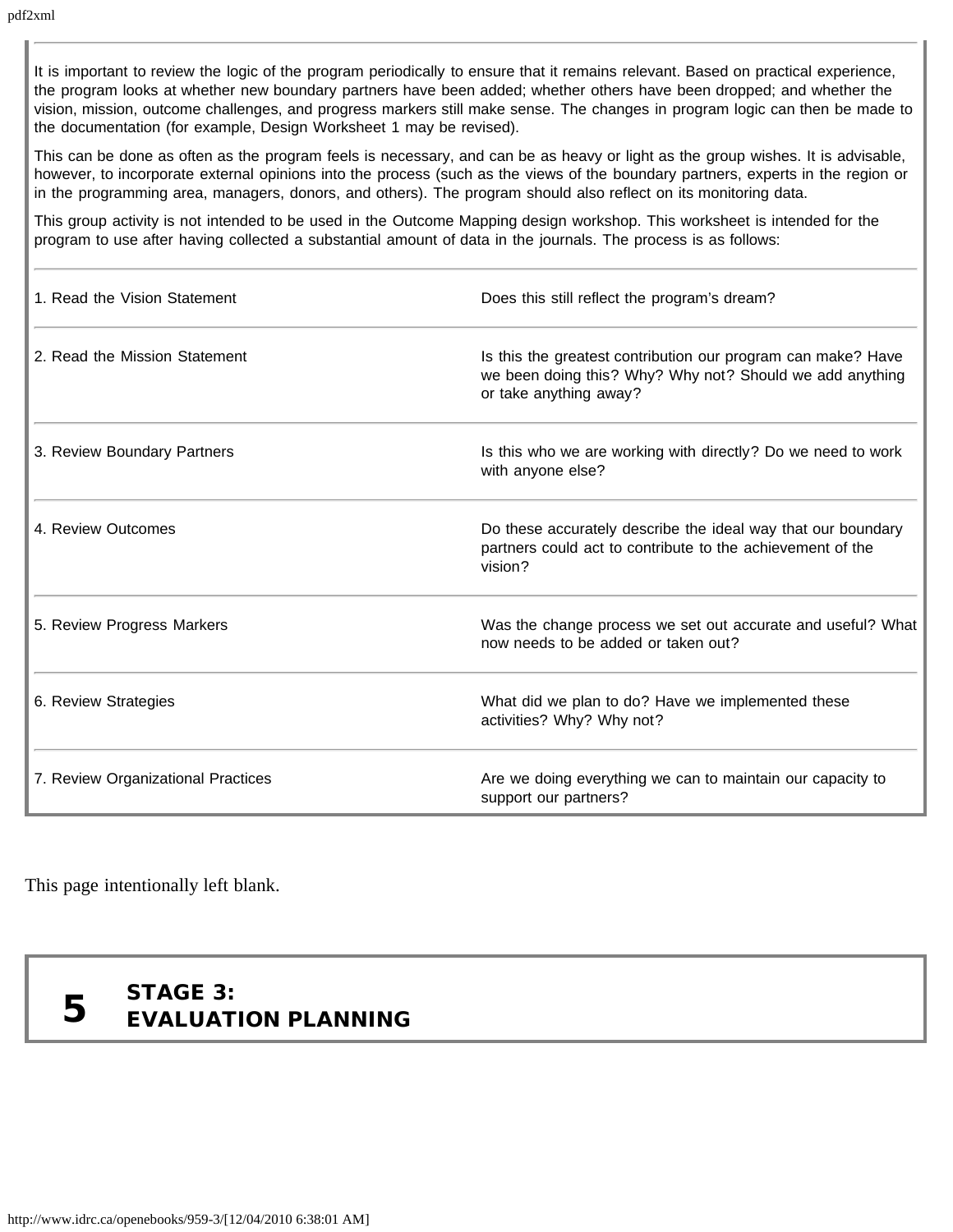It is important to review the logic of the program periodically to ensure that it remains relevant. Based on practical experience, the program looks at whether new boundary partners have been added; whether others have been dropped; and whether the vision, mission, outcome challenges, and progress markers still make sense. The changes in program logic can then be made to the documentation (for example, Design Worksheet 1 may be revised).

This can be done as often as the program feels is necessary, and can be as heavy or light as the group wishes. It is advisable, however, to incorporate external opinions into the process (such as the views of the boundary partners, experts in the region or in the programming area, managers, donors, and others). The program should also reflect on its monitoring data.

This group activity is not intended to be used in the Outcome Mapping design workshop. This worksheet is intended for the program to use after having collected a substantial amount of data in the journals. The process is as follows:

| | |
|---|---|
| 1. Read the Vision Statement | Does this still reflect the program's dream? |
| 2. Read the Mission Statement | Is this the greatest contribution our program can make? Have we been doing this? Why? Why not? Should we add anything or take anything away? |
| 3. Review Boundary Partners | Is this who we are working with directly? Do we need to work with anyone else? |
| 4. Review Outcomes | Do these accurately describe the ideal way that our boundary partners could act to contribute to the achievement of the vision? |
| 5. Review Progress Markers | Was the change process we set out accurate and useful? What now needs to be added or taken out? |
| 6. Review Strategies | What did we plan to do? Have we implemented these activities? Why? Why not? |
| 7. Review Organizational Practices | Are we doing everything we can to maintain our capacity to support our partners? |

This page intentionally left blank.

# 5 STAGE 3: EVALUATION PLANNING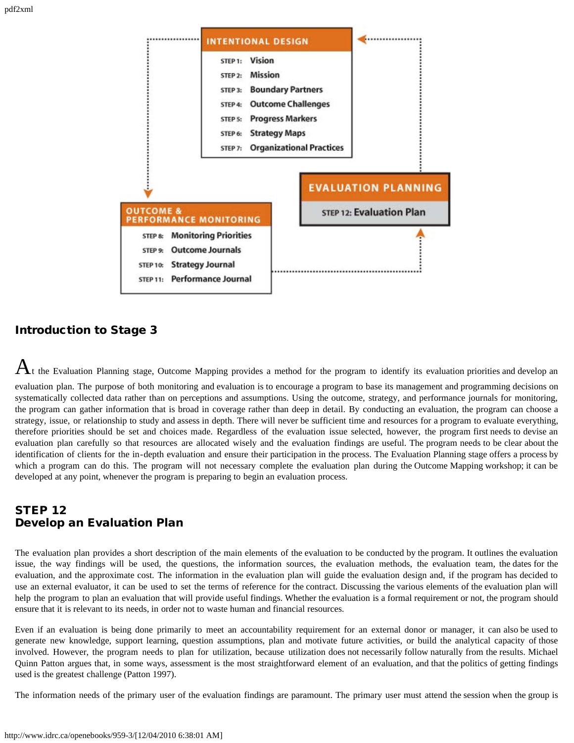INTENTIONAL DESIGN

STEP 1: Vision
STEP 2: Mission
STEP 3: Boundary Partners
STEP 4: Outcome Challenges
STEP 5: Progress Markers
STEP 6: Strategy Maps
STEP 7: Organizational Practices

OUTCOME & PERFORMANCE MONITORING

STEP 8: Monitoring Priorities
STEP 9: Outcome Journals
STEP 10: Strategy Journal
STEP 11: Performance Journal

EVALUATION PLANNING

STEP 12: Evaluation Plan

## Introduction to Stage 3

At the Evaluation Planning stage, Outcome Mapping provides a method for the program to identify its evaluation priorities and develop an evaluation plan. The purpose of both monitoring and evaluation is to encourage a program to base its management and programming decisions on systematically collected data rather than on perceptions and assumptions. Using the outcome, strategy, and performance journals for monitoring, the program can gather information that is broad in coverage rather than deep in detail. By conducting an evaluation, the program can choose a strategy, issue, or relationship to study and assess in depth. There will never be sufficient time and resources for a program to evaluate everything, therefore priorities should be set and choices made. Regardless of the evaluation issue selected, however, the program first needs to devise an evaluation plan carefully so that resources are allocated wisely and the evaluation findings are useful. The program needs to be clear about the identification of clients for the in-depth evaluation and ensure their participation in the process. The Evaluation Planning stage offers a process by which a program can do this. The program will not necessary complete the evaluation plan during the Outcome Mapping workshop; it can be developed at any point, whenever the program is preparing to begin an evaluation process.

## STEP 12
## Develop an Evaluation Plan

The evaluation plan provides a short description of the main elements of the evaluation to be conducted by the program. It outlines the evaluation issue, the way findings will be used, the questions, the information sources, the evaluation methods, the evaluation team, the dates for the evaluation, and the approximate cost. The information in the evaluation plan will guide the evaluation design and, if the program has decided to use an external evaluator, it can be used to set the terms of reference for the contract. Discussing the various elements of the evaluation plan will help the program to plan an evaluation that will provide useful findings. Whether the evaluation is a formal requirement or not, the program should ensure that it is relevant to its needs, in order not to waste human and financial resources.

Even if an evaluation is being done primarily to meet an accountability requirement for an external donor or manager, it can also be used to generate new knowledge, support learning, question assumptions, plan and motivate future activities, or build the analytical capacity of those involved. However, the program needs to plan for utilization, because utilization does not necessarily follow naturally from the results. Michael Quinn Patton argues that, in some ways, assessment is the most straightforward element of an evaluation, and that the politics of getting findings used is the greatest challenge (Patton 1997).

The information needs of the primary user of the evaluation findings are paramount. The primary user must attend the session when the group is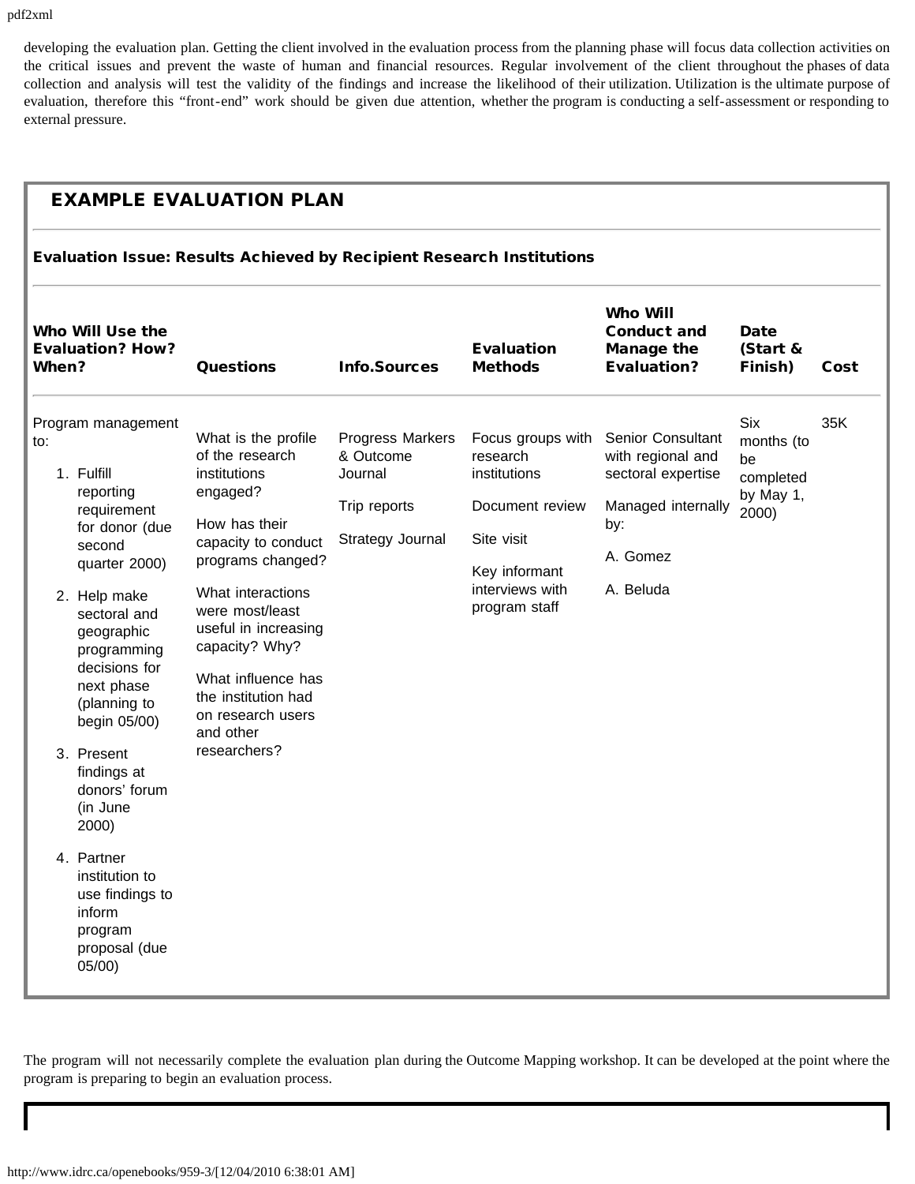developing the evaluation plan. Getting the client involved in the evaluation process from the planning phase will focus data collection activities on the critical issues and prevent the waste of human and financial resources. Regular involvement of the client throughout the phases of data collection and analysis will test the validity of the findings and increase the likelihood of their utilization. Utilization is the ultimate purpose of evaluation, therefore this "front-end" work should be given due attention, whether the program is conducting a self-assessment or responding to external pressure.

## EXAMPLE EVALUATION PLAN

**Evaluation Issue: Results Achieved by Recipient Research Institutions**

| Who Will Use the Evaluation? How? When? | Questions | Info.Sources | Evaluation Methods | Who Will Conduct and Manage the Evaluation? | Date (Start & Finish) | Cost |
|---|---|---|---|---|---|---|
| Program management to:<br>1. Fulfill reporting requirement for donor (due second quarter 2000)<br>2. Help make sectoral and geographic programming decisions for next phase (planning to begin 05/00)<br>3. Present findings at donors' forum (in June 2000)<br>4. Partner institution to use findings to inform program proposal (due 05/00) | What is the profile of the research institutions engaged?<br>How has their capacity to conduct programs changed?<br>What interactions were most/least useful in increasing capacity? Why?<br>What influence has the institution had on research users and other researchers? | Progress Markers & Outcome Journal<br>Trip reports<br>Strategy Journal | Focus groups with research institutions<br>Document review<br>Site visit<br>Key informant interviews with program staff | Senior Consultant with regional and sectoral expertise<br>Managed internally by:<br>A. Gomez<br>A. Beluda | Six months (to be completed by May 1, 2000) | 35K |

The program will not necessarily complete the evaluation plan during the Outcome Mapping workshop. It can be developed at the point where the program is preparing to begin an evaluation process.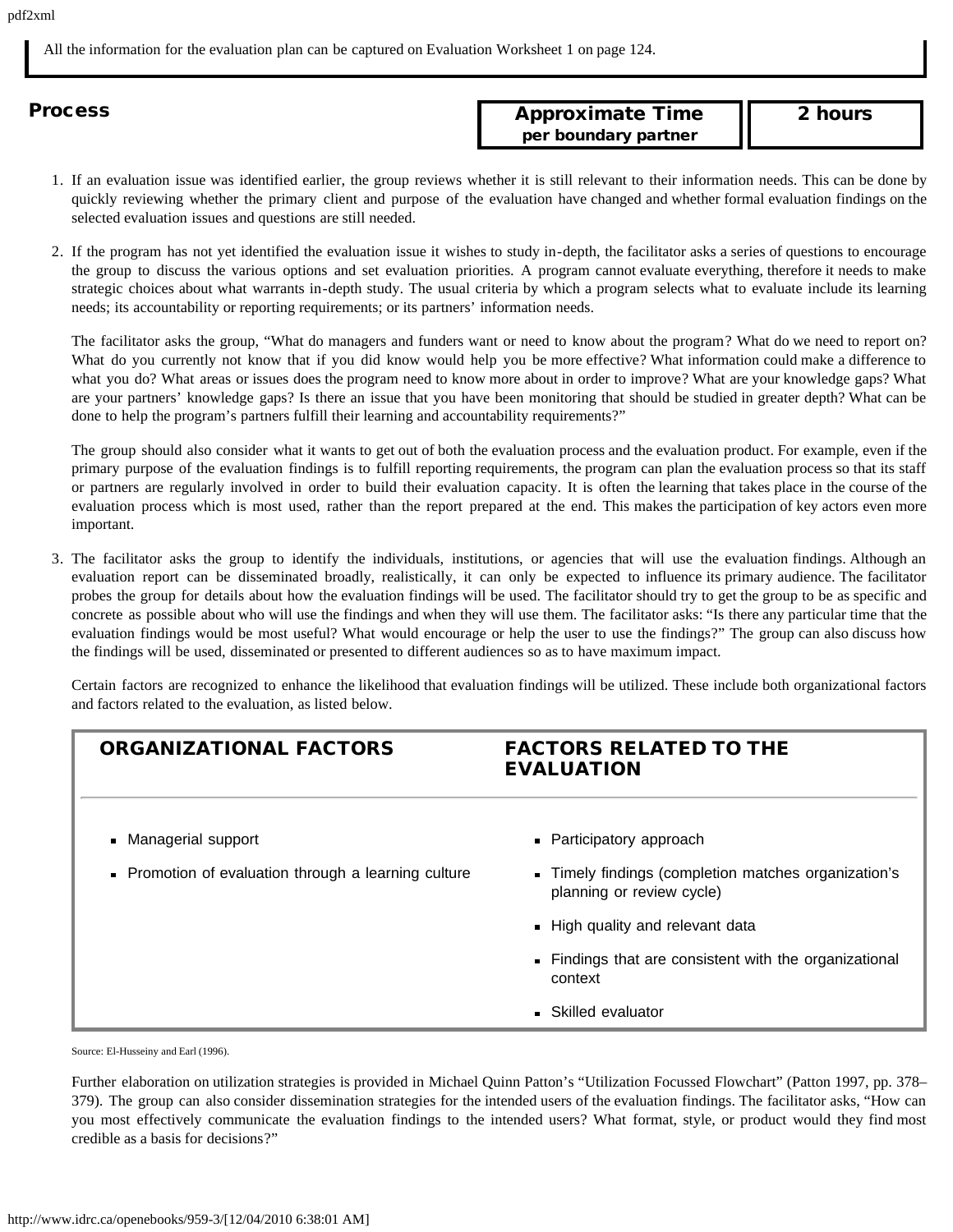All the information for the evaluation plan can be captured on Evaluation Worksheet 1 on page 124.

## Process

| Approximate Time per boundary partner | 2 hours |
|---|---|

1. If an evaluation issue was identified earlier, the group reviews whether it is still relevant to their information needs. This can be done by quickly reviewing whether the primary client and purpose of the evaluation have changed and whether formal evaluation findings on the selected evaluation issues and questions are still needed.

2. If the program has not yet identified the evaluation issue it wishes to study in-depth, the facilitator asks a series of questions to encourage the group to discuss the various options and set evaluation priorities. A program cannot evaluate everything, therefore it needs to make strategic choices about what warrants in-depth study. The usual criteria by which a program selects what to evaluate include its learning needs; its accountability or reporting requirements; or its partners' information needs.

   The facilitator asks the group, "What do managers and funders want or need to know about the program? What do we need to report on? What do you currently not know that if you did know would help you be more effective? What information could make a difference to what you do? What areas or issues does the program need to know more about in order to improve? What are your knowledge gaps? What are your partners' knowledge gaps? Is there an issue that you have been monitoring that should be studied in greater depth? What can be done to help the program's partners fulfill their learning and accountability requirements?"

   The group should also consider what it wants to get out of both the evaluation process and the evaluation product. For example, even if the primary purpose of the evaluation findings is to fulfill reporting requirements, the program can plan the evaluation process so that its staff or partners are regularly involved in order to build their evaluation capacity. It is often the learning that takes place in the course of the evaluation process which is most used, rather than the report prepared at the end. This makes the participation of key actors even more important.

3. The facilitator asks the group to identify the individuals, institutions, or agencies that will use the evaluation findings. Although an evaluation report can be disseminated broadly, realistically, it can only be expected to influence its primary audience. The facilitator probes the group for details about how the evaluation findings will be used. The facilitator should try to get the group to be as specific and concrete as possible about who will use the findings and when they will use them. The facilitator asks: "Is there any particular time that the evaluation findings would be most useful? What would encourage or help the user to use the findings?" The group can also discuss how the findings will be used, disseminated or presented to different audiences so as to have maximum impact.

   Certain factors are recognized to enhance the likelihood that evaluation findings will be utilized. These include both organizational factors and factors related to the evaluation, as listed below.

| ORGANIZATIONAL FACTORS | FACTORS RELATED TO THE EVALUATION |
|---|---|
| ▪ Managerial support | ▪ Participatory approach |
| ▪ Promotion of evaluation through a learning culture | ▪ Timely findings (completion matches organization's planning or review cycle) |
| | ▪ High quality and relevant data |
| | ▪ Findings that are consistent with the organizational context |
| | ▪ Skilled evaluator |

Source: El-Husseiny and Earl (1996).

Further elaboration on utilization strategies is provided in Michael Quinn Patton's "Utilization Focussed Flowchart" (Patton 1997, pp. 378–379). The group can also consider dissemination strategies for the intended users of the evaluation findings. The facilitator asks, "How can you most effectively communicate the evaluation findings to the intended users? What format, style, or product would they find most credible as a basis for decisions?"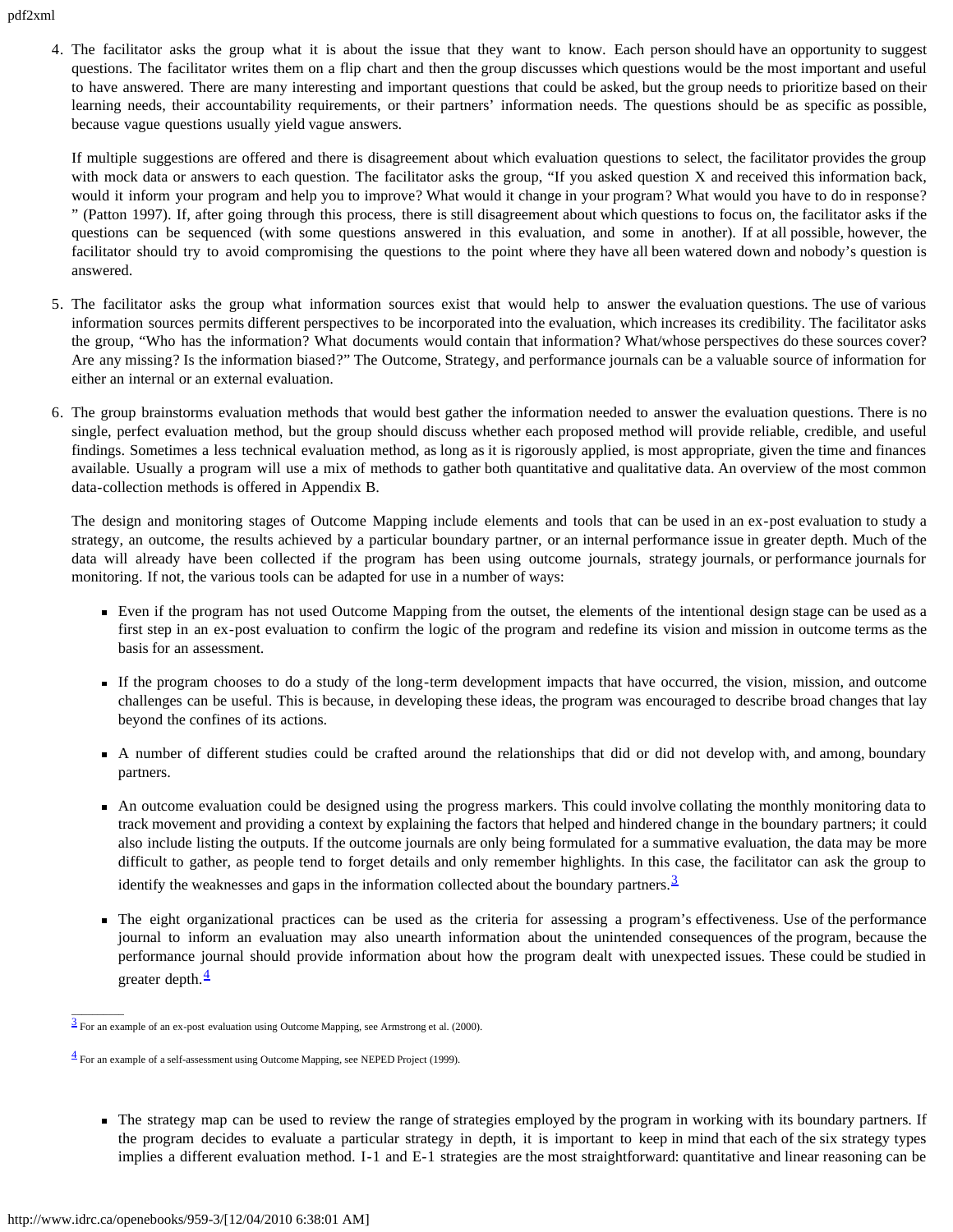4. The facilitator asks the group what it is about the issue that they want to know. Each person should have an opportunity to suggest questions. The facilitator writes them on a flip chart and then the group discusses which questions would be the most important and useful to have answered. There are many interesting and important questions that could be asked, but the group needs to prioritize based on their learning needs, their accountability requirements, or their partners' information needs. The questions should be as specific as possible, because vague questions usually yield vague answers.

   If multiple suggestions are offered and there is disagreement about which evaluation questions to select, the facilitator provides the group with mock data or answers to each question. The facilitator asks the group, "If you asked question X and received this information back, would it inform your program and help you to improve? What would it change in your program? What would you have to do in response? " (Patton 1997). If, after going through this process, there is still disagreement about which questions to focus on, the facilitator asks if the questions can be sequenced (with some questions answered in this evaluation, and some in another). If at all possible, however, the facilitator should try to avoid compromising the questions to the point where they have all been watered down and nobody's question is answered.

5. The facilitator asks the group what information sources exist that would help to answer the evaluation questions. The use of various information sources permits different perspectives to be incorporated into the evaluation, which increases its credibility. The facilitator asks the group, "Who has the information? What documents would contain that information? What/whose perspectives do these sources cover? Are any missing? Is the information biased?" The Outcome, Strategy, and performance journals can be a valuable source of information for either an internal or an external evaluation.

6. The group brainstorms evaluation methods that would best gather the information needed to answer the evaluation questions. There is no single, perfect evaluation method, but the group should discuss whether each proposed method will provide reliable, credible, and useful findings. Sometimes a less technical evaluation method, as long as it is rigorously applied, is most appropriate, given the time and finances available. Usually a program will use a mix of methods to gather both quantitative and qualitative data. An overview of the most common data-collection methods is offered in Appendix B.

   The design and monitoring stages of Outcome Mapping include elements and tools that can be used in an ex-post evaluation to study a strategy, an outcome, the results achieved by a particular boundary partner, or an internal performance issue in greater depth. Much of the data will already have been collected if the program has been using outcome journals, strategy journals, or performance journals for monitoring. If not, the various tools can be adapted for use in a number of ways:

   - Even if the program has not used Outcome Mapping from the outset, the elements of the intentional design stage can be used as a first step in an ex-post evaluation to confirm the logic of the program and redefine its vision and mission in outcome terms as the basis for an assessment.
   - If the program chooses to do a study of the long-term development impacts that have occurred, the vision, mission, and outcome challenges can be useful. This is because, in developing these ideas, the program was encouraged to describe broad changes that lay beyond the confines of its actions.
   - A number of different studies could be crafted around the relationships that did or did not develop with, and among, boundary partners.
   - An outcome evaluation could be designed using the progress markers. This could involve collating the monthly monitoring data to track movement and providing a context by explaining the factors that helped and hindered change in the boundary partners; it could also include listing the outputs. If the outcome journals are only being formulated for a summative evaluation, the data may be more difficult to gather, as people tend to forget details and only remember highlights. In this case, the facilitator can ask the group to identify the weaknesses and gaps in the information collected about the boundary partners.[3]
   - The eight organizational practices can be used as the criteria for assessing a program's effectiveness. Use of the performance journal to inform an evaluation may also unearth information about the unintended consequences of the program, because the performance journal should provide information about how the program dealt with unexpected issues. These could be studied in greater depth.[4]

[3] For an example of an ex-post evaluation using Outcome Mapping, see Armstrong et al. (2000).

[4] For an example of a self-assessment using Outcome Mapping, see NEPED Project (1999).

   - The strategy map can be used to review the range of strategies employed by the program in working with its boundary partners. If the program decides to evaluate a particular strategy in depth, it is important to keep in mind that each of the six strategy types implies a different evaluation method. I-1 and E-1 strategies are the most straightforward: quantitative and linear reasoning can be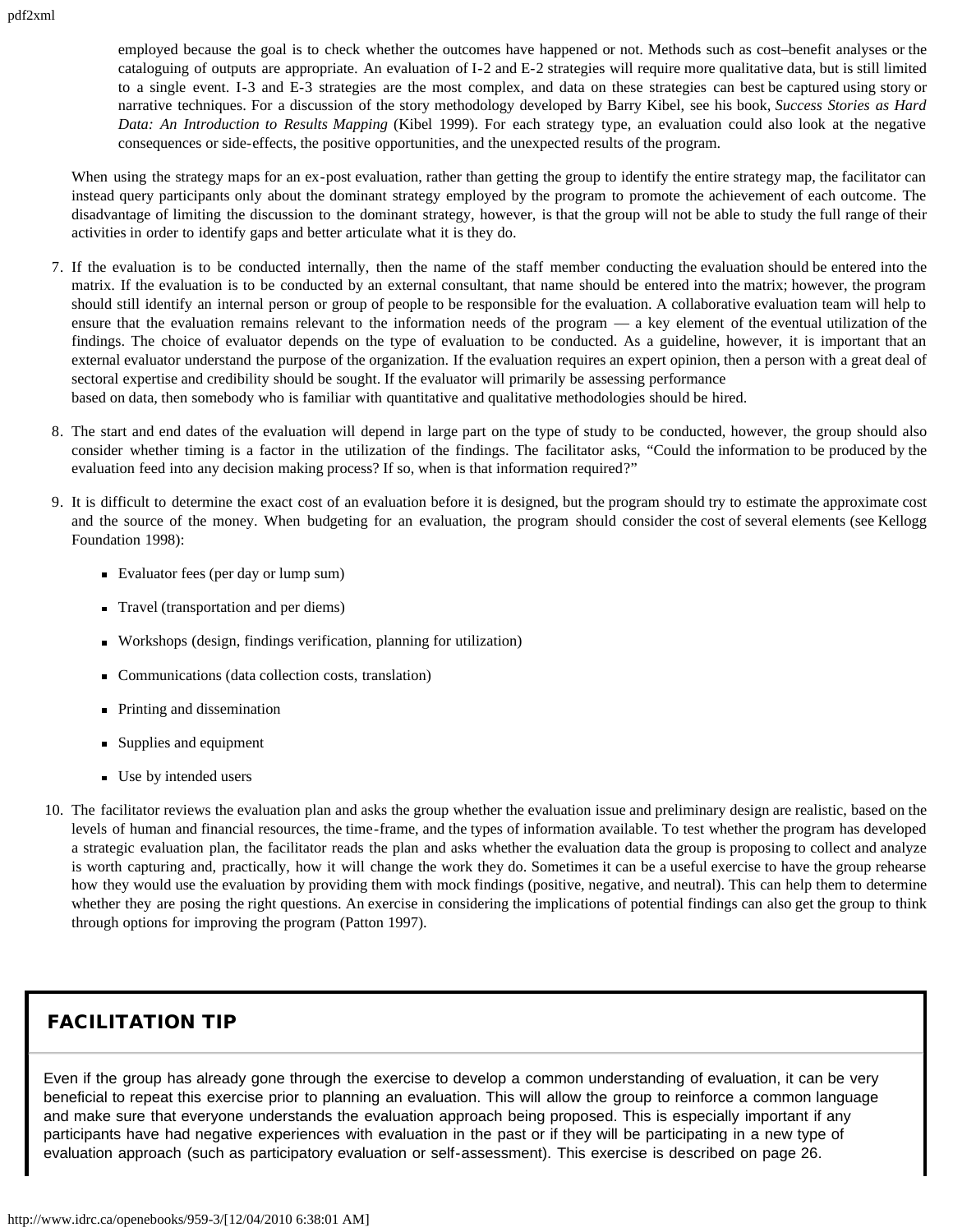employed because the goal is to check whether the outcomes have happened or not. Methods such as cost–benefit analyses or the cataloguing of outputs are appropriate. An evaluation of I-2 and E-2 strategies will require more qualitative data, but is still limited to a single event. I-3 and E-3 strategies are the most complex, and data on these strategies can best be captured using story or narrative techniques. For a discussion of the story methodology developed by Barry Kibel, see his book, *Success Stories as Hard Data: An Introduction to Results Mapping* (Kibel 1999). For each strategy type, an evaluation could also look at the negative consequences or side-effects, the positive opportunities, and the unexpected results of the program.

When using the strategy maps for an ex-post evaluation, rather than getting the group to identify the entire strategy map, the facilitator can instead query participants only about the dominant strategy employed by the program to promote the achievement of each outcome. The disadvantage of limiting the discussion to the dominant strategy, however, is that the group will not be able to study the full range of their activities in order to identify gaps and better articulate what it is they do.

7. If the evaluation is to be conducted internally, then the name of the staff member conducting the evaluation should be entered into the matrix. If the evaluation is to be conducted by an external consultant, that name should be entered into the matrix; however, the program should still identify an internal person or group of people to be responsible for the evaluation. A collaborative evaluation team will help to ensure that the evaluation remains relevant to the information needs of the program — a key element of the eventual utilization of the findings. The choice of evaluator depends on the type of evaluation to be conducted. As a guideline, however, it is important that an external evaluator understand the purpose of the organization. If the evaluation requires an expert opinion, then a person with a great deal of sectoral expertise and credibility should be sought. If the evaluator will primarily be assessing performance based on data, then somebody who is familiar with quantitative and qualitative methodologies should be hired.

8. The start and end dates of the evaluation will depend in large part on the type of study to be conducted, however, the group should also consider whether timing is a factor in the utilization of the findings. The facilitator asks, "Could the information to be produced by the evaluation feed into any decision making process? If so, when is that information required?"

9. It is difficult to determine the exact cost of an evaluation before it is designed, but the program should try to estimate the approximate cost and the source of the money. When budgeting for an evaluation, the program should consider the cost of several elements (see Kellogg Foundation 1998):

   - Evaluator fees (per day or lump sum)
   - Travel (transportation and per diems)
   - Workshops (design, findings verification, planning for utilization)
   - Communications (data collection costs, translation)
   - Printing and dissemination
   - Supplies and equipment
   - Use by intended users

10. The facilitator reviews the evaluation plan and asks the group whether the evaluation issue and preliminary design are realistic, based on the levels of human and financial resources, the time-frame, and the types of information available. To test whether the program has developed a strategic evaluation plan, the facilitator reads the plan and asks whether the evaluation data the group is proposing to collect and analyze is worth capturing and, practically, how it will change the work they do. Sometimes it can be a useful exercise to have the group rehearse how they would use the evaluation by providing them with mock findings (positive, negative, and neutral). This can help them to determine whether they are posing the right questions. An exercise in considering the implications of potential findings can also get the group to think through options for improving the program (Patton 1997).

## FACILITATION TIP

Even if the group has already gone through the exercise to develop a common understanding of evaluation, it can be very beneficial to repeat this exercise prior to planning an evaluation. This will allow the group to reinforce a common language and make sure that everyone understands the evaluation approach being proposed. This is especially important if any participants have had negative experiences with evaluation in the past or if they will be participating in a new type of evaluation approach (such as participatory evaluation or self-assessment). This exercise is described on page 26.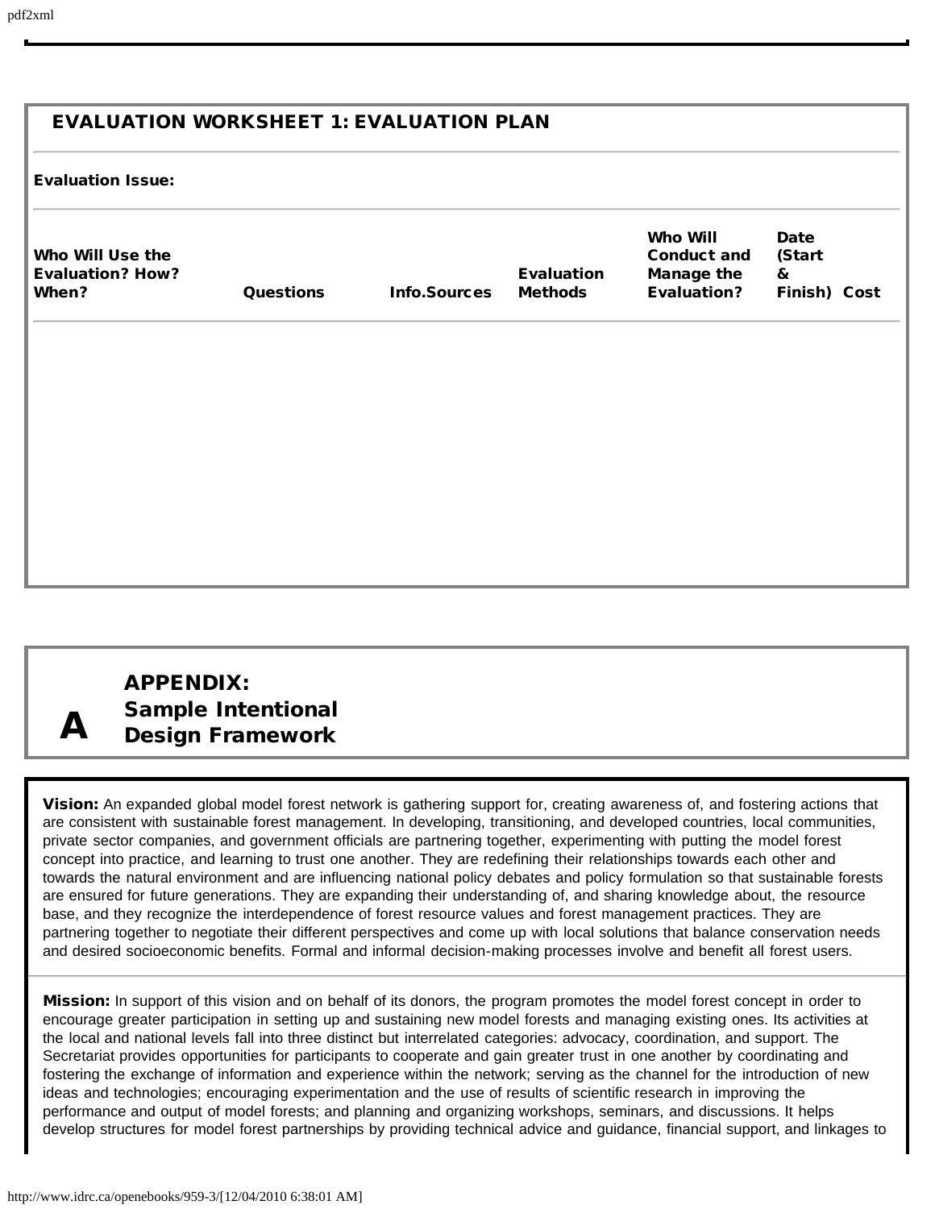## EVALUATION WORKSHEET 1: EVALUATION PLAN

**Evaluation Issue:**

| Who Will Use the Evaluation? How? When? | Questions | Info.Sources | Evaluation Methods | Who Will Conduct and Manage the Evaluation? | Date (Start & Finish) | Cost |
|---|---|---|---|---|---|---|
| | | | | | | |

# APPENDIX A: Sample Intentional Design Framework

**Vision:** An expanded global model forest network is gathering support for, creating awareness of, and fostering actions that are consistent with sustainable forest management. In developing, transitioning, and developed countries, local communities, private sector companies, and government officials are partnering together, experimenting with putting the model forest concept into practice, and learning to trust one another. They are redefining their relationships towards each other and towards the natural environment and are influencing national policy debates and policy formulation so that sustainable forests are ensured for future generations. They are expanding their understanding of, and sharing knowledge about, the resource base, and they recognize the interdependence of forest resource values and forest management practices. They are partnering together to negotiate their different perspectives and come up with local solutions that balance conservation needs and desired socioeconomic benefits. Formal and informal decision-making processes involve and benefit all forest users.

**Mission:** In support of this vision and on behalf of its donors, the program promotes the model forest concept in order to encourage greater participation in setting up and sustaining new model forests and managing existing ones. Its activities at the local and national levels fall into three distinct but interrelated categories: advocacy, coordination, and support. The Secretariat provides opportunities for participants to cooperate and gain greater trust in one another by coordinating and fostering the exchange of information and experience within the network; serving as the channel for the introduction of new ideas and technologies; encouraging experimentation and the use of results of scientific research in improving the performance and output of model forests; and planning and organizing workshops, seminars, and discussions. It helps develop structures for model forest partnerships by providing technical advice and guidance, financial support, and linkages to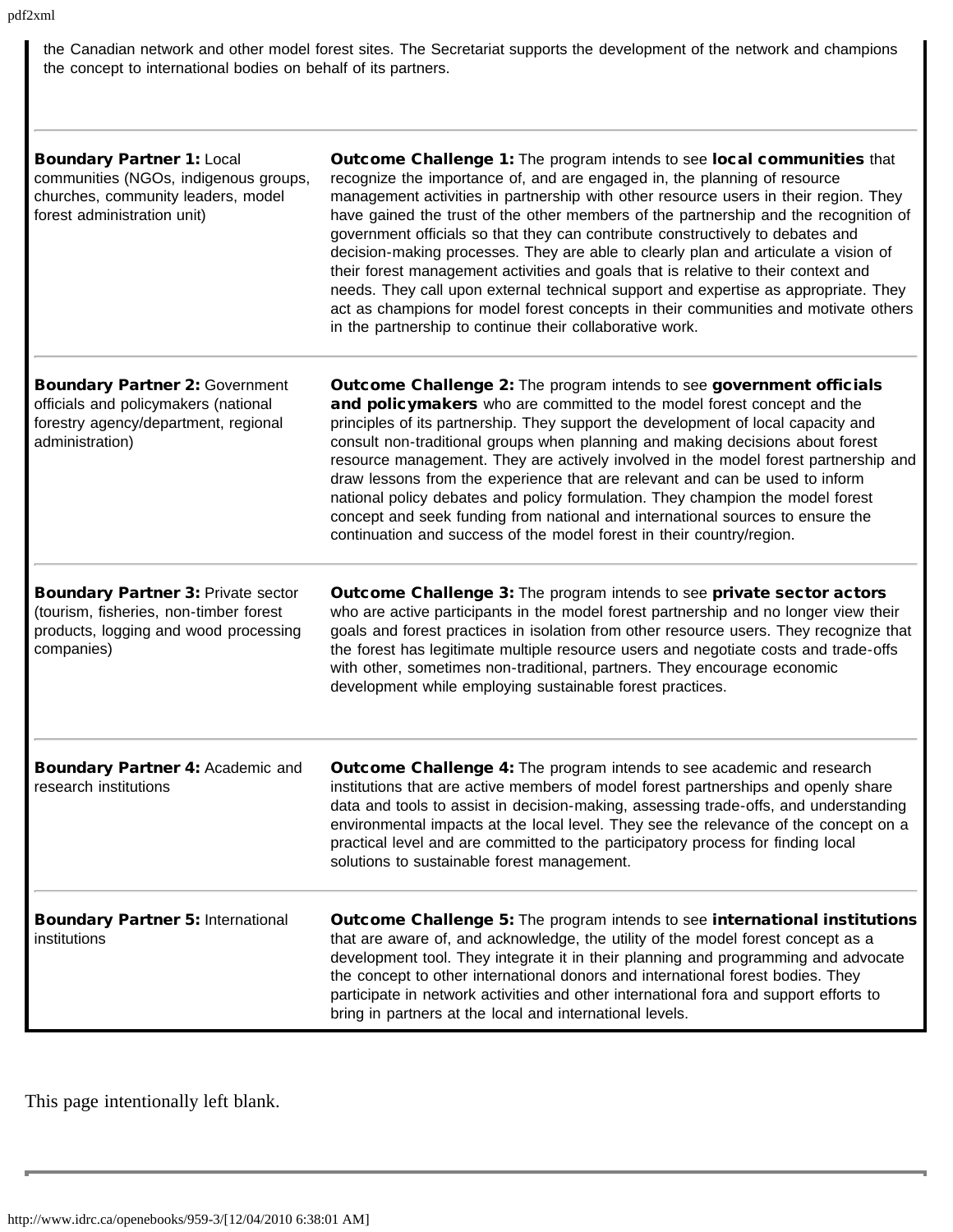the Canadian network and other model forest sites. The Secretariat supports the development of the network and champions the concept to international bodies on behalf of its partners.

| | |
|---|---|
| **Boundary Partner 1:** Local communities (NGOs, indigenous groups, churches, community leaders, model forest administration unit) | **Outcome Challenge 1:** The program intends to see **local communities** that recognize the importance of, and are engaged in, the planning of resource management activities in partnership with other resource users in their region. They have gained the trust of the other members of the partnership and the recognition of government officials so that they can contribute constructively to debates and decision-making processes. They are able to clearly plan and articulate a vision of their forest management activities and goals that is relative to their context and needs. They call upon external technical support and expertise as appropriate. They act as champions for model forest concepts in their communities and motivate others in the partnership to continue their collaborative work. |
| **Boundary Partner 2:** Government officials and policymakers (national forestry agency/department, regional administration) | **Outcome Challenge 2:** The program intends to see **government officials and policymakers** who are committed to the model forest concept and the principles of its partnership. They support the development of local capacity and consult non-traditional groups when planning and making decisions about forest resource management. They are actively involved in the model forest partnership and draw lessons from the experience that are relevant and can be used to inform national policy debates and policy formulation. They champion the model forest concept and seek funding from national and international sources to ensure the continuation and success of the model forest in their country/region. |
| **Boundary Partner 3:** Private sector (tourism, fisheries, non-timber forest products, logging and wood processing companies) | **Outcome Challenge 3:** The program intends to see **private sector actors** who are active participants in the model forest partnership and no longer view their goals and forest practices in isolation from other resource users. They recognize that the forest has legitimate multiple resource users and negotiate costs and trade-offs with other, sometimes non-traditional, partners. They encourage economic development while employing sustainable forest practices. |
| **Boundary Partner 4:** Academic and research institutions | **Outcome Challenge 4:** The program intends to see academic and research institutions that are active members of model forest partnerships and openly share data and tools to assist in decision-making, assessing trade-offs, and understanding environmental impacts at the local level. They see the relevance of the concept on a practical level and are committed to the participatory process for finding local solutions to sustainable forest management. |
| **Boundary Partner 5:** International institutions | **Outcome Challenge 5:** The program intends to see **international institutions** that are aware of, and acknowledge, the utility of the model forest concept as a development tool. They integrate it in their planning and programming and advocate the concept to other international donors and international forest bodies. They participate in network activities and other international fora and support efforts to bring in partners at the local and international levels. |

This page intentionally left blank.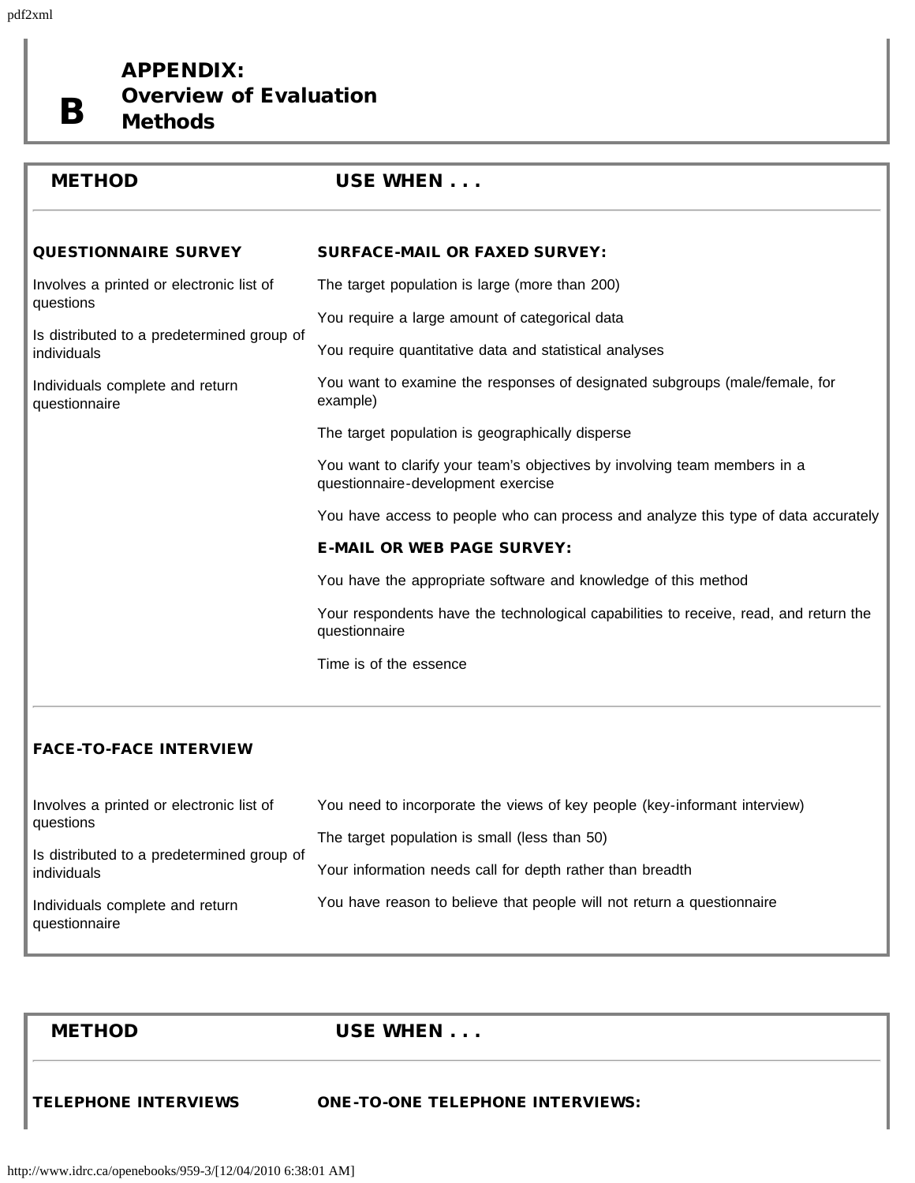# APPENDIX B: Overview of Evaluation Methods

| METHOD | USE WHEN . . . |
| --- | --- |
| **QUESTIONNAIRE SURVEY** | **SURFACE-MAIL OR FAXED SURVEY:** |
| Involves a printed or electronic list of questions<br><br>Is distributed to a predetermined group of individuals<br><br>Individuals complete and return questionnaire | The target population is large (more than 200)<br><br>You require a large amount of categorical data<br><br>You require quantitative data and statistical analyses<br><br>You want to examine the responses of designated subgroups (male/female, for example)<br><br>The target population is geographically disperse<br><br>You want to clarify your team's objectives by involving team members in a questionnaire-development exercise<br><br>You have access to people who can process and analyze this type of data accurately |
| | **E-MAIL OR WEB PAGE SURVEY:** |
| | You have the appropriate software and knowledge of this method<br><br>Your respondents have the technological capabilities to receive, read, and return the questionnaire<br><br>Time is of the essence |
| **FACE-TO-FACE INTERVIEW** | |
| Involves a printed or electronic list of questions<br><br>Is distributed to a predetermined group of individuals<br><br>Individuals complete and return questionnaire | You need to incorporate the views of key people (key-informant interview)<br><br>The target population is small (less than 50)<br><br>Your information needs call for depth rather than breadth<br><br>You have reason to believe that people will not return a questionnaire |

| METHOD | USE WHEN . . . |
| --- | --- |
| **TELEPHONE INTERVIEWS** | **ONE-TO-ONE TELEPHONE INTERVIEWS:** |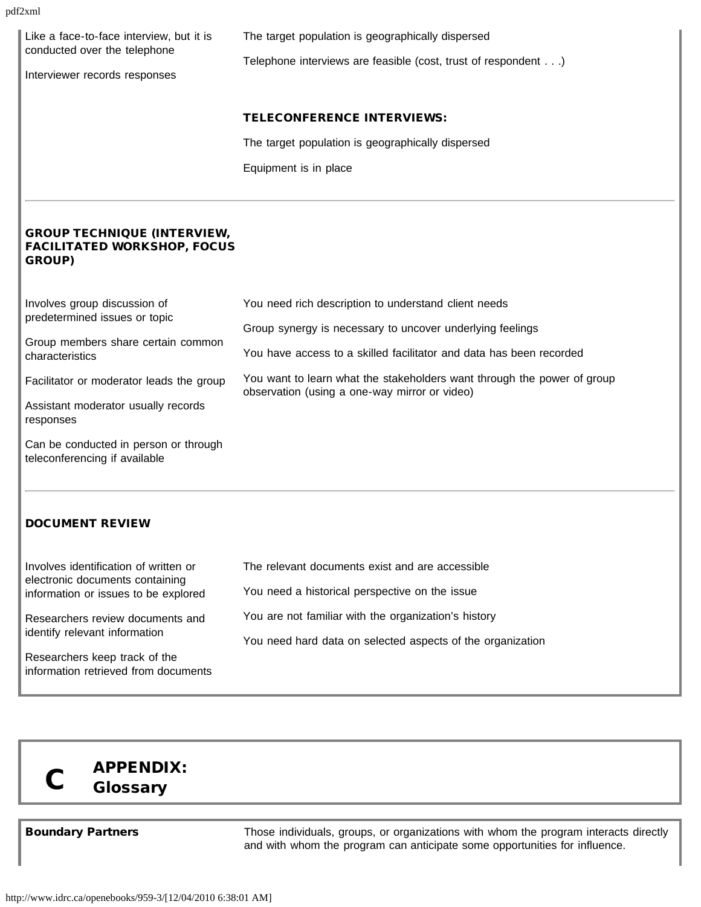| | |
|---|---|
| Like a face-to-face interview, but it is conducted over the telephone<br><br>Interviewer records responses | The target population is geographically dispersed<br><br>Telephone interviews are feasible (cost, trust of respondent . . .)<br><br>**TELECONFERENCE INTERVIEWS:**<br><br>The target population is geographically dispersed<br><br>Equipment is in place |
| **GROUP TECHNIQUE (INTERVIEW, FACILITATED WORKSHOP, FOCUS GROUP)** | |
| Involves group discussion of predetermined issues or topic<br><br>Group members share certain common characteristics<br><br>Facilitator or moderator leads the group<br><br>Assistant moderator usually records responses<br><br>Can be conducted in person or through teleconferencing if available | You need rich description to understand client needs<br><br>Group synergy is necessary to uncover underlying feelings<br><br>You have access to a skilled facilitator and data has been recorded<br><br>You want to learn what the stakeholders want through the power of group observation (using a one-way mirror or video) |
| **DOCUMENT REVIEW** | |
| Involves identification of written or electronic documents containing information or issues to be explored<br><br>Researchers review documents and identify relevant information<br><br>Researchers keep track of the information retrieved from documents | The relevant documents exist and are accessible<br><br>You need a historical perspective on the issue<br><br>You are not familiar with the organization's history<br><br>You need hard data on selected aspects of the organization |

# C APPENDIX: Glossary

| | |
|---|---|
| **Boundary Partners** | Those individuals, groups, or organizations with whom the program interacts directly and with whom the program can anticipate some opportunities for influence. |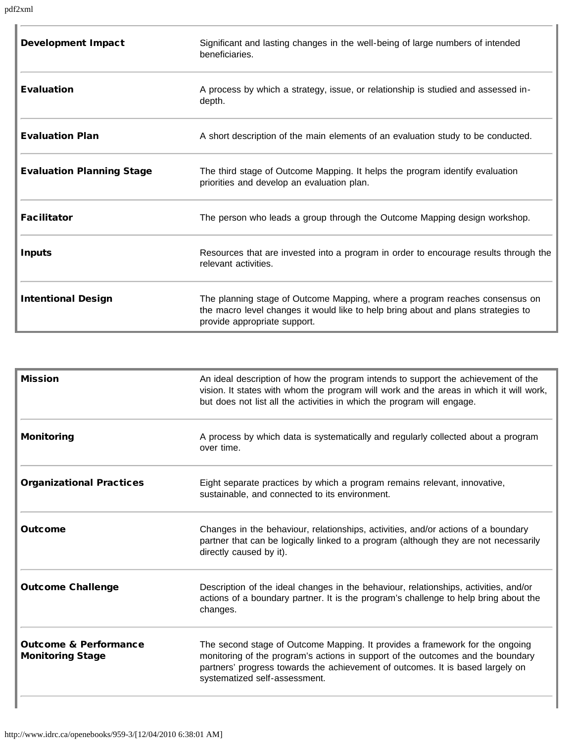| | |
|---|---|
| **Development Impact** | Significant and lasting changes in the well-being of large numbers of intended beneficiaries. |
| **Evaluation** | A process by which a strategy, issue, or relationship is studied and assessed in-depth. |
| **Evaluation Plan** | A short description of the main elements of an evaluation study to be conducted. |
| **Evaluation Planning Stage** | The third stage of Outcome Mapping. It helps the program identify evaluation priorities and develop an evaluation plan. |
| **Facilitator** | The person who leads a group through the Outcome Mapping design workshop. |
| **Inputs** | Resources that are invested into a program in order to encourage results through the relevant activities. |
| **Intentional Design** | The planning stage of Outcome Mapping, where a program reaches consensus on the macro level changes it would like to help bring about and plans strategies to provide appropriate support. |

| | |
|---|---|
| **Mission** | An ideal description of how the program intends to support the achievement of the vision. It states with whom the program will work and the areas in which it will work, but does not list all the activities in which the program will engage. |
| **Monitoring** | A process by which data is systematically and regularly collected about a program over time. |
| **Organizational Practices** | Eight separate practices by which a program remains relevant, innovative, sustainable, and connected to its environment. |
| **Outcome** | Changes in the behaviour, relationships, activities, and/or actions of a boundary partner that can be logically linked to a program (although they are not necessarily directly caused by it). |
| **Outcome Challenge** | Description of the ideal changes in the behaviour, relationships, activities, and/or actions of a boundary partner. It is the program's challenge to help bring about the changes. |
| **Outcome & Performance Monitoring Stage** | The second stage of Outcome Mapping. It provides a framework for the ongoing monitoring of the program's actions in support of the outcomes and the boundary partners' progress towards the achievement of outcomes. It is based largely on systematized self-assessment. |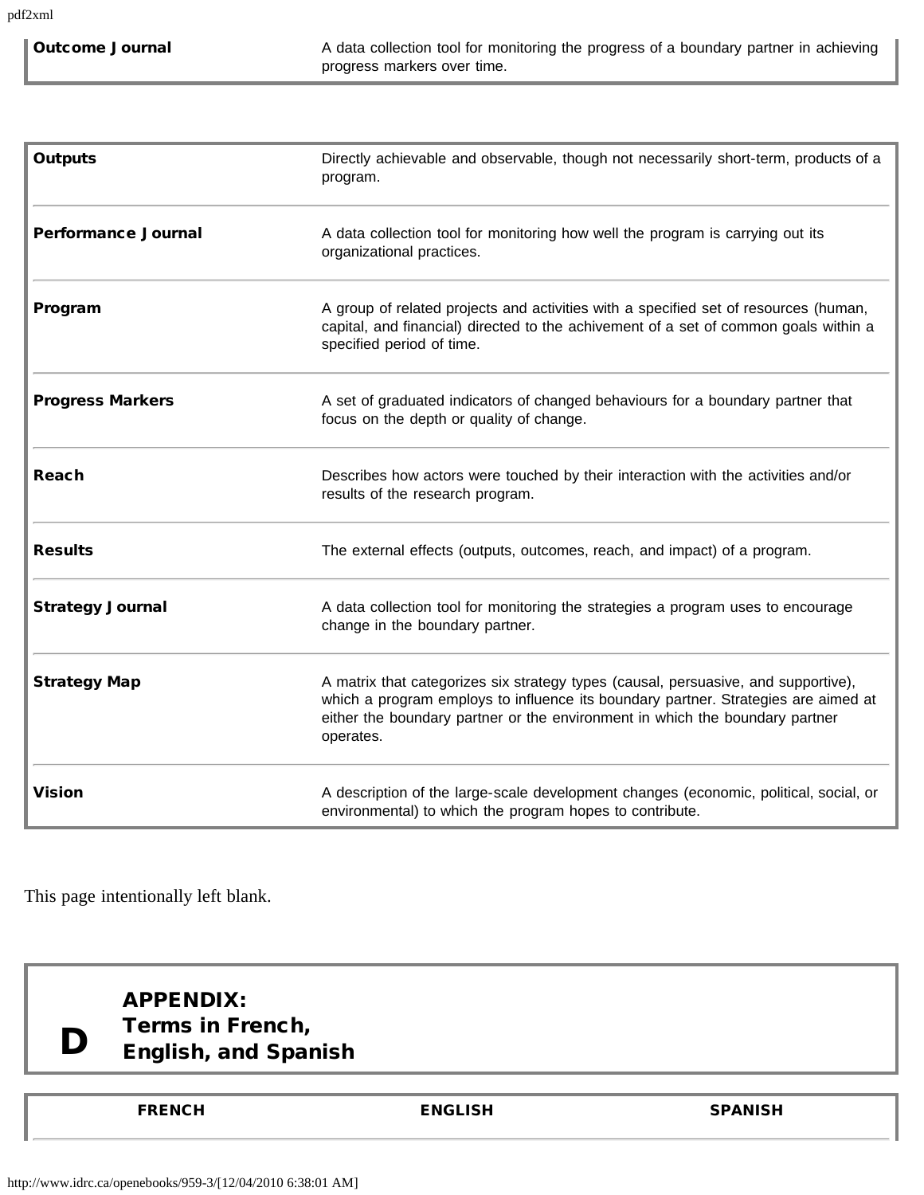| | |
|---|---|
| **Outcome Journal** | A data collection tool for monitoring the progress of a boundary partner in achieving progress markers over time. |

| | |
|---|---|
| **Outputs** | Directly achievable and observable, though not necessarily short-term, products of a program. |
| **Performance Journal** | A data collection tool for monitoring how well the program is carrying out its organizational practices. |
| **Program** | A group of related projects and activities with a specified set of resources (human, capital, and financial) directed to the achivement of a set of common goals within a specified period of time. |
| **Progress Markers** | A set of graduated indicators of changed behaviours for a boundary partner that focus on the depth or quality of change. |
| **Reach** | Describes how actors were touched by their interaction with the activities and/or results of the research program. |
| **Results** | The external effects (outputs, outcomes, reach, and impact) of a program. |
| **Strategy Journal** | A data collection tool for monitoring the strategies a program uses to encourage change in the boundary partner. |
| **Strategy Map** | A matrix that categorizes six strategy types (causal, persuasive, and supportive), which a program employs to influence its boundary partner. Strategies are aimed at either the boundary partner or the environment in which the boundary partner operates. |
| **Vision** | A description of the large-scale development changes (economic, political, social, or environmental) to which the program hopes to contribute. |

This page intentionally left blank.

# D APPENDIX: Terms in French, English, and Spanish

| FRENCH | ENGLISH | SPANISH |
|---|---|---|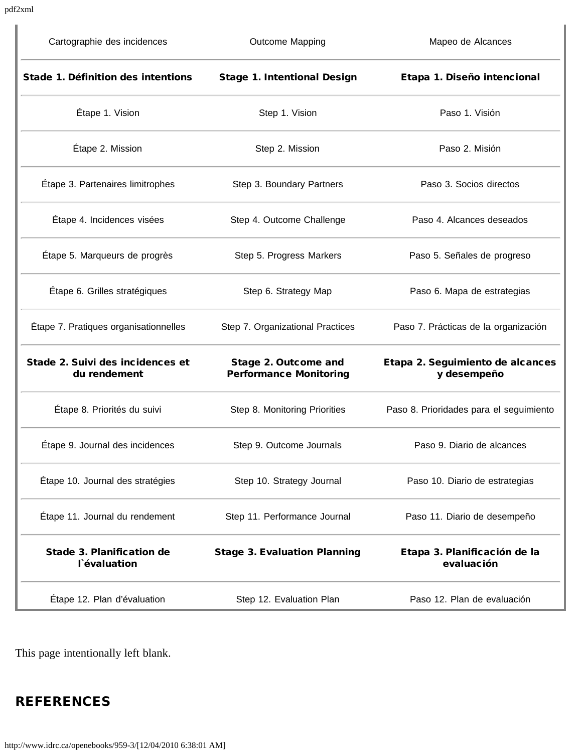| Cartographie des incidences | Outcome Mapping | Mapeo de Alcances |
| --- | --- | --- |
| **Stade 1. Définition des intentions** | **Stage 1. Intentional Design** | **Etapa 1. Diseño intencional** |
| Étape 1. Vision | Step 1. Vision | Paso 1. Visión |
| Étape 2. Mission | Step 2. Mission | Paso 2. Misión |
| Étape 3. Partenaires limitrophes | Step 3. Boundary Partners | Paso 3. Socios directos |
| Étape 4. Incidences visées | Step 4. Outcome Challenge | Paso 4. Alcances deseados |
| Étape 5. Marqueurs de progrès | Step 5. Progress Markers | Paso 5. Señales de progreso |
| Étape 6. Grilles stratégiques | Step 6. Strategy Map | Paso 6. Mapa de estrategias |
| Étape 7. Pratiques organisationnelles | Step 7. Organizational Practices | Paso 7. Prácticas de la organización |
| **Stade 2. Suivi des incidences et du rendement** | **Stage 2. Outcome and Performance Monitoring** | **Etapa 2. Seguimiento de alcances y desempeño** |
| Étape 8. Priorités du suivi | Step 8. Monitoring Priorities | Paso 8. Prioridades para el seguimiento |
| Étape 9. Journal des incidences | Step 9. Outcome Journals | Paso 9. Diario de alcances |
| Étape 10. Journal des stratégies | Step 10. Strategy Journal | Paso 10. Diario de estrategias |
| Étape 11. Journal du rendement | Step 11. Performance Journal | Paso 11. Diario de desempeño |
| **Stade 3. Planification de l`évaluation** | **Stage 3. Evaluation Planning** | **Etapa 3. Planificación de la evaluación** |
| Étape 12. Plan d'évaluation | Step 12. Evaluation Plan | Paso 12. Plan de evaluación |

This page intentionally left blank.

## REFERENCES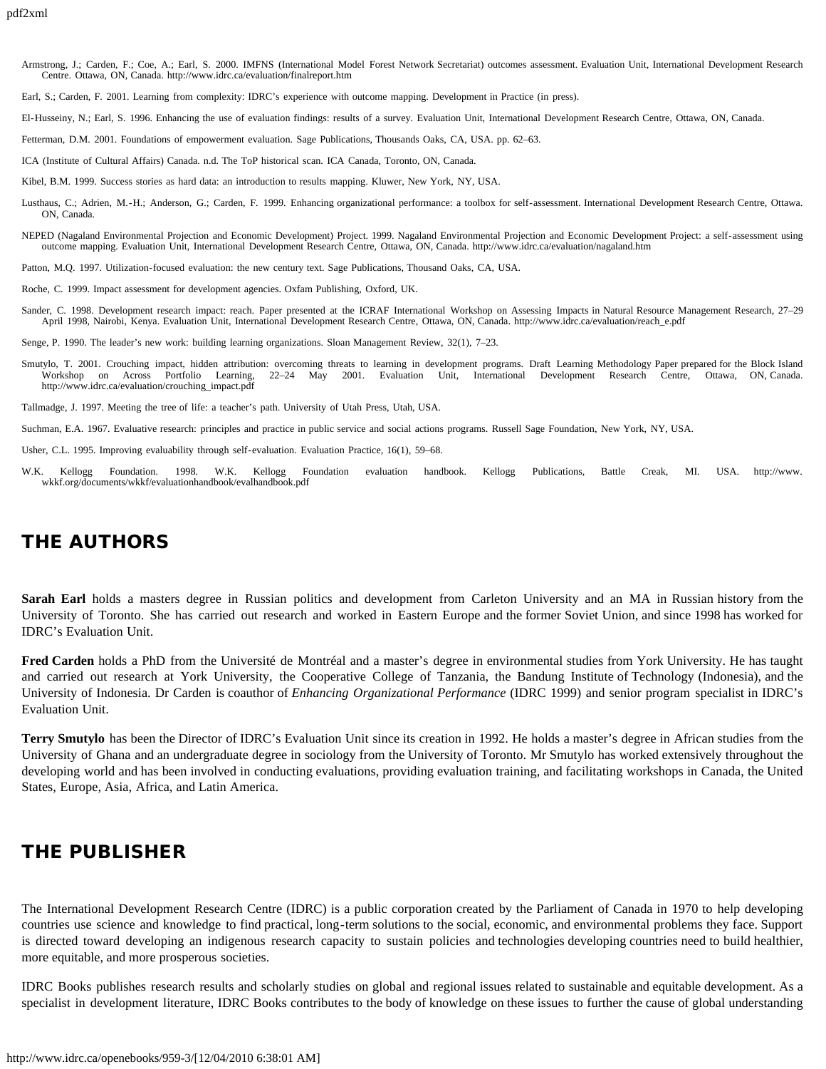Armstrong, J.; Carden, F.; Coe, A.; Earl, S. 2000. IMFNS (International Model Forest Network Secretariat) outcomes assessment. Evaluation Unit, International Development Research Centre. Ottawa, ON, Canada. http://www.idrc.ca/evaluation/finalreport.htm

Earl, S.; Carden, F. 2001. Learning from complexity: IDRC's experience with outcome mapping. Development in Practice (in press).

El-Husseiny, N.; Earl, S. 1996. Enhancing the use of evaluation findings: results of a survey. Evaluation Unit, International Development Research Centre, Ottawa, ON, Canada.

Fetterman, D.M. 2001. Foundations of empowerment evaluation. Sage Publications, Thousands Oaks, CA, USA. pp. 62–63.

ICA (Institute of Cultural Affairs) Canada. n.d. The ToP historical scan. ICA Canada, Toronto, ON, Canada.

Kibel, B.M. 1999. Success stories as hard data: an introduction to results mapping. Kluwer, New York, NY, USA.

Lusthaus, C.; Adrien, M.-H.; Anderson, G.; Carden, F. 1999. Enhancing organizational performance: a toolbox for self-assessment. International Development Research Centre, Ottawa. ON, Canada.

NEPED (Nagaland Environmental Projection and Economic Development) Project. 1999. Nagaland Environmental Projection and Economic Development Project: a self-assessment using outcome mapping. Evaluation Unit, International Development Research Centre, Ottawa, ON, Canada. http://www.idrc.ca/evaluation/nagaland.htm

Patton, M.Q. 1997. Utilization-focused evaluation: the new century text. Sage Publications, Thousand Oaks, CA, USA.

Roche, C. 1999. Impact assessment for development agencies. Oxfam Publishing, Oxford, UK.

Sander, C. 1998. Development research impact: reach. Paper presented at the ICRAF International Workshop on Assessing Impacts in Natural Resource Management Research, 27–29 April 1998, Nairobi, Kenya. Evaluation Unit, International Development Research Centre, Ottawa, ON, Canada. http://www.idrc.ca/evaluation/reach_e.pdf

Senge, P. 1990. The leader's new work: building learning organizations. Sloan Management Review, 32(1), 7–23.

Smutylo, T. 2001. Crouching impact, hidden attribution: overcoming threats to learning in development programs. Draft Learning Methodology Paper prepared for the Block Island Workshop on Across Portfolio Learning, 22–24 May 2001. Evaluation Unit, International Development Research Centre, Ottawa, ON, Canada. http://www.idrc.ca/evaluation/crouching_impact.pdf

Tallmadge, J. 1997. Meeting the tree of life: a teacher's path. University of Utah Press, Utah, USA.

Suchman, E.A. 1967. Evaluative research: principles and practice in public service and social actions programs. Russell Sage Foundation, New York, NY, USA.

Usher, C.L. 1995. Improving evaluability through self-evaluation. Evaluation Practice, 16(1), 59–68.

W.K. Kellogg Foundation. 1998. W.K. Kellogg Foundation evaluation handbook. Kellogg Publications, Battle Creak, MI. USA. http://www.wkkf.org/documents/wkkf/evaluationhandbook/evalhandbook.pdf

## THE AUTHORS

**Sarah Earl** holds a masters degree in Russian politics and development from Carleton University and an MA in Russian history from the University of Toronto. She has carried out research and worked in Eastern Europe and the former Soviet Union, and since 1998 has worked for IDRC's Evaluation Unit.

**Fred Carden** holds a PhD from the Université de Montréal and a master's degree in environmental studies from York University. He has taught and carried out research at York University, the Cooperative College of Tanzania, the Bandung Institute of Technology (Indonesia), and the University of Indonesia. Dr Carden is coauthor of *Enhancing Organizational Performance* (IDRC 1999) and senior program specialist in IDRC's Evaluation Unit.

**Terry Smutylo** has been the Director of IDRC's Evaluation Unit since its creation in 1992. He holds a master's degree in African studies from the University of Ghana and an undergraduate degree in sociology from the University of Toronto. Mr Smutylo has worked extensively throughout the developing world and has been involved in conducting evaluations, providing evaluation training, and facilitating workshops in Canada, the United States, Europe, Asia, Africa, and Latin America.

## THE PUBLISHER

The International Development Research Centre (IDRC) is a public corporation created by the Parliament of Canada in 1970 to help developing countries use science and knowledge to find practical, long-term solutions to the social, economic, and environmental problems they face. Support is directed toward developing an indigenous research capacity to sustain policies and technologies developing countries need to build healthier, more equitable, and more prosperous societies.

IDRC Books publishes research results and scholarly studies on global and regional issues related to sustainable and equitable development. As a specialist in development literature, IDRC Books contributes to the body of knowledge on these issues to further the cause of global understanding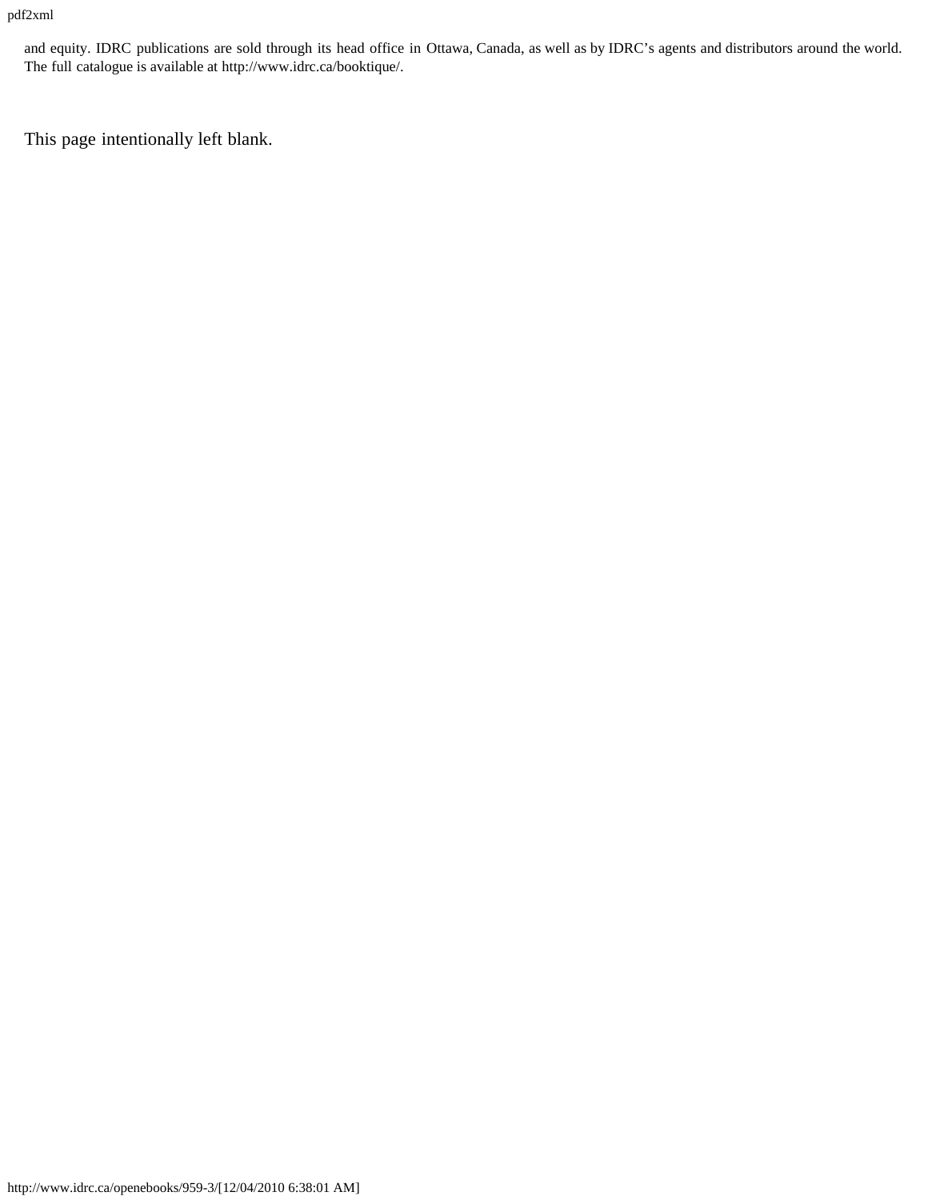and equity. IDRC publications are sold through its head office in Ottawa, Canada, as well as by IDRC's agents and distributors around the world. The full catalogue is available at http://www.idrc.ca/booktique/.

This page intentionally left blank.